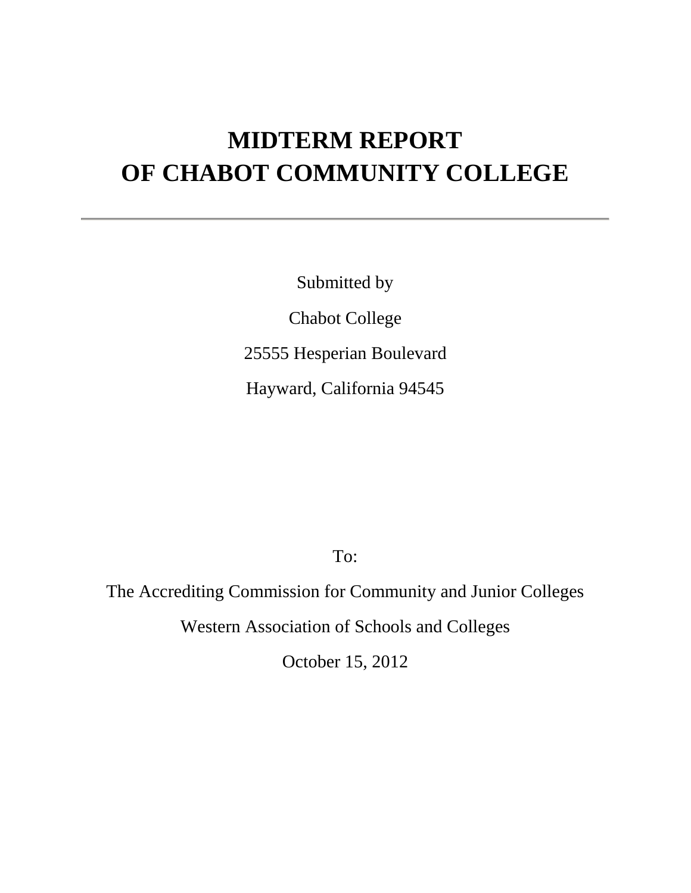# MIDTERM REPORT OF CHABOT COMMUNITY COLLEGE

---

Submitted by

Chabot College

25555 Hesperian Boulevard

Hayward, California 94545

To:

The Accrediting Commission for Community and Junior Colleges

Western Association of Schools and Colleges

October 15, 2012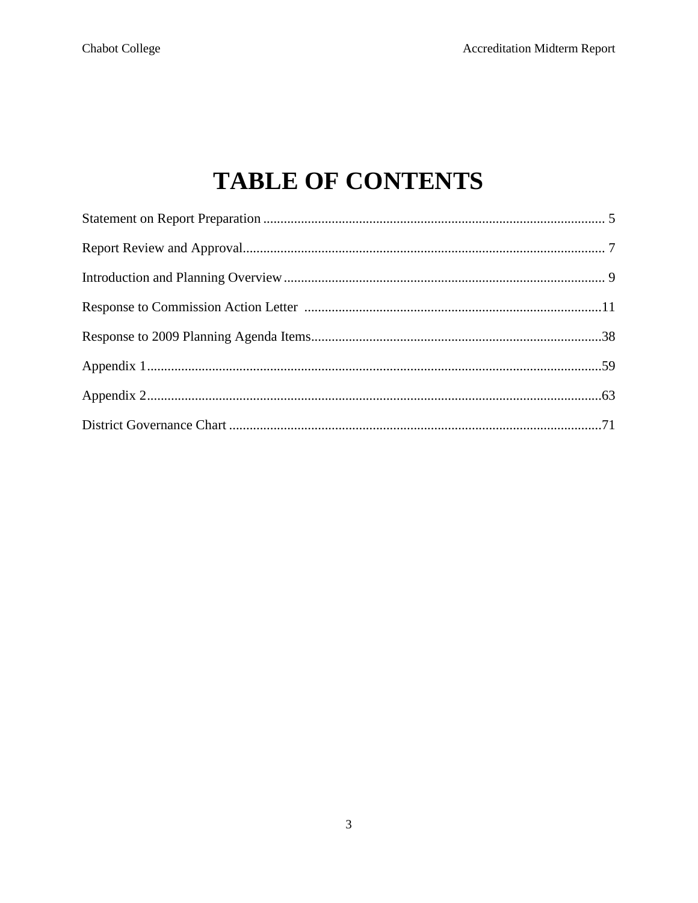# TABLE OF CONTENTS

Statement on Report Preparation ........................................................................................ 5

Report Review and Approval............................................................................................... 7

Introduction and Planning Overview.................................................................................. 9

Response to Commission Action Letter ..........................................................................11

Response to 2009 Planning Agenda Items........................................................................38

Appendix 1........................................................................................................................59

Appendix 2........................................................................................................................63

District Governance Chart ................................................................................................71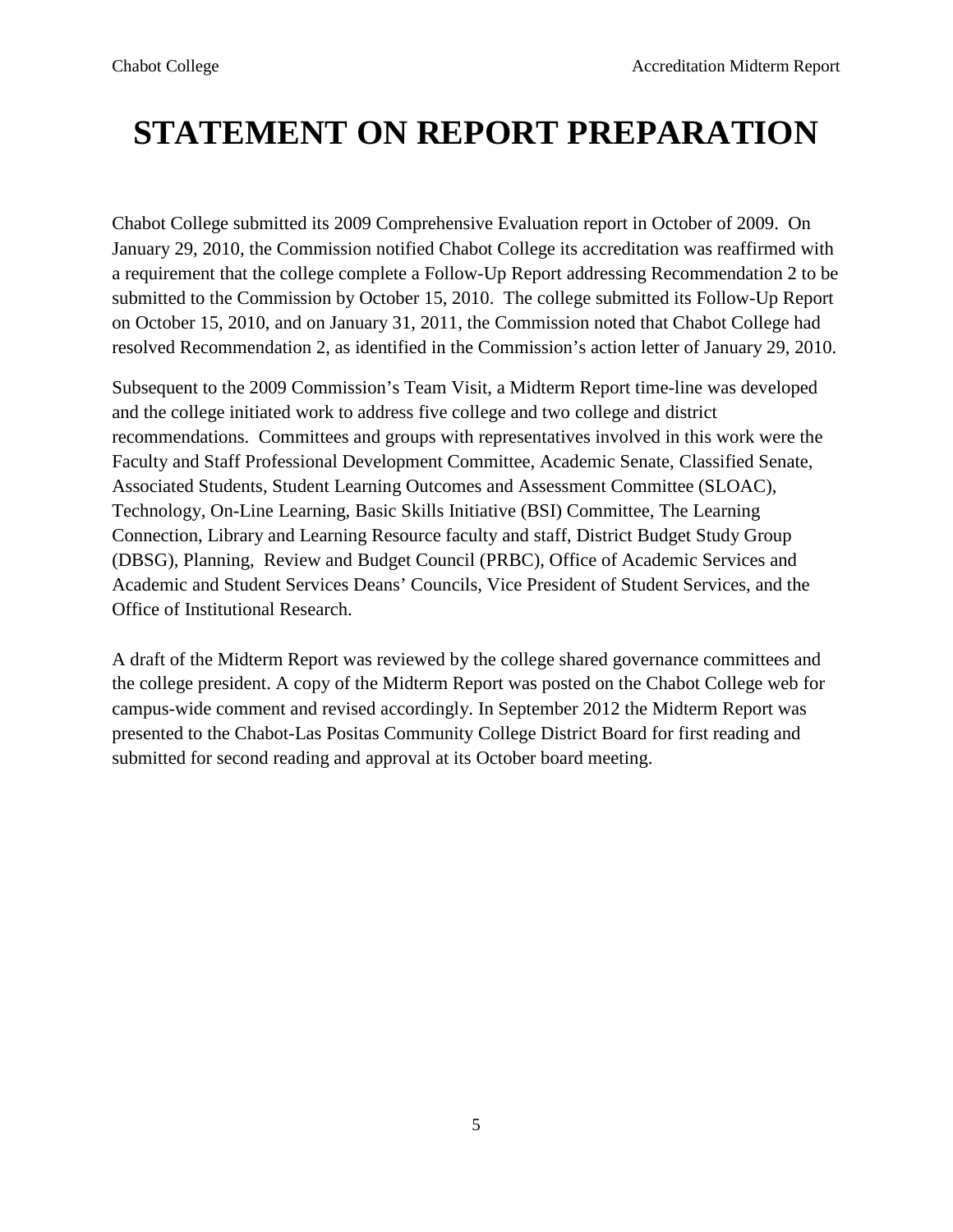# STATEMENT ON REPORT PREPARATION

Chabot College submitted its 2009 Comprehensive Evaluation report in October of 2009. On January 29, 2010, the Commission notified Chabot College its accreditation was reaffirmed with a requirement that the college complete a Follow-Up Report addressing Recommendation 2 to be submitted to the Commission by October 15, 2010. The college submitted its Follow-Up Report on October 15, 2010, and on January 31, 2011, the Commission noted that Chabot College had resolved Recommendation 2, as identified in the Commission's action letter of January 29, 2010.

Subsequent to the 2009 Commission's Team Visit, a Midterm Report time-line was developed and the college initiated work to address five college and two college and district recommendations. Committees and groups with representatives involved in this work were the Faculty and Staff Professional Development Committee, Academic Senate, Classified Senate, Associated Students, Student Learning Outcomes and Assessment Committee (SLOAC), Technology, On-Line Learning, Basic Skills Initiative (BSI) Committee, The Learning Connection, Library and Learning Resource faculty and staff, District Budget Study Group (DBSG), Planning, Review and Budget Council (PRBC), Office of Academic Services and Academic and Student Services Deans' Councils, Vice President of Student Services, and the Office of Institutional Research.

A draft of the Midterm Report was reviewed by the college shared governance committees and the college president. A copy of the Midterm Report was posted on the Chabot College web for campus-wide comment and revised accordingly. In September 2012 the Midterm Report was presented to the Chabot-Las Positas Community College District Board for first reading and submitted for second reading and approval at its October board meeting.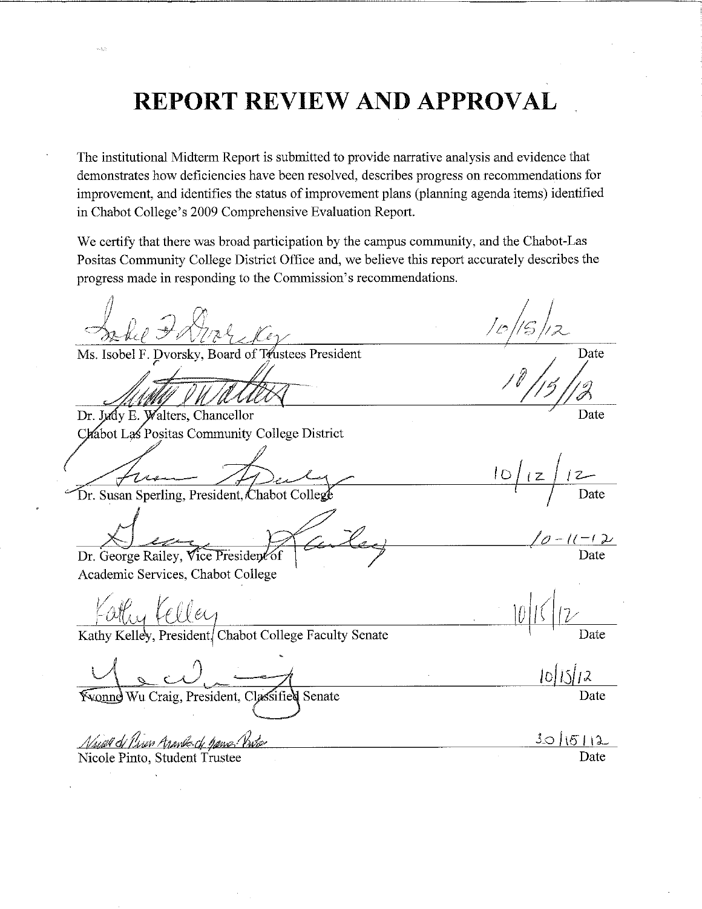# REPORT REVIEW AND APPROVAL

The institutional Midterm Report is submitted to provide narrative analysis and evidence that demonstrates how deficiencies have been resolved, describes progress on recommendations for improvement, and identifies the status of improvement plans (planning agenda items) identified in Chabot College's 2009 Comprehensive Evaluation Report.

We certify that there was broad participation by the campus community, and the Chabot-Las Positas Community College District Office and, we believe this report accurately describes the progress made in responding to the Commission's recommendations.

| Signature | Date |
|---|---|
| Ms. Isobel F. Dvorsky, Board of Trustees President | 10/15/12 |
| Dr. Judy E. Walters, Chancellor<br>Chabot Las Positas Community College District | 10/15/12 |
| Dr. Susan Sperling, President, Chabot College | 10/12/12 |
| Dr. George Railey, Vice President of<br>Academic Services, Chabot College | 10-11-12 |
| Kathy Kelley, President, Chabot College Faculty Senate | 10/15/12 |
| Yvonne Wu Craig, President, Classified Senate | 10/15/12 |
| Nicole Pinto, Student Trustee | 30/15/12 |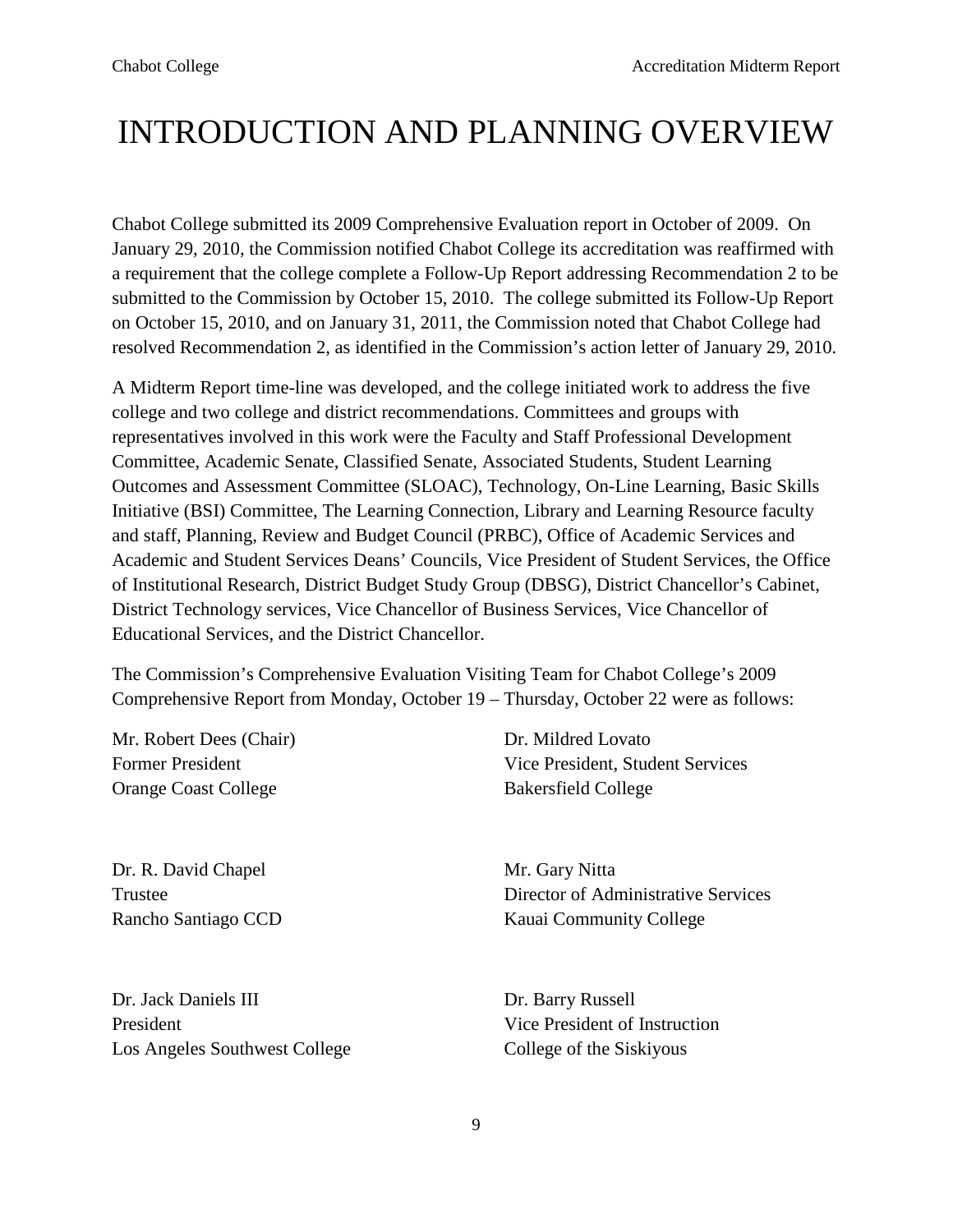# INTRODUCTION AND PLANNING OVERVIEW

Chabot College submitted its 2009 Comprehensive Evaluation report in October of 2009. On January 29, 2010, the Commission notified Chabot College its accreditation was reaffirmed with a requirement that the college complete a Follow-Up Report addressing Recommendation 2 to be submitted to the Commission by October 15, 2010. The college submitted its Follow-Up Report on October 15, 2010, and on January 31, 2011, the Commission noted that Chabot College had resolved Recommendation 2, as identified in the Commission's action letter of January 29, 2010.

A Midterm Report time-line was developed, and the college initiated work to address the five college and two college and district recommendations. Committees and groups with representatives involved in this work were the Faculty and Staff Professional Development Committee, Academic Senate, Classified Senate, Associated Students, Student Learning Outcomes and Assessment Committee (SLOAC), Technology, On-Line Learning, Basic Skills Initiative (BSI) Committee, The Learning Connection, Library and Learning Resource faculty and staff, Planning, Review and Budget Council (PRBC), Office of Academic Services and Academic and Student Services Deans' Councils, Vice President of Student Services, the Office of Institutional Research, District Budget Study Group (DBSG), District Chancellor's Cabinet, District Technology services, Vice Chancellor of Business Services, Vice Chancellor of Educational Services, and the District Chancellor.

The Commission's Comprehensive Evaluation Visiting Team for Chabot College's 2009 Comprehensive Report from Monday, October 19 – Thursday, October 22 were as follows:

Mr. Robert Dees (Chair)
Former President
Orange Coast College

Dr. Mildred Lovato
Vice President, Student Services
Bakersfield College

Dr. R. David Chapel
Trustee
Rancho Santiago CCD

Mr. Gary Nitta
Director of Administrative Services
Kauai Community College

Dr. Jack Daniels III
President
Los Angeles Southwest College

Dr. Barry Russell
Vice President of Instruction
College of the Siskiyous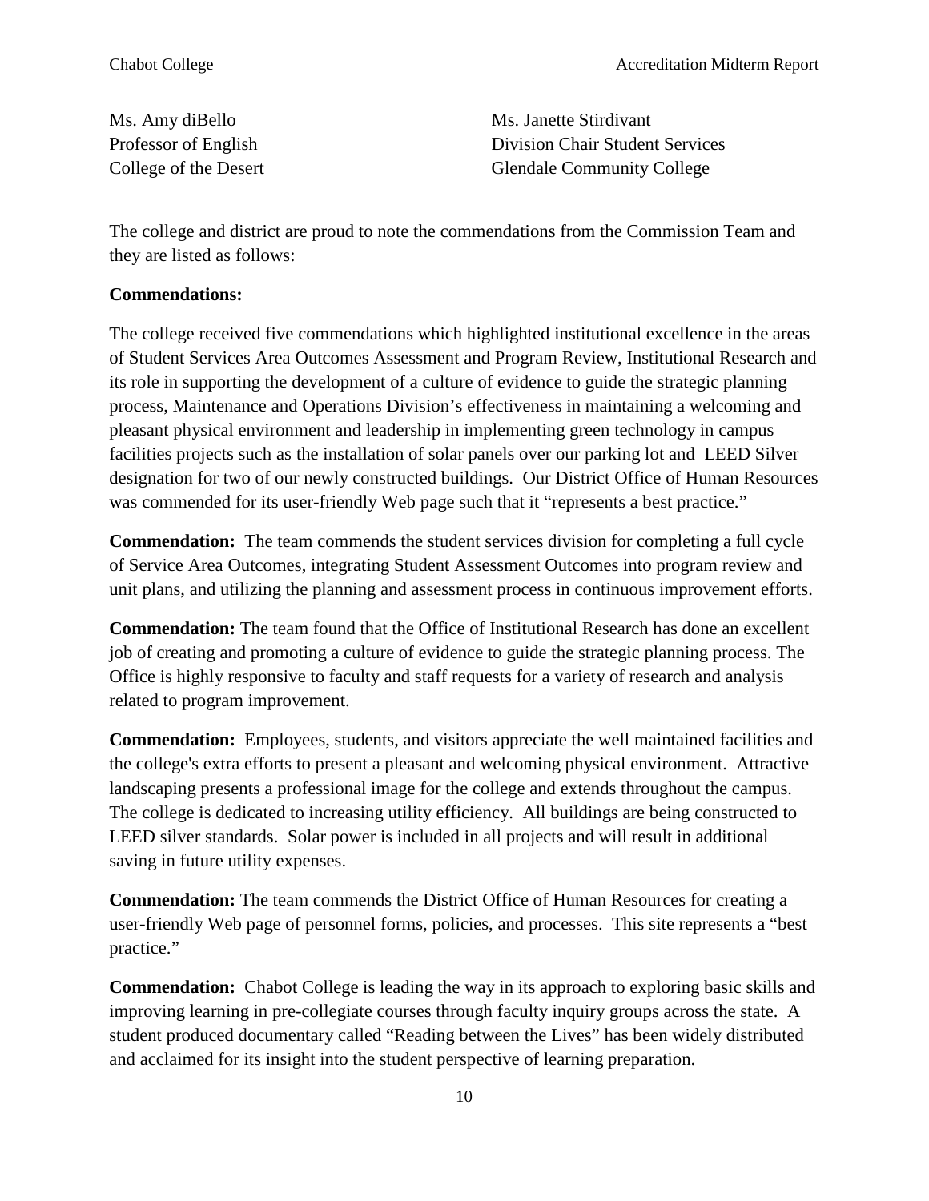Ms. Amy diBello
Professor of English
College of the Desert

Ms. Janette Stirdivant
Division Chair Student Services
Glendale Community College

The college and district are proud to note the commendations from the Commission Team and they are listed as follows:

**Commendations:**

The college received five commendations which highlighted institutional excellence in the areas of Student Services Area Outcomes Assessment and Program Review, Institutional Research and its role in supporting the development of a culture of evidence to guide the strategic planning process, Maintenance and Operations Division's effectiveness in maintaining a welcoming and pleasant physical environment and leadership in implementing green technology in campus facilities projects such as the installation of solar panels over our parking lot and LEED Silver designation for two of our newly constructed buildings. Our District Office of Human Resources was commended for its user-friendly Web page such that it "represents a best practice."

**Commendation:** The team commends the student services division for completing a full cycle of Service Area Outcomes, integrating Student Assessment Outcomes into program review and unit plans, and utilizing the planning and assessment process in continuous improvement efforts.

**Commendation:** The team found that the Office of Institutional Research has done an excellent job of creating and promoting a culture of evidence to guide the strategic planning process. The Office is highly responsive to faculty and staff requests for a variety of research and analysis related to program improvement.

**Commendation:** Employees, students, and visitors appreciate the well maintained facilities and the college's extra efforts to present a pleasant and welcoming physical environment. Attractive landscaping presents a professional image for the college and extends throughout the campus. The college is dedicated to increasing utility efficiency. All buildings are being constructed to LEED silver standards. Solar power is included in all projects and will result in additional saving in future utility expenses.

**Commendation:** The team commends the District Office of Human Resources for creating a user-friendly Web page of personnel forms, policies, and processes. This site represents a "best practice."

**Commendation:** Chabot College is leading the way in its approach to exploring basic skills and improving learning in pre-collegiate courses through faculty inquiry groups across the state. A student produced documentary called "Reading between the Lives" has been widely distributed and acclaimed for its insight into the student perspective of learning preparation.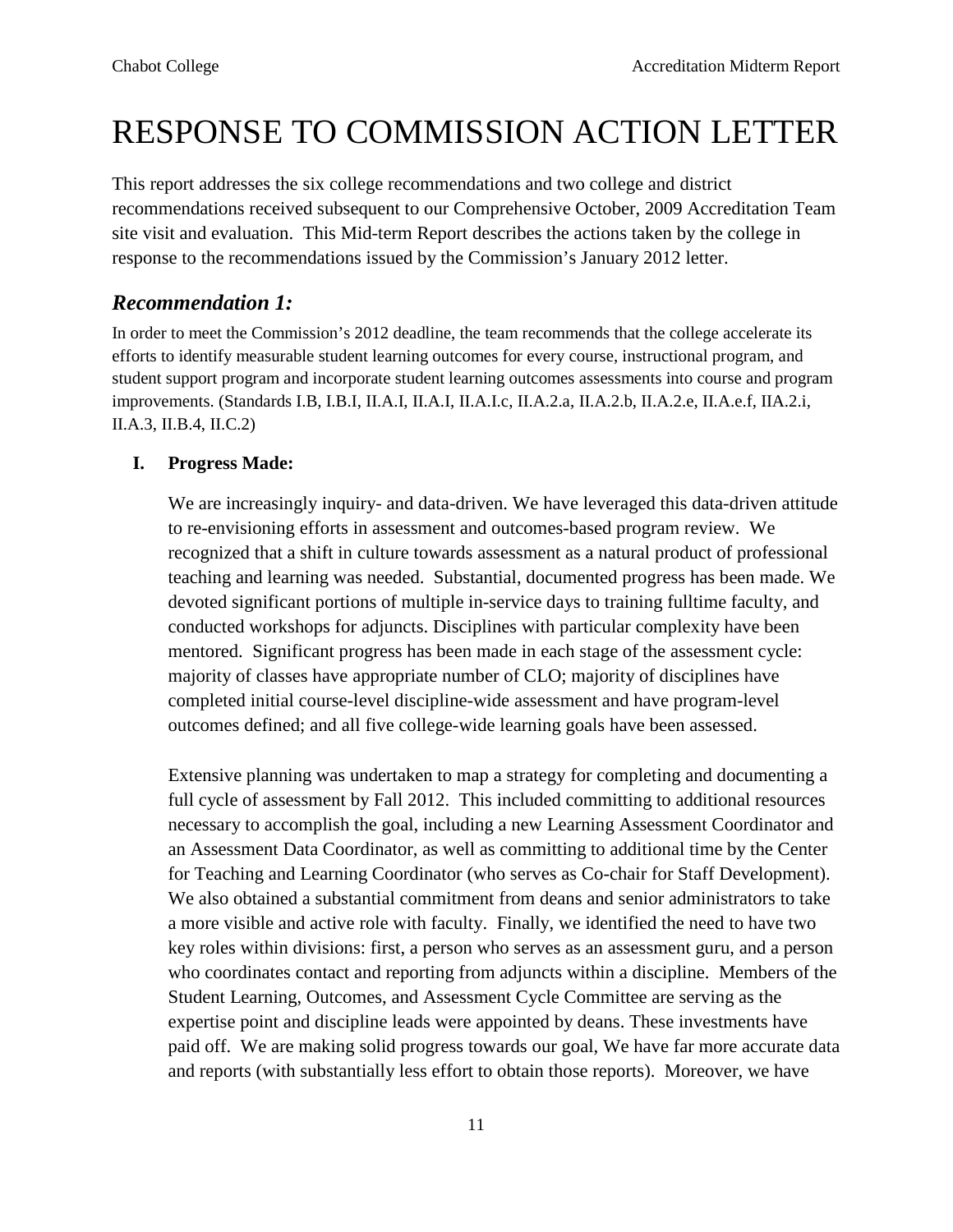# RESPONSE TO COMMISSION ACTION LETTER

This report addresses the six college recommendations and two college and district recommendations received subsequent to our Comprehensive October, 2009 Accreditation Team site visit and evaluation. This Mid-term Report describes the actions taken by the college in response to the recommendations issued by the Commission's January 2012 letter.

## *Recommendation 1:*

In order to meet the Commission's 2012 deadline, the team recommends that the college accelerate its efforts to identify measurable student learning outcomes for every course, instructional program, and student support program and incorporate student learning outcomes assessments into course and program improvements. (Standards I.B, I.B.I, II.A.I, II.A.I, II.A.I.c, II.A.2.a, II.A.2.b, II.A.2.e, II.A.e.f, IIA.2.i, II.A.3, II.B.4, II.C.2)

### I. Progress Made:

We are increasingly inquiry- and data-driven. We have leveraged this data-driven attitude to re-envisioning efforts in assessment and outcomes-based program review. We recognized that a shift in culture towards assessment as a natural product of professional teaching and learning was needed. Substantial, documented progress has been made. We devoted significant portions of multiple in-service days to training fulltime faculty, and conducted workshops for adjuncts. Disciplines with particular complexity have been mentored. Significant progress has been made in each stage of the assessment cycle: majority of classes have appropriate number of CLO; majority of disciplines have completed initial course-level discipline-wide assessment and have program-level outcomes defined; and all five college-wide learning goals have been assessed.

Extensive planning was undertaken to map a strategy for completing and documenting a full cycle of assessment by Fall 2012. This included committing to additional resources necessary to accomplish the goal, including a new Learning Assessment Coordinator and an Assessment Data Coordinator, as well as committing to additional time by the Center for Teaching and Learning Coordinator (who serves as Co-chair for Staff Development). We also obtained a substantial commitment from deans and senior administrators to take a more visible and active role with faculty. Finally, we identified the need to have two key roles within divisions: first, a person who serves as an assessment guru, and a person who coordinates contact and reporting from adjuncts within a discipline. Members of the Student Learning, Outcomes, and Assessment Cycle Committee are serving as the expertise point and discipline leads were appointed by deans. These investments have paid off. We are making solid progress towards our goal, We have far more accurate data and reports (with substantially less effort to obtain those reports). Moreover, we have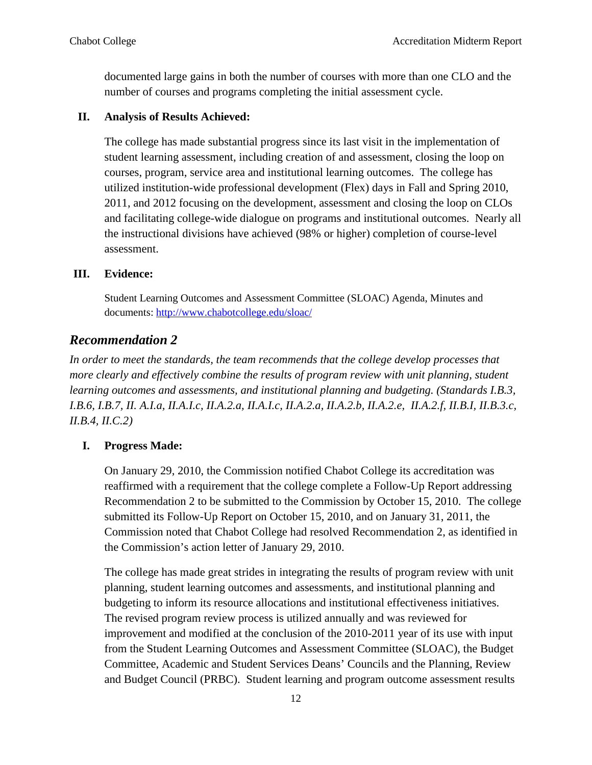documented large gains in both the number of courses with more than one CLO and the number of courses and programs completing the initial assessment cycle.

**II. Analysis of Results Achieved:**

The college has made substantial progress since its last visit in the implementation of student learning assessment, including creation of and assessment, closing the loop on courses, program, service area and institutional learning outcomes. The college has utilized institution-wide professional development (Flex) days in Fall and Spring 2010, 2011, and 2012 focusing on the development, assessment and closing the loop on CLOs and facilitating college-wide dialogue on programs and institutional outcomes. Nearly all the instructional divisions have achieved (98% or higher) completion of course-level assessment.

**III. Evidence:**

Student Learning Outcomes and Assessment Committee (SLOAC) Agenda, Minutes and documents: http://www.chabotcollege.edu/sloac/

## *Recommendation 2*

*In order to meet the standards, the team recommends that the college develop processes that more clearly and effectively combine the results of program review with unit planning, student learning outcomes and assessments, and institutional planning and budgeting. (Standards I.B.3, I.B.6, I.B.7, II. A.I.a, II.A.I.c, II.A.2.a, II.A.I.c, II.A.2.a, II.A.2.b, II.A.2.e, II.A.2.f, II.B.I, II.B.3.c, II.B.4, II.C.2)*

**I. Progress Made:**

On January 29, 2010, the Commission notified Chabot College its accreditation was reaffirmed with a requirement that the college complete a Follow-Up Report addressing Recommendation 2 to be submitted to the Commission by October 15, 2010. The college submitted its Follow-Up Report on October 15, 2010, and on January 31, 2011, the Commission noted that Chabot College had resolved Recommendation 2, as identified in the Commission's action letter of January 29, 2010.

The college has made great strides in integrating the results of program review with unit planning, student learning outcomes and assessments, and institutional planning and budgeting to inform its resource allocations and institutional effectiveness initiatives. The revised program review process is utilized annually and was reviewed for improvement and modified at the conclusion of the 2010-2011 year of its use with input from the Student Learning Outcomes and Assessment Committee (SLOAC), the Budget Committee, Academic and Student Services Deans' Councils and the Planning, Review and Budget Council (PRBC). Student learning and program outcome assessment results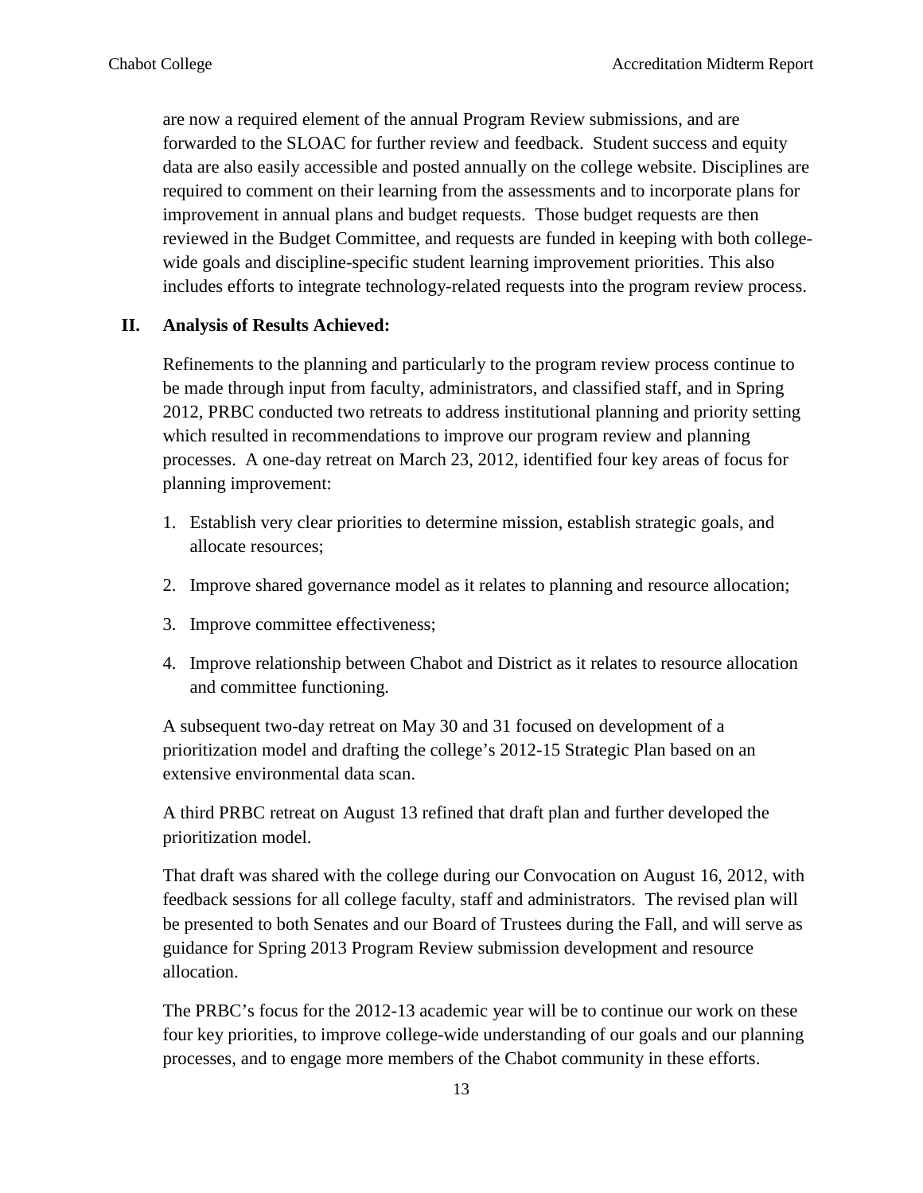are now a required element of the annual Program Review submissions, and are forwarded to the SLOAC for further review and feedback. Student success and equity data are also easily accessible and posted annually on the college website. Disciplines are required to comment on their learning from the assessments and to incorporate plans for improvement in annual plans and budget requests. Those budget requests are then reviewed in the Budget Committee, and requests are funded in keeping with both college-wide goals and discipline-specific student learning improvement priorities. This also includes efforts to integrate technology-related requests into the program review process.

## II. Analysis of Results Achieved:

Refinements to the planning and particularly to the program review process continue to be made through input from faculty, administrators, and classified staff, and in Spring 2012, PRBC conducted two retreats to address institutional planning and priority setting which resulted in recommendations to improve our program review and planning processes. A one-day retreat on March 23, 2012, identified four key areas of focus for planning improvement:

1. Establish very clear priorities to determine mission, establish strategic goals, and allocate resources;
2. Improve shared governance model as it relates to planning and resource allocation;
3. Improve committee effectiveness;
4. Improve relationship between Chabot and District as it relates to resource allocation and committee functioning.

A subsequent two-day retreat on May 30 and 31 focused on development of a prioritization model and drafting the college's 2012-15 Strategic Plan based on an extensive environmental data scan.

A third PRBC retreat on August 13 refined that draft plan and further developed the prioritization model.

That draft was shared with the college during our Convocation on August 16, 2012, with feedback sessions for all college faculty, staff and administrators. The revised plan will be presented to both Senates and our Board of Trustees during the Fall, and will serve as guidance for Spring 2013 Program Review submission development and resource allocation.

The PRBC's focus for the 2012-13 academic year will be to continue our work on these four key priorities, to improve college-wide understanding of our goals and our planning processes, and to engage more members of the Chabot community in these efforts.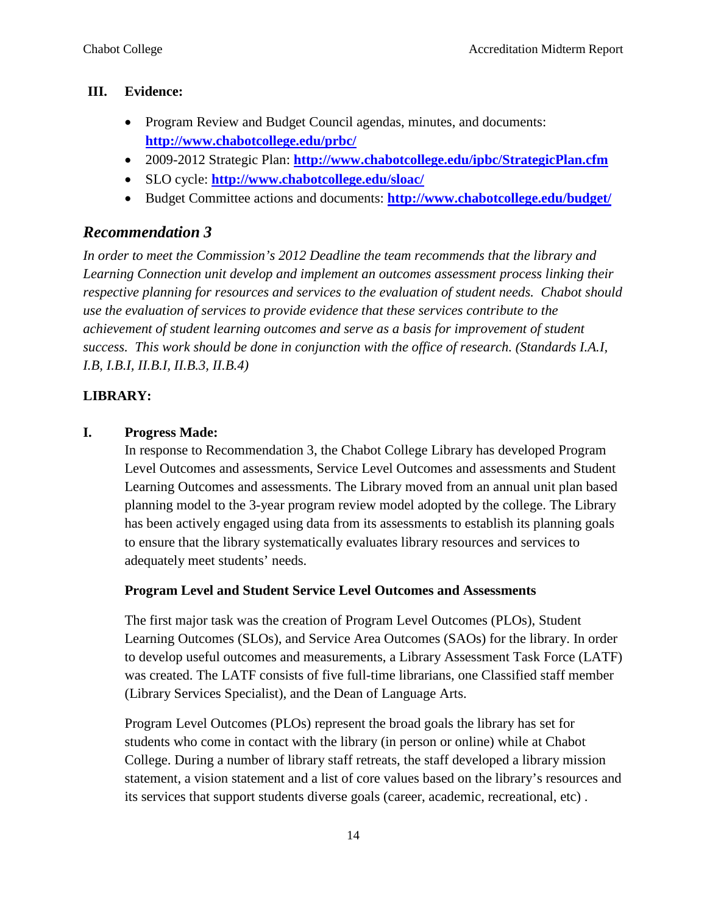### III. Evidence:

- Program Review and Budget Council agendas, minutes, and documents: **http://www.chabotcollege.edu/prbc/**
- 2009-2012 Strategic Plan: **http://www.chabotcollege.edu/ipbc/StrategicPlan.cfm**
- SLO cycle: **http://www.chabotcollege.edu/sloac/**
- Budget Committee actions and documents: **http://www.chabotcollege.edu/budget/**

## *Recommendation 3*

*In order to meet the Commission's 2012 Deadline the team recommends that the library and Learning Connection unit develop and implement an outcomes assessment process linking their respective planning for resources and services to the evaluation of student needs. Chabot should use the evaluation of services to provide evidence that these services contribute to the achievement of student learning outcomes and serve as a basis for improvement of student success. This work should be done in conjunction with the office of research. (Standards I.A.I, I.B, I.B.I, II.B.I, II.B.3, II.B.4)*

**LIBRARY:**

### I. Progress Made:

In response to Recommendation 3, the Chabot College Library has developed Program Level Outcomes and assessments, Service Level Outcomes and assessments and Student Learning Outcomes and assessments. The Library moved from an annual unit plan based planning model to the 3-year program review model adopted by the college. The Library has been actively engaged using data from its assessments to establish its planning goals to ensure that the library systematically evaluates library resources and services to adequately meet students' needs.

**Program Level and Student Service Level Outcomes and Assessments**

The first major task was the creation of Program Level Outcomes (PLOs), Student Learning Outcomes (SLOs), and Service Area Outcomes (SAOs) for the library. In order to develop useful outcomes and measurements, a Library Assessment Task Force (LATF) was created. The LATF consists of five full-time librarians, one Classified staff member (Library Services Specialist), and the Dean of Language Arts.

Program Level Outcomes (PLOs) represent the broad goals the library has set for students who come in contact with the library (in person or online) while at Chabot College. During a number of library staff retreats, the staff developed a library mission statement, a vision statement and a list of core values based on the library's resources and its services that support students diverse goals (career, academic, recreational, etc) .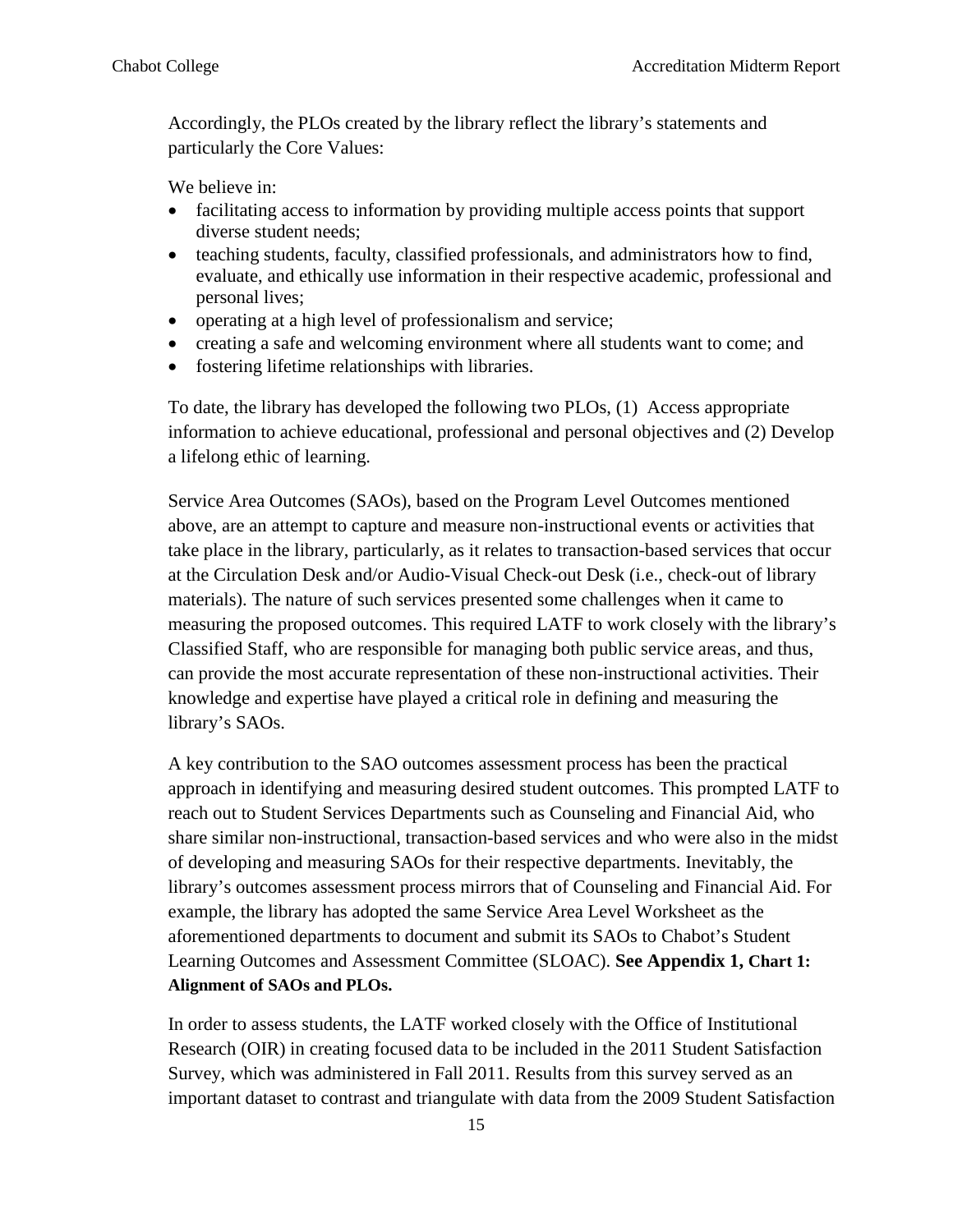Accordingly, the PLOs created by the library reflect the library's statements and particularly the Core Values:

We believe in:

- facilitating access to information by providing multiple access points that support diverse student needs;
- teaching students, faculty, classified professionals, and administrators how to find, evaluate, and ethically use information in their respective academic, professional and personal lives;
- operating at a high level of professionalism and service;
- creating a safe and welcoming environment where all students want to come; and
- fostering lifetime relationships with libraries.

To date, the library has developed the following two PLOs, (1) Access appropriate information to achieve educational, professional and personal objectives and (2) Develop a lifelong ethic of learning.

Service Area Outcomes (SAOs), based on the Program Level Outcomes mentioned above, are an attempt to capture and measure non-instructional events or activities that take place in the library, particularly, as it relates to transaction-based services that occur at the Circulation Desk and/or Audio-Visual Check-out Desk (i.e., check-out of library materials). The nature of such services presented some challenges when it came to measuring the proposed outcomes. This required LATF to work closely with the library's Classified Staff, who are responsible for managing both public service areas, and thus, can provide the most accurate representation of these non-instructional activities. Their knowledge and expertise have played a critical role in defining and measuring the library's SAOs.

A key contribution to the SAO outcomes assessment process has been the practical approach in identifying and measuring desired student outcomes. This prompted LATF to reach out to Student Services Departments such as Counseling and Financial Aid, who share similar non-instructional, transaction-based services and who were also in the midst of developing and measuring SAOs for their respective departments. Inevitably, the library's outcomes assessment process mirrors that of Counseling and Financial Aid. For example, the library has adopted the same Service Area Level Worksheet as the aforementioned departments to document and submit its SAOs to Chabot's Student Learning Outcomes and Assessment Committee (SLOAC). **See Appendix 1, Chart 1: Alignment of SAOs and PLOs.**

In order to assess students, the LATF worked closely with the Office of Institutional Research (OIR) in creating focused data to be included in the 2011 Student Satisfaction Survey, which was administered in Fall 2011. Results from this survey served as an important dataset to contrast and triangulate with data from the 2009 Student Satisfaction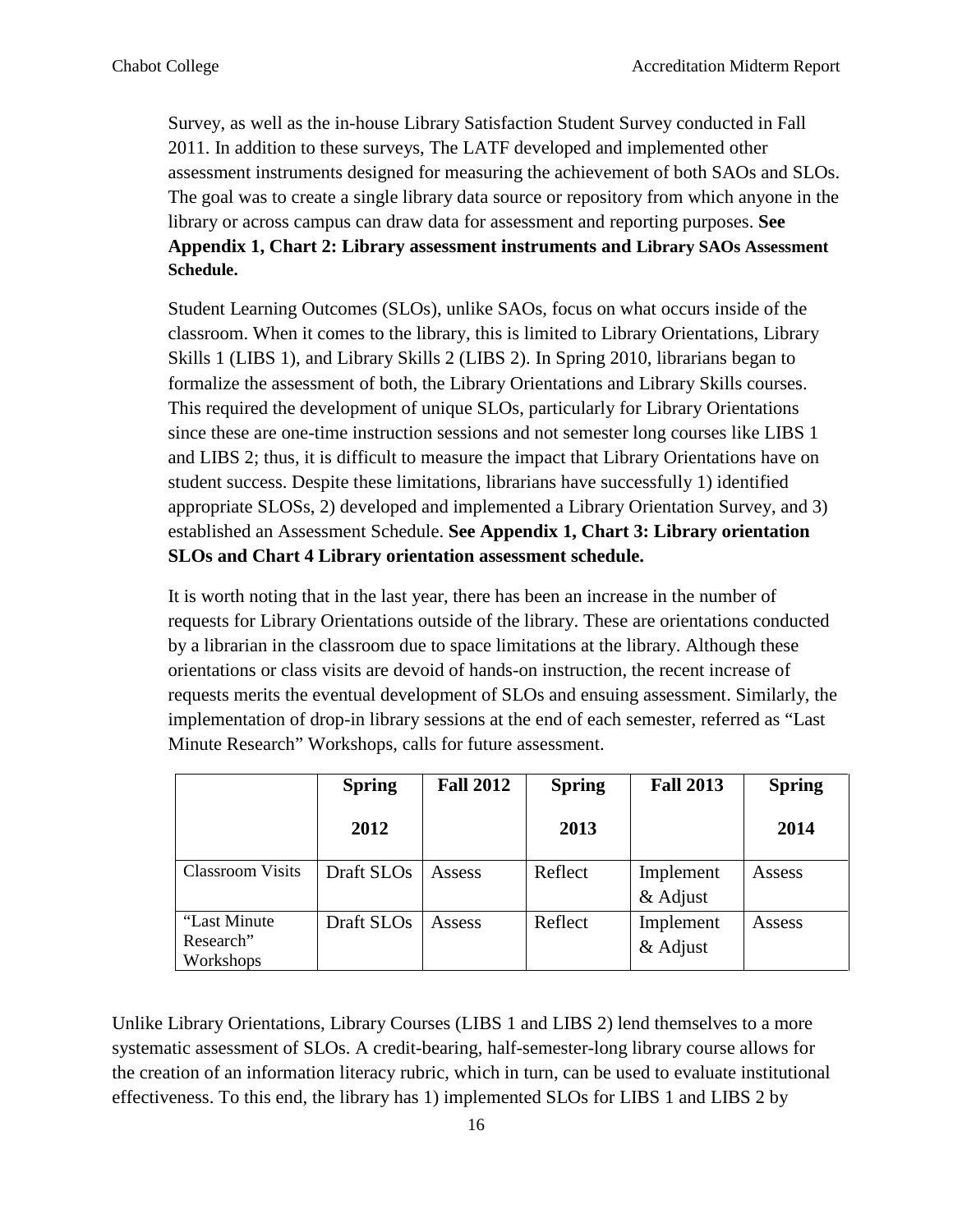Survey, as well as the in-house Library Satisfaction Student Survey conducted in Fall 2011. In addition to these surveys, The LATF developed and implemented other assessment instruments designed for measuring the achievement of both SAOs and SLOs. The goal was to create a single library data source or repository from which anyone in the library or across campus can draw data for assessment and reporting purposes. **See Appendix 1, Chart 2: Library assessment instruments and Library SAOs Assessment Schedule.**

Student Learning Outcomes (SLOs), unlike SAOs, focus on what occurs inside of the classroom. When it comes to the library, this is limited to Library Orientations, Library Skills 1 (LIBS 1), and Library Skills 2 (LIBS 2). In Spring 2010, librarians began to formalize the assessment of both, the Library Orientations and Library Skills courses. This required the development of unique SLOs, particularly for Library Orientations since these are one-time instruction sessions and not semester long courses like LIBS 1 and LIBS 2; thus, it is difficult to measure the impact that Library Orientations have on student success. Despite these limitations, librarians have successfully 1) identified appropriate SLOSs, 2) developed and implemented a Library Orientation Survey, and 3) established an Assessment Schedule. **See Appendix 1, Chart 3: Library orientation SLOs and Chart 4 Library orientation assessment schedule.**

It is worth noting that in the last year, there has been an increase in the number of requests for Library Orientations outside of the library. These are orientations conducted by a librarian in the classroom due to space limitations at the library. Although these orientations or class visits are devoid of hands-on instruction, the recent increase of requests merits the eventual development of SLOs and ensuing assessment. Similarly, the implementation of drop-in library sessions at the end of each semester, referred as "Last Minute Research" Workshops, calls for future assessment.

| | **Spring 2012** | **Fall 2012** | **Spring 2013** | **Fall 2013** | **Spring 2014** |
|---|---|---|---|---|---|
| Classroom Visits | Draft SLOs | Assess | Reflect | Implement & Adjust | Assess |
| "Last Minute Research" Workshops | Draft SLOs | Assess | Reflect | Implement & Adjust | Assess |

Unlike Library Orientations, Library Courses (LIBS 1 and LIBS 2) lend themselves to a more systematic assessment of SLOs. A credit-bearing, half-semester-long library course allows for the creation of an information literacy rubric, which in turn, can be used to evaluate institutional effectiveness. To this end, the library has 1) implemented SLOs for LIBS 1 and LIBS 2 by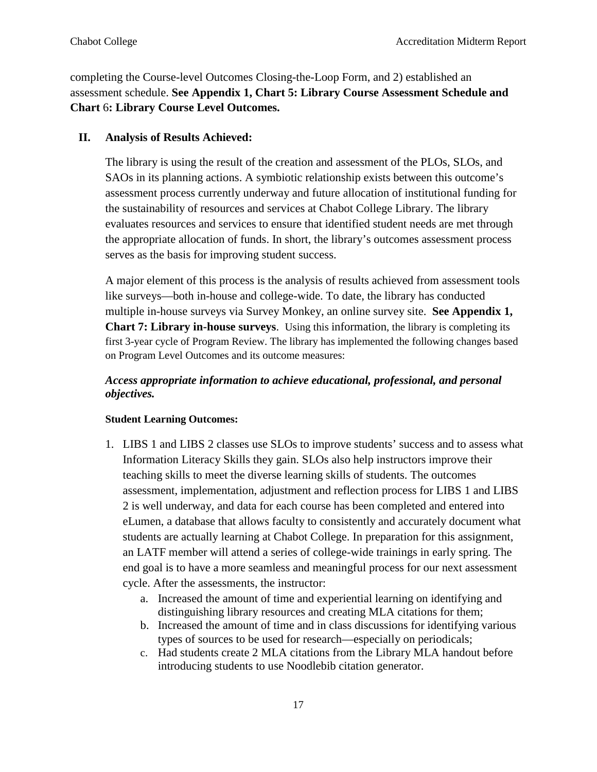completing the Course-level Outcomes Closing-the-Loop Form, and 2) established an assessment schedule. **See Appendix 1, Chart 5: Library Course Assessment Schedule and Chart 6: Library Course Level Outcomes.**

## II. Analysis of Results Achieved:

The library is using the result of the creation and assessment of the PLOs, SLOs, and SAOs in its planning actions. A symbiotic relationship exists between this outcome's assessment process currently underway and future allocation of institutional funding for the sustainability of resources and services at Chabot College Library. The library evaluates resources and services to ensure that identified student needs are met through the appropriate allocation of funds. In short, the library's outcomes assessment process serves as the basis for improving student success.

A major element of this process is the analysis of results achieved from assessment tools like surveys—both in-house and college-wide. To date, the library has conducted multiple in-house surveys via Survey Monkey, an online survey site. **See Appendix 1, Chart 7: Library in-house surveys**. Using this information, the library is completing its first 3-year cycle of Program Review. The library has implemented the following changes based on Program Level Outcomes and its outcome measures:

***Access appropriate information to achieve educational, professional, and personal objectives.***

**Student Learning Outcomes:**

1. LIBS 1 and LIBS 2 classes use SLOs to improve students' success and to assess what Information Literacy Skills they gain. SLOs also help instructors improve their teaching skills to meet the diverse learning skills of students. The outcomes assessment, implementation, adjustment and reflection process for LIBS 1 and LIBS 2 is well underway, and data for each course has been completed and entered into eLumen, a database that allows faculty to consistently and accurately document what students are actually learning at Chabot College. In preparation for this assignment, an LATF member will attend a series of college-wide trainings in early spring. The end goal is to have a more seamless and meaningful process for our next assessment cycle. After the assessments, the instructor:
    a. Increased the amount of time and experiential learning on identifying and distinguishing library resources and creating MLA citations for them;
    b. Increased the amount of time and in class discussions for identifying various types of sources to be used for research—especially on periodicals;
    c. Had students create 2 MLA citations from the Library MLA handout before introducing students to use Noodlebib citation generator.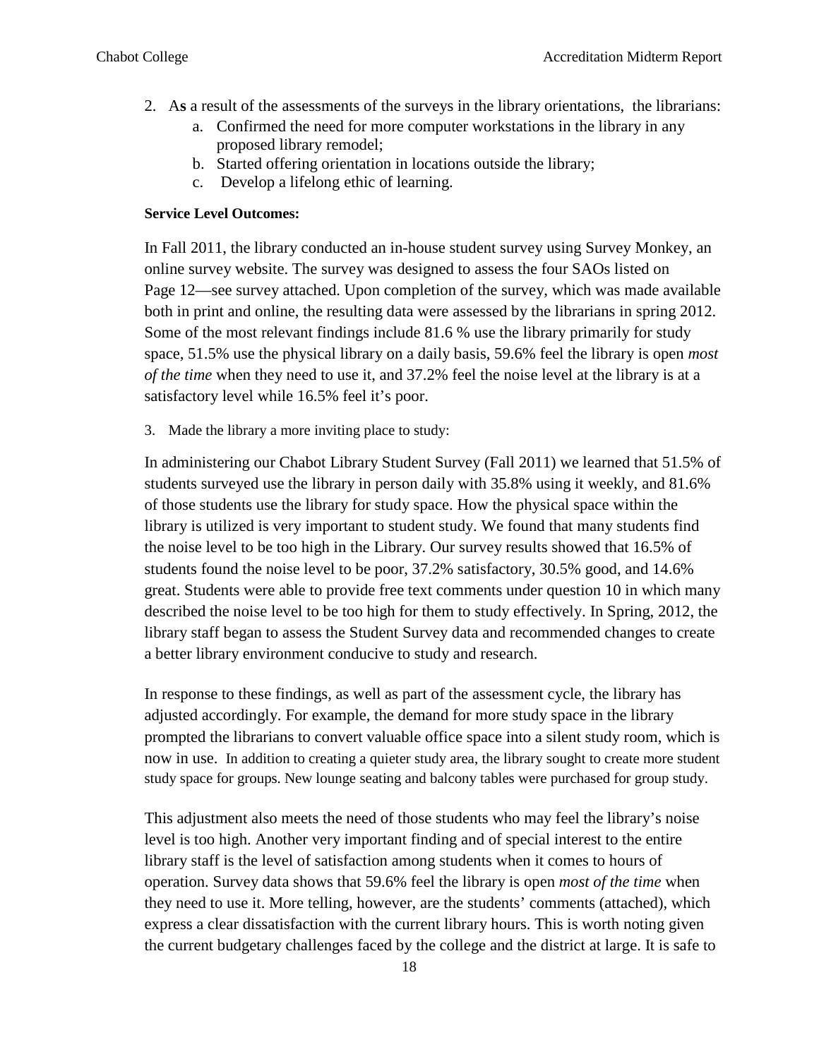2. A**s** a result of the assessments of the surveys in the library orientations, the librarians:
   a. Confirmed the need for more computer workstations in the library in any proposed library remodel;
   b. Started offering orientation in locations outside the library;
   c. Develop a lifelong ethic of learning.

**Service Level Outcomes:**

In Fall 2011, the library conducted an in-house student survey using Survey Monkey, an online survey website. The survey was designed to assess the four SAOs listed on Page 12—see survey attached. Upon completion of the survey, which was made available both in print and online, the resulting data were assessed by the librarians in spring 2012. Some of the most relevant findings include 81.6 % use the library primarily for study space, 51.5% use the physical library on a daily basis, 59.6% feel the library is open *most of the time* when they need to use it, and 37.2% feel the noise level at the library is at a satisfactory level while 16.5% feel it's poor.

3. Made the library a more inviting place to study:

In administering our Chabot Library Student Survey (Fall 2011) we learned that 51.5% of students surveyed use the library in person daily with 35.8% using it weekly, and 81.6% of those students use the library for study space. How the physical space within the library is utilized is very important to student study. We found that many students find the noise level to be too high in the Library. Our survey results showed that 16.5% of students found the noise level to be poor, 37.2% satisfactory, 30.5% good, and 14.6% great. Students were able to provide free text comments under question 10 in which many described the noise level to be too high for them to study effectively. In Spring, 2012, the library staff began to assess the Student Survey data and recommended changes to create a better library environment conducive to study and research.

In response to these findings, as well as part of the assessment cycle, the library has adjusted accordingly. For example, the demand for more study space in the library prompted the librarians to convert valuable office space into a silent study room, which is now in use. In addition to creating a quieter study area, the library sought to create more student study space for groups. New lounge seating and balcony tables were purchased for group study.

This adjustment also meets the need of those students who may feel the library's noise level is too high. Another very important finding and of special interest to the entire library staff is the level of satisfaction among students when it comes to hours of operation. Survey data shows that 59.6% feel the library is open *most of the time* when they need to use it. More telling, however, are the students' comments (attached), which express a clear dissatisfaction with the current library hours. This is worth noting given the current budgetary challenges faced by the college and the district at large. It is safe to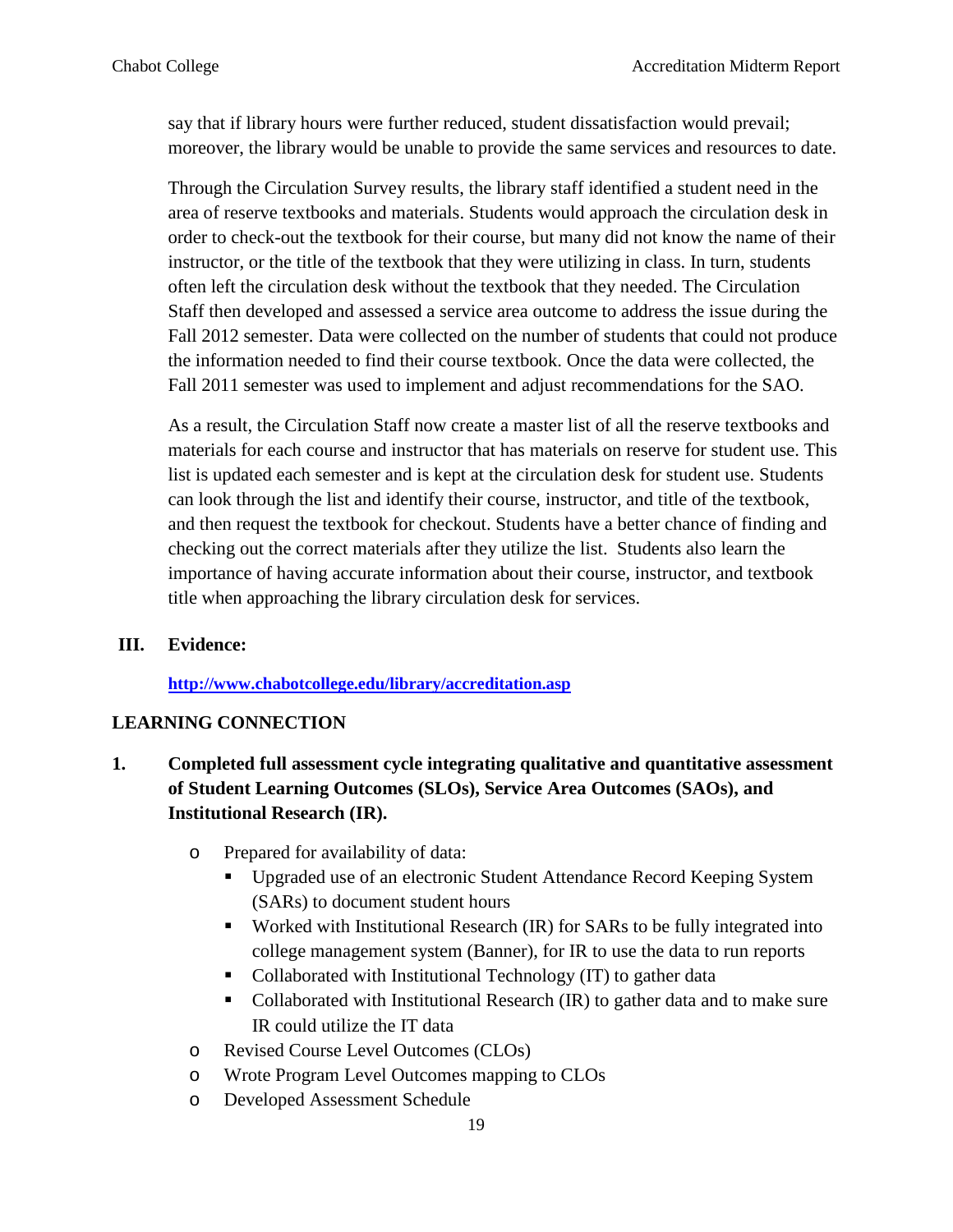say that if library hours were further reduced, student dissatisfaction would prevail; moreover, the library would be unable to provide the same services and resources to date.

Through the Circulation Survey results, the library staff identified a student need in the area of reserve textbooks and materials. Students would approach the circulation desk in order to check-out the textbook for their course, but many did not know the name of their instructor, or the title of the textbook that they were utilizing in class. In turn, students often left the circulation desk without the textbook that they needed. The Circulation Staff then developed and assessed a service area outcome to address the issue during the Fall 2012 semester. Data were collected on the number of students that could not produce the information needed to find their course textbook. Once the data were collected, the Fall 2011 semester was used to implement and adjust recommendations for the SAO.

As a result, the Circulation Staff now create a master list of all the reserve textbooks and materials for each course and instructor that has materials on reserve for student use. This list is updated each semester and is kept at the circulation desk for student use. Students can look through the list and identify their course, instructor, and title of the textbook, and then request the textbook for checkout. Students have a better chance of finding and checking out the correct materials after they utilize the list. Students also learn the importance of having accurate information about their course, instructor, and textbook title when approaching the library circulation desk for services.

**III. Evidence:**

**http://www.chabotcollege.edu/library/accreditation.asp**

## LEARNING CONNECTION

**1. Completed full assessment cycle integrating qualitative and quantitative assessment of Student Learning Outcomes (SLOs), Service Area Outcomes (SAOs), and Institutional Research (IR).**

- Prepared for availability of data:
  - Upgraded use of an electronic Student Attendance Record Keeping System (SARs) to document student hours
  - Worked with Institutional Research (IR) for SARs to be fully integrated into college management system (Banner), for IR to use the data to run reports
  - Collaborated with Institutional Technology (IT) to gather data
  - Collaborated with Institutional Research (IR) to gather data and to make sure IR could utilize the IT data
- Revised Course Level Outcomes (CLOs)
- Wrote Program Level Outcomes mapping to CLOs
- Developed Assessment Schedule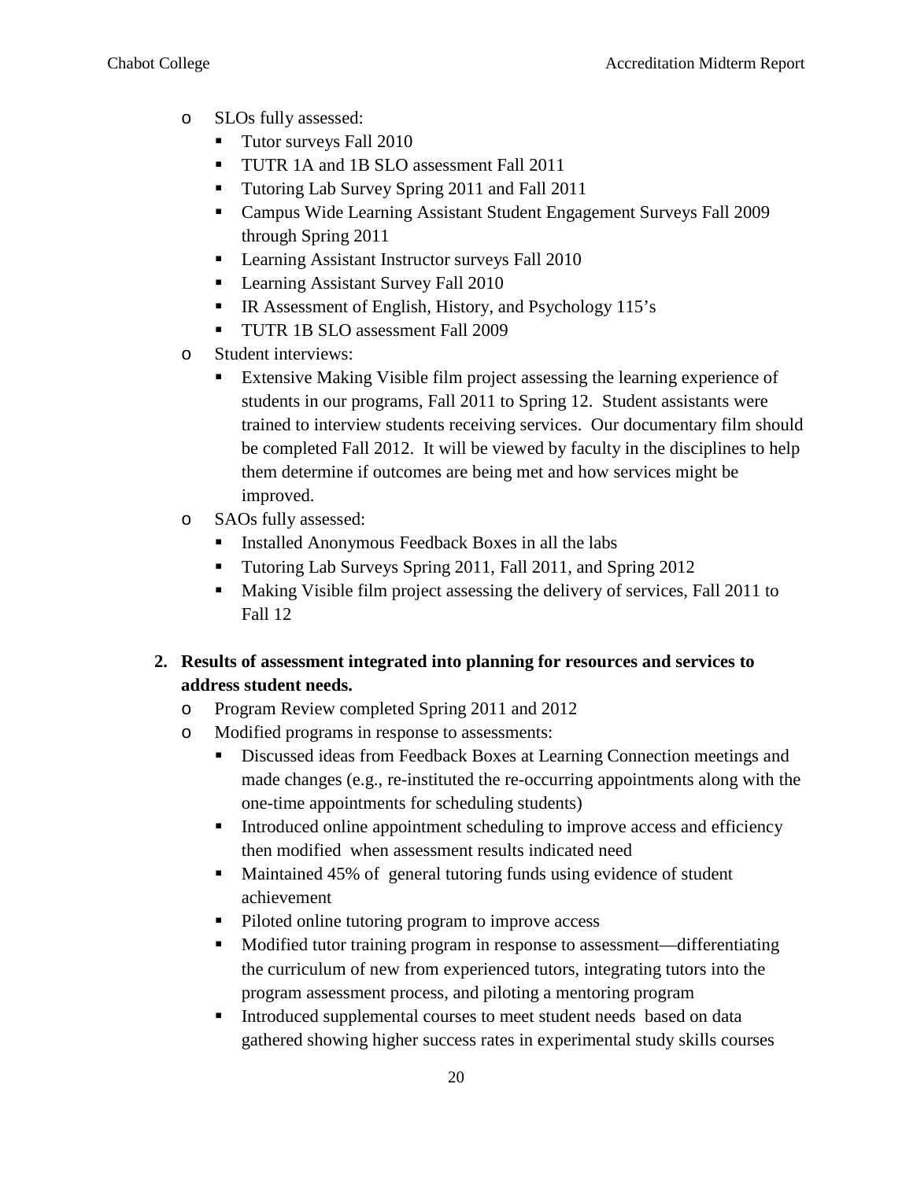- SLOs fully assessed:
  - Tutor surveys Fall 2010
  - TUTR 1A and 1B SLO assessment Fall 2011
  - Tutoring Lab Survey Spring 2011 and Fall 2011
  - Campus Wide Learning Assistant Student Engagement Surveys Fall 2009 through Spring 2011
  - Learning Assistant Instructor surveys Fall 2010
  - Learning Assistant Survey Fall 2010
  - IR Assessment of English, History, and Psychology 115's
  - TUTR 1B SLO assessment Fall 2009
- Student interviews:
  - Extensive Making Visible film project assessing the learning experience of students in our programs, Fall 2011 to Spring 12. Student assistants were trained to interview students receiving services. Our documentary film should be completed Fall 2012. It will be viewed by faculty in the disciplines to help them determine if outcomes are being met and how services might be improved.
- SAOs fully assessed:
  - Installed Anonymous Feedback Boxes in all the labs
  - Tutoring Lab Surveys Spring 2011, Fall 2011, and Spring 2012
  - Making Visible film project assessing the delivery of services, Fall 2011 to Fall 12

**2. Results of assessment integrated into planning for resources and services to address student needs.**

- Program Review completed Spring 2011 and 2012
- Modified programs in response to assessments:
  - Discussed ideas from Feedback Boxes at Learning Connection meetings and made changes (e.g., re-instituted the re-occurring appointments along with the one-time appointments for scheduling students)
  - Introduced online appointment scheduling to improve access and efficiency then modified when assessment results indicated need
  - Maintained 45% of general tutoring funds using evidence of student achievement
  - Piloted online tutoring program to improve access
  - Modified tutor training program in response to assessment—differentiating the curriculum of new from experienced tutors, integrating tutors into the program assessment process, and piloting a mentoring program
  - Introduced supplemental courses to meet student needs based on data gathered showing higher success rates in experimental study skills courses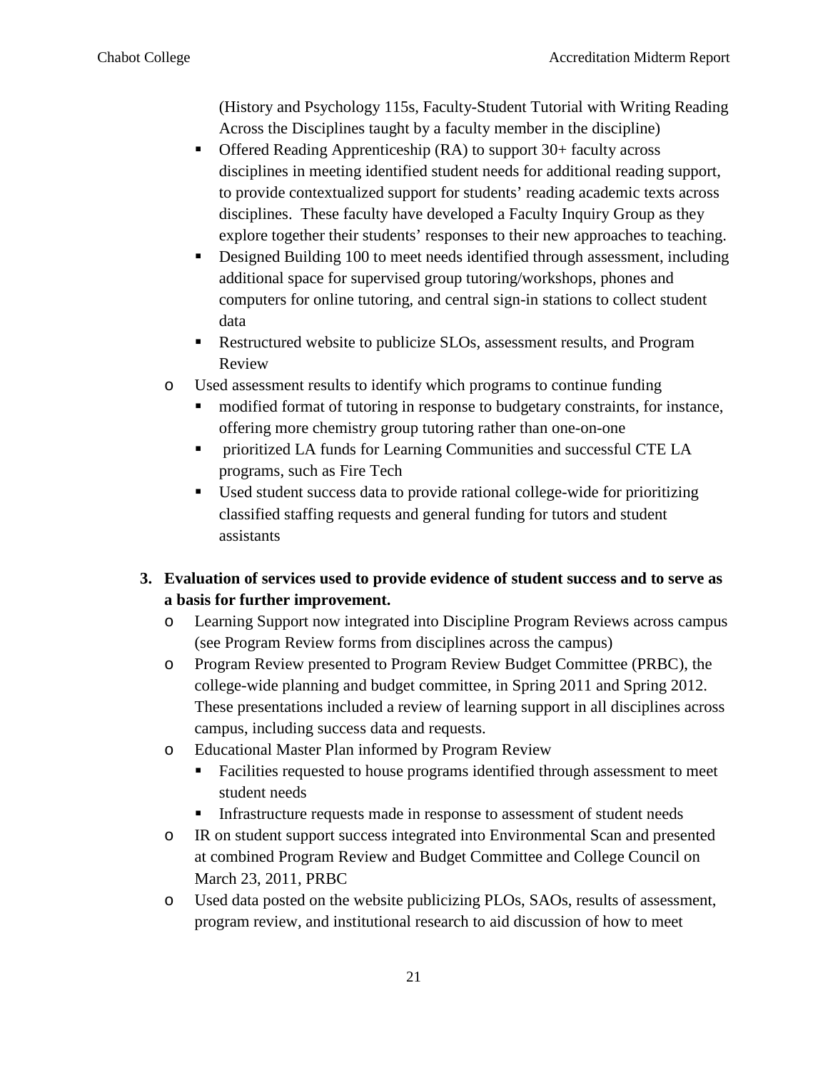(History and Psychology 115s, Faculty-Student Tutorial with Writing Reading Across the Disciplines taught by a faculty member in the discipline)

- Offered Reading Apprenticeship (RA) to support 30+ faculty across disciplines in meeting identified student needs for additional reading support, to provide contextualized support for students' reading academic texts across disciplines. These faculty have developed a Faculty Inquiry Group as they explore together their students' responses to their new approaches to teaching.
- Designed Building 100 to meet needs identified through assessment, including additional space for supervised group tutoring/workshops, phones and computers for online tutoring, and central sign-in stations to collect student data
- Restructured website to publicize SLOs, assessment results, and Program Review

- Used assessment results to identify which programs to continue funding
  - modified format of tutoring in response to budgetary constraints, for instance, offering more chemistry group tutoring rather than one-on-one
  - prioritized LA funds for Learning Communities and successful CTE LA programs, such as Fire Tech
  - Used student success data to provide rational college-wide for prioritizing classified staffing requests and general funding for tutors and student assistants

3. **Evaluation of services used to provide evidence of student success and to serve as a basis for further improvement.**
   - Learning Support now integrated into Discipline Program Reviews across campus (see Program Review forms from disciplines across the campus)
   - Program Review presented to Program Review Budget Committee (PRBC), the college-wide planning and budget committee, in Spring 2011 and Spring 2012. These presentations included a review of learning support in all disciplines across campus, including success data and requests.
   - Educational Master Plan informed by Program Review
     - Facilities requested to house programs identified through assessment to meet student needs
     - Infrastructure requests made in response to assessment of student needs
   - IR on student support success integrated into Environmental Scan and presented at combined Program Review and Budget Committee and College Council on March 23, 2011, PRBC
   - Used data posted on the website publicizing PLOs, SAOs, results of assessment, program review, and institutional research to aid discussion of how to meet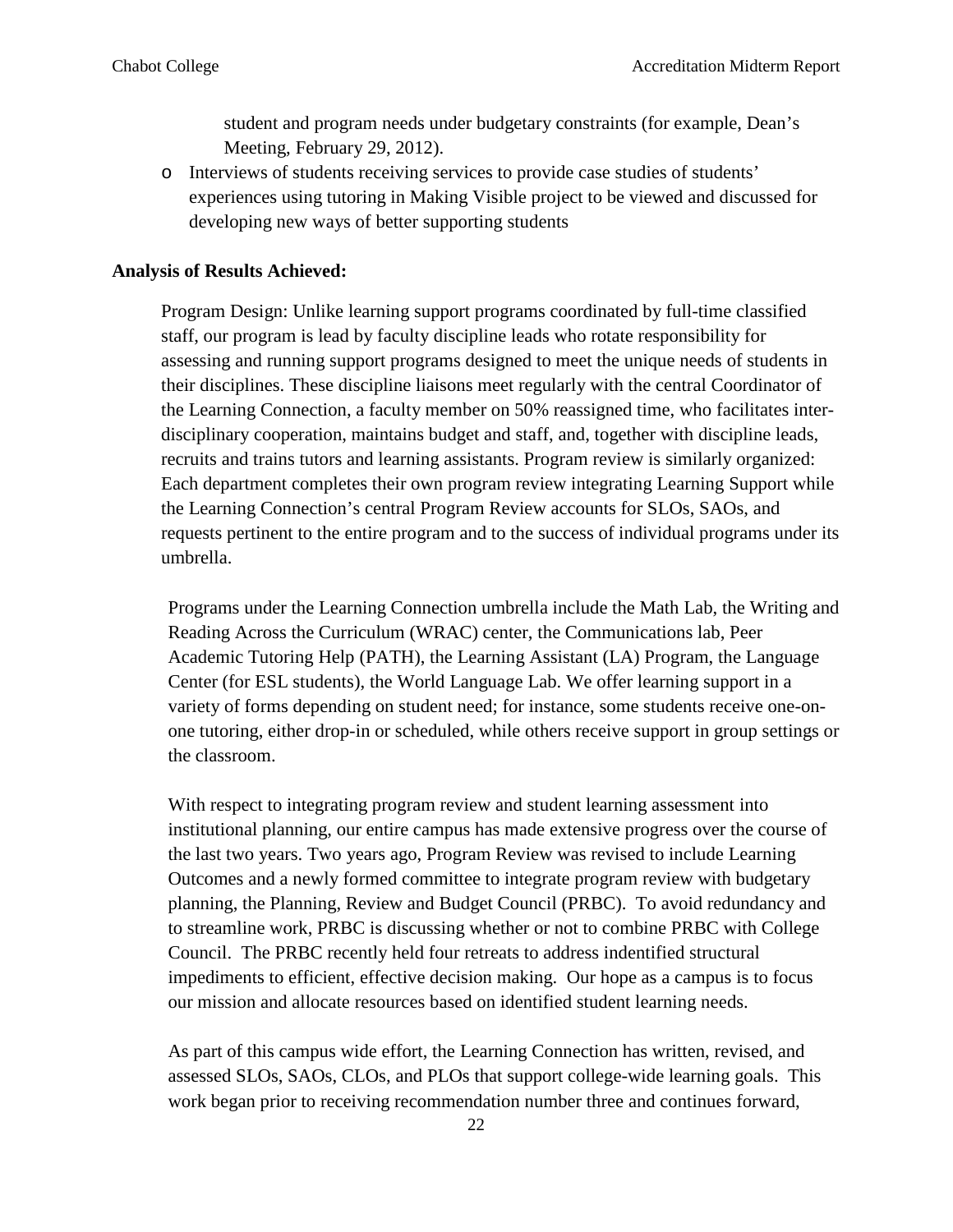student and program needs under budgetary constraints (for example, Dean's Meeting, February 29, 2012).

- Interviews of students receiving services to provide case studies of students' experiences using tutoring in Making Visible project to be viewed and discussed for developing new ways of better supporting students

**Analysis of Results Achieved:**

Program Design: Unlike learning support programs coordinated by full-time classified staff, our program is lead by faculty discipline leads who rotate responsibility for assessing and running support programs designed to meet the unique needs of students in their disciplines. These discipline liaisons meet regularly with the central Coordinator of the Learning Connection, a faculty member on 50% reassigned time, who facilitates inter-disciplinary cooperation, maintains budget and staff, and, together with discipline leads, recruits and trains tutors and learning assistants. Program review is similarly organized: Each department completes their own program review integrating Learning Support while the Learning Connection's central Program Review accounts for SLOs, SAOs, and requests pertinent to the entire program and to the success of individual programs under its umbrella.

Programs under the Learning Connection umbrella include the Math Lab, the Writing and Reading Across the Curriculum (WRAC) center, the Communications lab, Peer Academic Tutoring Help (PATH), the Learning Assistant (LA) Program, the Language Center (for ESL students), the World Language Lab. We offer learning support in a variety of forms depending on student need; for instance, some students receive one-on-one tutoring, either drop-in or scheduled, while others receive support in group settings or the classroom.

With respect to integrating program review and student learning assessment into institutional planning, our entire campus has made extensive progress over the course of the last two years. Two years ago, Program Review was revised to include Learning Outcomes and a newly formed committee to integrate program review with budgetary planning, the Planning, Review and Budget Council (PRBC). To avoid redundancy and to streamline work, PRBC is discussing whether or not to combine PRBC with College Council. The PRBC recently held four retreats to address indentified structural impediments to efficient, effective decision making. Our hope as a campus is to focus our mission and allocate resources based on identified student learning needs.

As part of this campus wide effort, the Learning Connection has written, revised, and assessed SLOs, SAOs, CLOs, and PLOs that support college-wide learning goals. This work began prior to receiving recommendation number three and continues forward,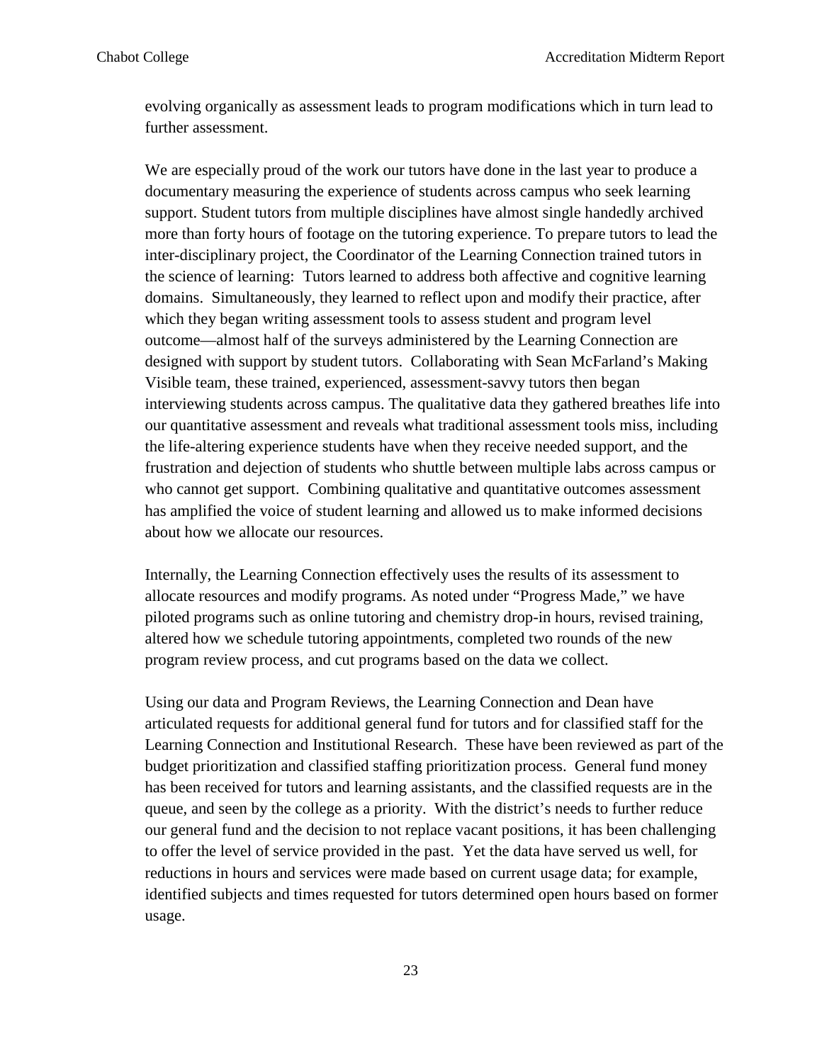evolving organically as assessment leads to program modifications which in turn lead to further assessment.

We are especially proud of the work our tutors have done in the last year to produce a documentary measuring the experience of students across campus who seek learning support. Student tutors from multiple disciplines have almost single handedly archived more than forty hours of footage on the tutoring experience. To prepare tutors to lead the inter-disciplinary project, the Coordinator of the Learning Connection trained tutors in the science of learning: Tutors learned to address both affective and cognitive learning domains. Simultaneously, they learned to reflect upon and modify their practice, after which they began writing assessment tools to assess student and program level outcome—almost half of the surveys administered by the Learning Connection are designed with support by student tutors. Collaborating with Sean McFarland's Making Visible team, these trained, experienced, assessment-savvy tutors then began interviewing students across campus. The qualitative data they gathered breathes life into our quantitative assessment and reveals what traditional assessment tools miss, including the life-altering experience students have when they receive needed support, and the frustration and dejection of students who shuttle between multiple labs across campus or who cannot get support. Combining qualitative and quantitative outcomes assessment has amplified the voice of student learning and allowed us to make informed decisions about how we allocate our resources.

Internally, the Learning Connection effectively uses the results of its assessment to allocate resources and modify programs. As noted under "Progress Made," we have piloted programs such as online tutoring and chemistry drop-in hours, revised training, altered how we schedule tutoring appointments, completed two rounds of the new program review process, and cut programs based on the data we collect.

Using our data and Program Reviews, the Learning Connection and Dean have articulated requests for additional general fund for tutors and for classified staff for the Learning Connection and Institutional Research. These have been reviewed as part of the budget prioritization and classified staffing prioritization process. General fund money has been received for tutors and learning assistants, and the classified requests are in the queue, and seen by the college as a priority. With the district's needs to further reduce our general fund and the decision to not replace vacant positions, it has been challenging to offer the level of service provided in the past. Yet the data have served us well, for reductions in hours and services were made based on current usage data; for example, identified subjects and times requested for tutors determined open hours based on former usage.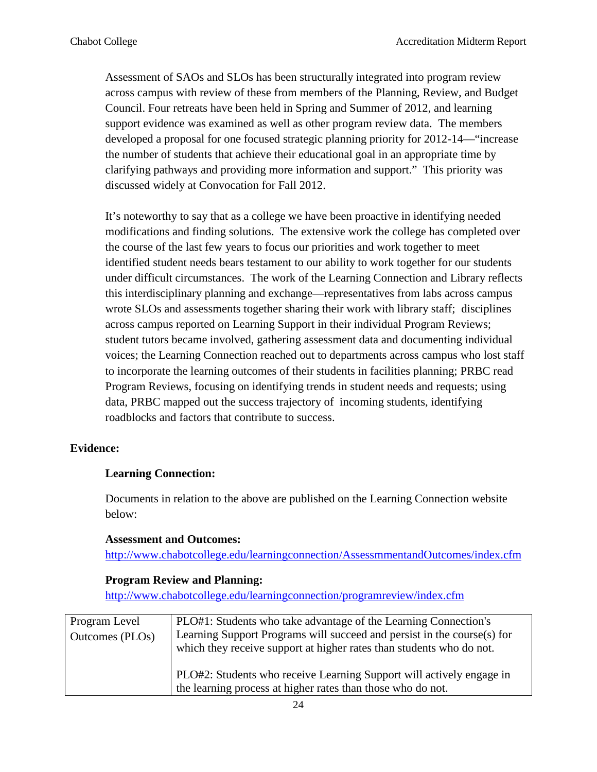Assessment of SAOs and SLOs has been structurally integrated into program review across campus with review of these from members of the Planning, Review, and Budget Council. Four retreats have been held in Spring and Summer of 2012, and learning support evidence was examined as well as other program review data. The members developed a proposal for one focused strategic planning priority for 2012-14—"increase the number of students that achieve their educational goal in an appropriate time by clarifying pathways and providing more information and support." This priority was discussed widely at Convocation for Fall 2012.

It's noteworthy to say that as a college we have been proactive in identifying needed modifications and finding solutions. The extensive work the college has completed over the course of the last few years to focus our priorities and work together to meet identified student needs bears testament to our ability to work together for our students under difficult circumstances. The work of the Learning Connection and Library reflects this interdisciplinary planning and exchange—representatives from labs across campus wrote SLOs and assessments together sharing their work with library staff; disciplines across campus reported on Learning Support in their individual Program Reviews; student tutors became involved, gathering assessment data and documenting individual voices; the Learning Connection reached out to departments across campus who lost staff to incorporate the learning outcomes of their students in facilities planning; PRBC read Program Reviews, focusing on identifying trends in student needs and requests; using data, PRBC mapped out the success trajectory of incoming students, identifying roadblocks and factors that contribute to success.

**Evidence:**

**Learning Connection:**

Documents in relation to the above are published on the Learning Connection website below:

**Assessment and Outcomes:**
http://www.chabotcollege.edu/learningconnection/AssessmmentandOutcomes/index.cfm

**Program Review and Planning:**
http://www.chabotcollege.edu/learningconnection/programreview/index.cfm

| | |
|---|---|
| Program Level Outcomes (PLOs) | PLO#1: Students who take advantage of the Learning Connection's Learning Support Programs will succeed and persist in the course(s) for which they receive support at higher rates than students who do not.<br><br>PLO#2: Students who receive Learning Support will actively engage in the learning process at higher rates than those who do not. |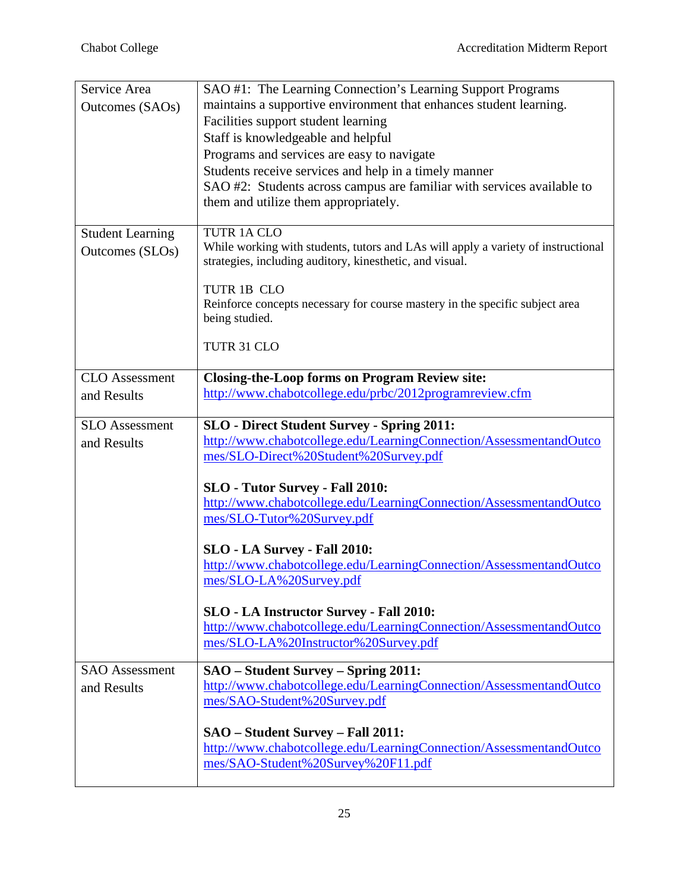| | |
|---|---|
| Service Area Outcomes (SAOs) | SAO #1: The Learning Connection's Learning Support Programs maintains a supportive environment that enhances student learning.<br>Facilities support student learning<br>Staff is knowledgeable and helpful<br>Programs and services are easy to navigate<br>Students receive services and help in a timely manner<br>SAO #2: Students across campus are familiar with services available to them and utilize them appropriately. |
| Student Learning Outcomes (SLOs) | TUTR 1A CLO<br>While working with students, tutors and LAs will apply a variety of instructional strategies, including auditory, kinesthetic, and visual.<br><br>TUTR 1B CLO<br>Reinforce concepts necessary for course mastery in the specific subject area being studied.<br><br>TUTR 31 CLO |
| CLO Assessment and Results | **Closing-the-Loop forms on Program Review site:**<br>http://www.chabotcollege.edu/prbc/2012programreview.cfm |
| SLO Assessment and Results | **SLO - Direct Student Survey - Spring 2011:**<br>http://www.chabotcollege.edu/LearningConnection/AssessmentandOutcomes/SLO-Direct%20Student%20Survey.pdf<br><br>**SLO - Tutor Survey - Fall 2010:**<br>http://www.chabotcollege.edu/LearningConnection/AssessmentandOutcomes/SLO-Tutor%20Survey.pdf<br><br>**SLO - LA Survey - Fall 2010:**<br>http://www.chabotcollege.edu/LearningConnection/AssessmentandOutcomes/SLO-LA%20Survey.pdf<br><br>**SLO - LA Instructor Survey - Fall 2010:**<br>http://www.chabotcollege.edu/LearningConnection/AssessmentandOutcomes/SLO-LA%20Instructor%20Survey.pdf |
| SAO Assessment and Results | **SAO – Student Survey – Spring 2011:**<br>http://www.chabotcollege.edu/LearningConnection/AssessmentandOutcomes/SAO-Student%20Survey.pdf<br><br>**SAO – Student Survey – Fall 2011:**<br>http://www.chabotcollege.edu/LearningConnection/AssessmentandOutcomes/SAO-Student%20Survey%20F11.pdf |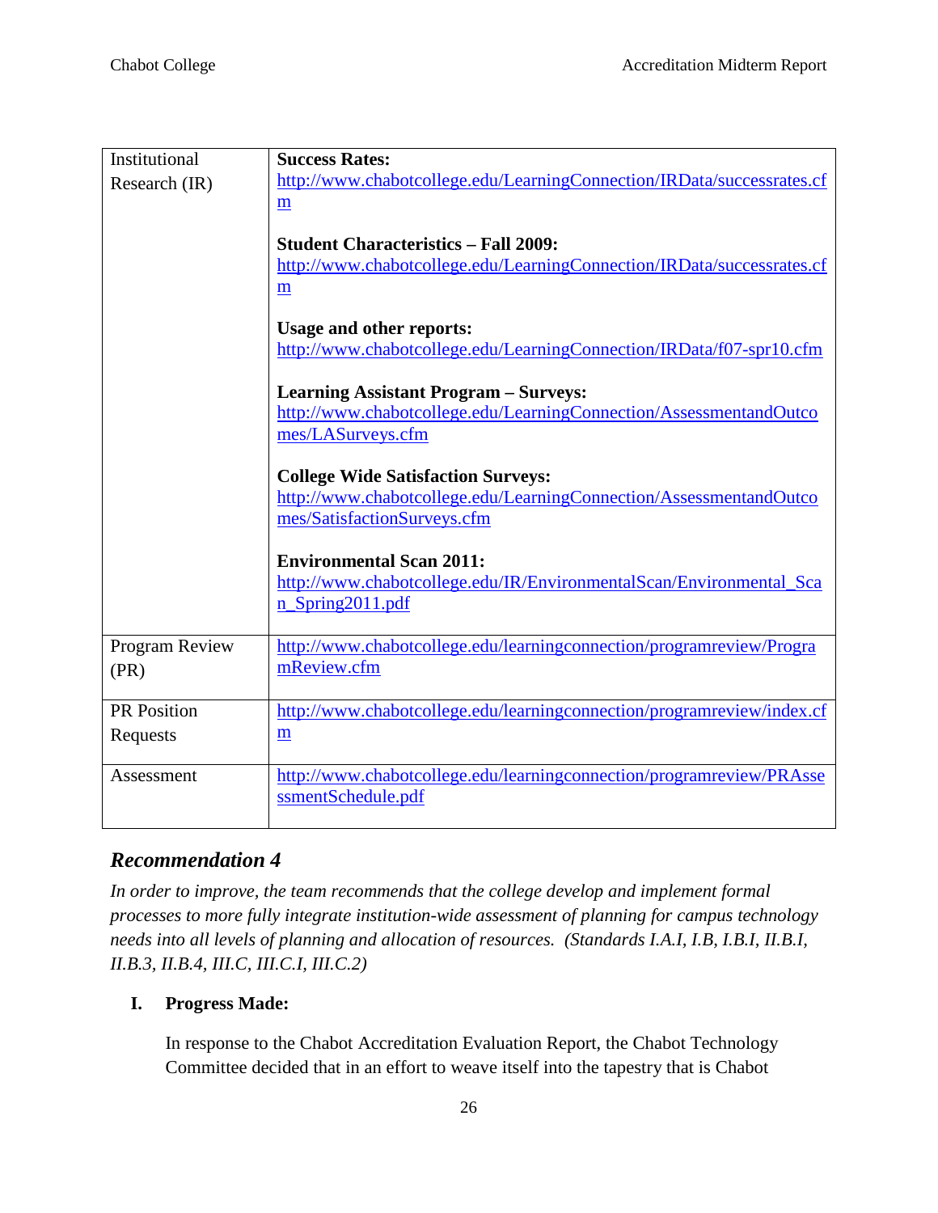| | |
|---|---|
| Institutional Research (IR) | **Success Rates:** http://www.chabotcollege.edu/LearningConnection/IRData/successrates.cfm<br><br>**Student Characteristics – Fall 2009:** http://www.chabotcollege.edu/LearningConnection/IRData/successrates.cfm<br><br>**Usage and other reports:** http://www.chabotcollege.edu/LearningConnection/IRData/f07-spr10.cfm<br><br>**Learning Assistant Program – Surveys:** http://www.chabotcollege.edu/LearningConnection/AssessmentandOutcomes/LASurveys.cfm<br><br>**College Wide Satisfaction Surveys:** http://www.chabotcollege.edu/LearningConnection/AssessmentandOutcomes/SatisfactionSurveys.cfm<br><br>**Environmental Scan 2011:** http://www.chabotcollege.edu/IR/EnvironmentalScan/Environmental_Scan_Spring2011.pdf |
| Program Review (PR) | http://www.chabotcollege.edu/learningconnection/programreview/ProgramReview.cfm |
| PR Position Requests | http://www.chabotcollege.edu/learningconnection/programreview/index.cfm |
| Assessment | http://www.chabotcollege.edu/learningconnection/programreview/PRAssessmentSchedule.pdf |

## *Recommendation 4*

*In order to improve, the team recommends that the college develop and implement formal processes to more fully integrate institution-wide assessment of planning for campus technology needs into all levels of planning and allocation of resources. (Standards I.A.I, I.B, I.B.I, II.B.I, II.B.3, II.B.4, III.C, III.C.I, III.C.2)*

**I. Progress Made:**

In response to the Chabot Accreditation Evaluation Report, the Chabot Technology Committee decided that in an effort to weave itself into the tapestry that is Chabot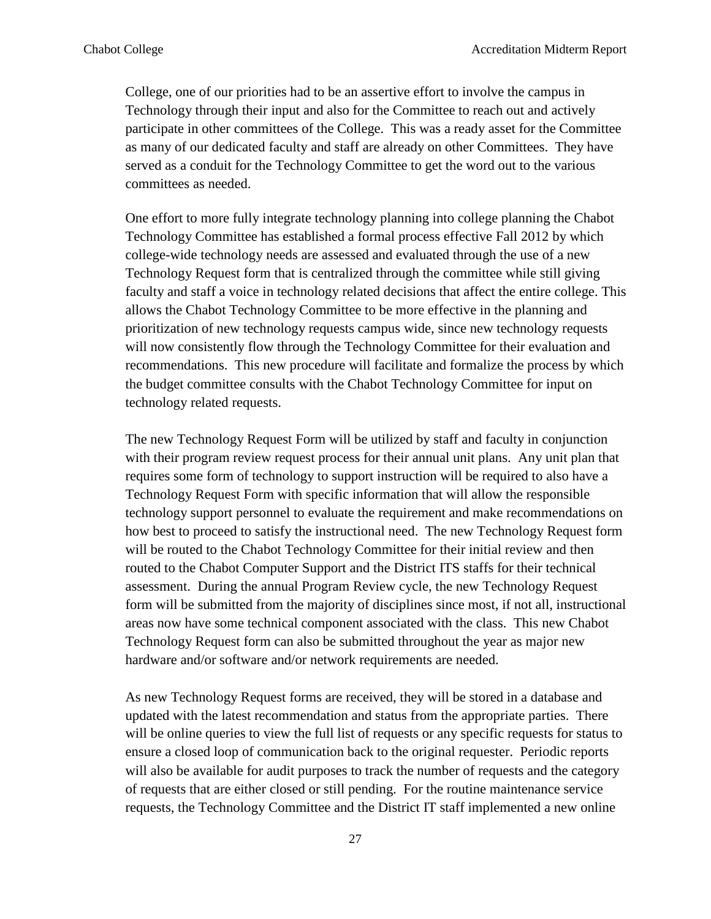College, one of our priorities had to be an assertive effort to involve the campus in Technology through their input and also for the Committee to reach out and actively participate in other committees of the College. This was a ready asset for the Committee as many of our dedicated faculty and staff are already on other Committees. They have served as a conduit for the Technology Committee to get the word out to the various committees as needed.

One effort to more fully integrate technology planning into college planning the Chabot Technology Committee has established a formal process effective Fall 2012 by which college-wide technology needs are assessed and evaluated through the use of a new Technology Request form that is centralized through the committee while still giving faculty and staff a voice in technology related decisions that affect the entire college. This allows the Chabot Technology Committee to be more effective in the planning and prioritization of new technology requests campus wide, since new technology requests will now consistently flow through the Technology Committee for their evaluation and recommendations. This new procedure will facilitate and formalize the process by which the budget committee consults with the Chabot Technology Committee for input on technology related requests.

The new Technology Request Form will be utilized by staff and faculty in conjunction with their program review request process for their annual unit plans. Any unit plan that requires some form of technology to support instruction will be required to also have a Technology Request Form with specific information that will allow the responsible technology support personnel to evaluate the requirement and make recommendations on how best to proceed to satisfy the instructional need. The new Technology Request form will be routed to the Chabot Technology Committee for their initial review and then routed to the Chabot Computer Support and the District ITS staffs for their technical assessment. During the annual Program Review cycle, the new Technology Request form will be submitted from the majority of disciplines since most, if not all, instructional areas now have some technical component associated with the class. This new Chabot Technology Request form can also be submitted throughout the year as major new hardware and/or software and/or network requirements are needed.

As new Technology Request forms are received, they will be stored in a database and updated with the latest recommendation and status from the appropriate parties. There will be online queries to view the full list of requests or any specific requests for status to ensure a closed loop of communication back to the original requester. Periodic reports will also be available for audit purposes to track the number of requests and the category of requests that are either closed or still pending. For the routine maintenance service requests, the Technology Committee and the District IT staff implemented a new online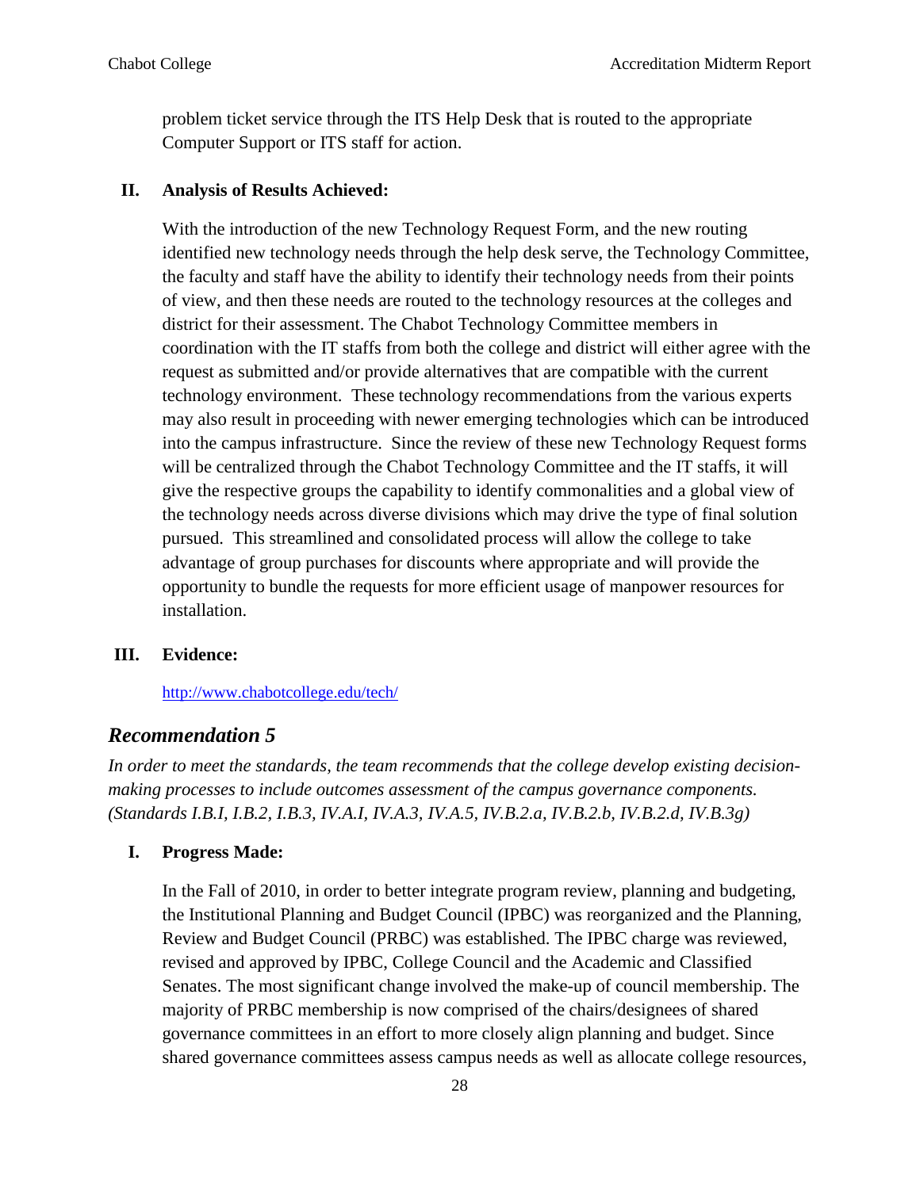problem ticket service through the ITS Help Desk that is routed to the appropriate Computer Support or ITS staff for action.

**II. Analysis of Results Achieved:**

With the introduction of the new Technology Request Form, and the new routing identified new technology needs through the help desk serve, the Technology Committee, the faculty and staff have the ability to identify their technology needs from their points of view, and then these needs are routed to the technology resources at the colleges and district for their assessment. The Chabot Technology Committee members in coordination with the IT staffs from both the college and district will either agree with the request as submitted and/or provide alternatives that are compatible with the current technology environment. These technology recommendations from the various experts may also result in proceeding with newer emerging technologies which can be introduced into the campus infrastructure. Since the review of these new Technology Request forms will be centralized through the Chabot Technology Committee and the IT staffs, it will give the respective groups the capability to identify commonalities and a global view of the technology needs across diverse divisions which may drive the type of final solution pursued. This streamlined and consolidated process will allow the college to take advantage of group purchases for discounts where appropriate and will provide the opportunity to bundle the requests for more efficient usage of manpower resources for installation.

**III. Evidence:**

http://www.chabotcollege.edu/tech/

## *Recommendation 5*

*In order to meet the standards, the team recommends that the college develop existing decision-making processes to include outcomes assessment of the campus governance components. (Standards I.B.I, I.B.2, I.B.3, IV.A.I, IV.A.3, IV.A.5, IV.B.2.a, IV.B.2.b, IV.B.2.d, IV.B.3g)*

**I. Progress Made:**

In the Fall of 2010, in order to better integrate program review, planning and budgeting, the Institutional Planning and Budget Council (IPBC) was reorganized and the Planning, Review and Budget Council (PRBC) was established. The IPBC charge was reviewed, revised and approved by IPBC, College Council and the Academic and Classified Senates. The most significant change involved the make-up of council membership. The majority of PRBC membership is now comprised of the chairs/designees of shared governance committees in an effort to more closely align planning and budget. Since shared governance committees assess campus needs as well as allocate college resources,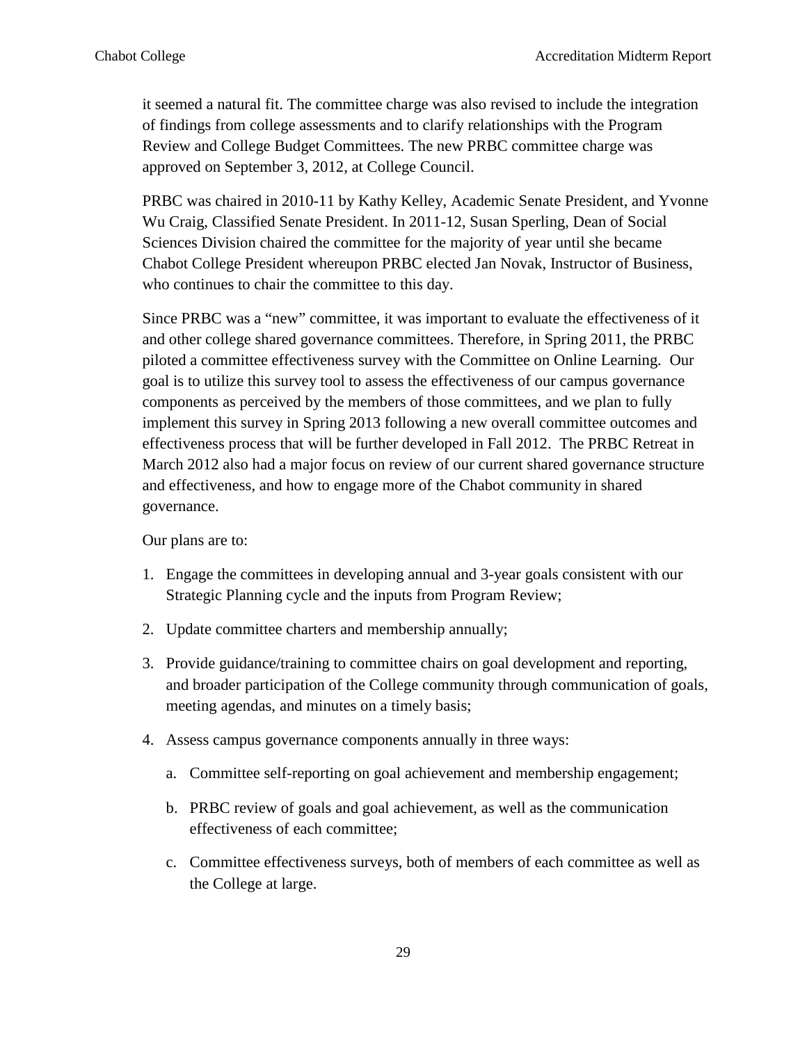it seemed a natural fit. The committee charge was also revised to include the integration of findings from college assessments and to clarify relationships with the Program Review and College Budget Committees. The new PRBC committee charge was approved on September 3, 2012, at College Council.

PRBC was chaired in 2010-11 by Kathy Kelley, Academic Senate President, and Yvonne Wu Craig, Classified Senate President. In 2011-12, Susan Sperling, Dean of Social Sciences Division chaired the committee for the majority of year until she became Chabot College President whereupon PRBC elected Jan Novak, Instructor of Business, who continues to chair the committee to this day.

Since PRBC was a "new" committee, it was important to evaluate the effectiveness of it and other college shared governance committees. Therefore, in Spring 2011, the PRBC piloted a committee effectiveness survey with the Committee on Online Learning. Our goal is to utilize this survey tool to assess the effectiveness of our campus governance components as perceived by the members of those committees, and we plan to fully implement this survey in Spring 2013 following a new overall committee outcomes and effectiveness process that will be further developed in Fall 2012. The PRBC Retreat in March 2012 also had a major focus on review of our current shared governance structure and effectiveness, and how to engage more of the Chabot community in shared governance.

Our plans are to:

1. Engage the committees in developing annual and 3-year goals consistent with our Strategic Planning cycle and the inputs from Program Review;
2. Update committee charters and membership annually;
3. Provide guidance/training to committee chairs on goal development and reporting, and broader participation of the College community through communication of goals, meeting agendas, and minutes on a timely basis;
4. Assess campus governance components annually in three ways:
   a. Committee self-reporting on goal achievement and membership engagement;
   b. PRBC review of goals and goal achievement, as well as the communication effectiveness of each committee;
   c. Committee effectiveness surveys, both of members of each committee as well as the College at large.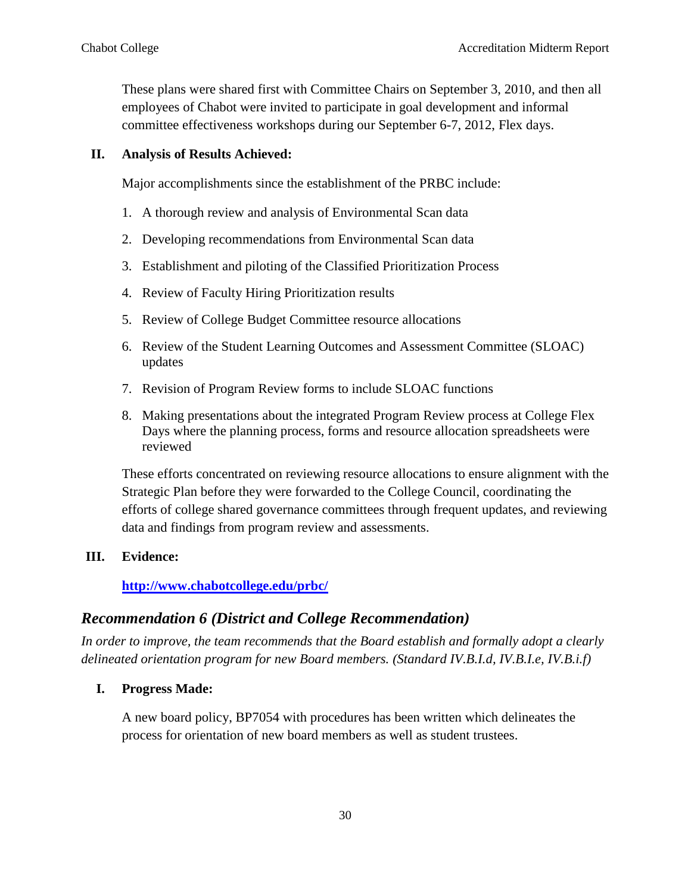These plans were shared first with Committee Chairs on September 3, 2010, and then all employees of Chabot were invited to participate in goal development and informal committee effectiveness workshops during our September 6-7, 2012, Flex days.

**II. Analysis of Results Achieved:**

Major accomplishments since the establishment of the PRBC include:

1. A thorough review and analysis of Environmental Scan data
2. Developing recommendations from Environmental Scan data
3. Establishment and piloting of the Classified Prioritization Process
4. Review of Faculty Hiring Prioritization results
5. Review of College Budget Committee resource allocations
6. Review of the Student Learning Outcomes and Assessment Committee (SLOAC) updates
7. Revision of Program Review forms to include SLOAC functions
8. Making presentations about the integrated Program Review process at College Flex Days where the planning process, forms and resource allocation spreadsheets were reviewed

These efforts concentrated on reviewing resource allocations to ensure alignment with the Strategic Plan before they were forwarded to the College Council, coordinating the efforts of college shared governance committees through frequent updates, and reviewing data and findings from program review and assessments.

**III. Evidence:**

**http://www.chabotcollege.edu/prbc/**

## *Recommendation 6 (District and College Recommendation)*

*In order to improve, the team recommends that the Board establish and formally adopt a clearly delineated orientation program for new Board members. (Standard IV.B.I.d, IV.B.I.e, IV.B.i.f)*

**I. Progress Made:**

A new board policy, BP7054 with procedures has been written which delineates the process for orientation of new board members as well as student trustees.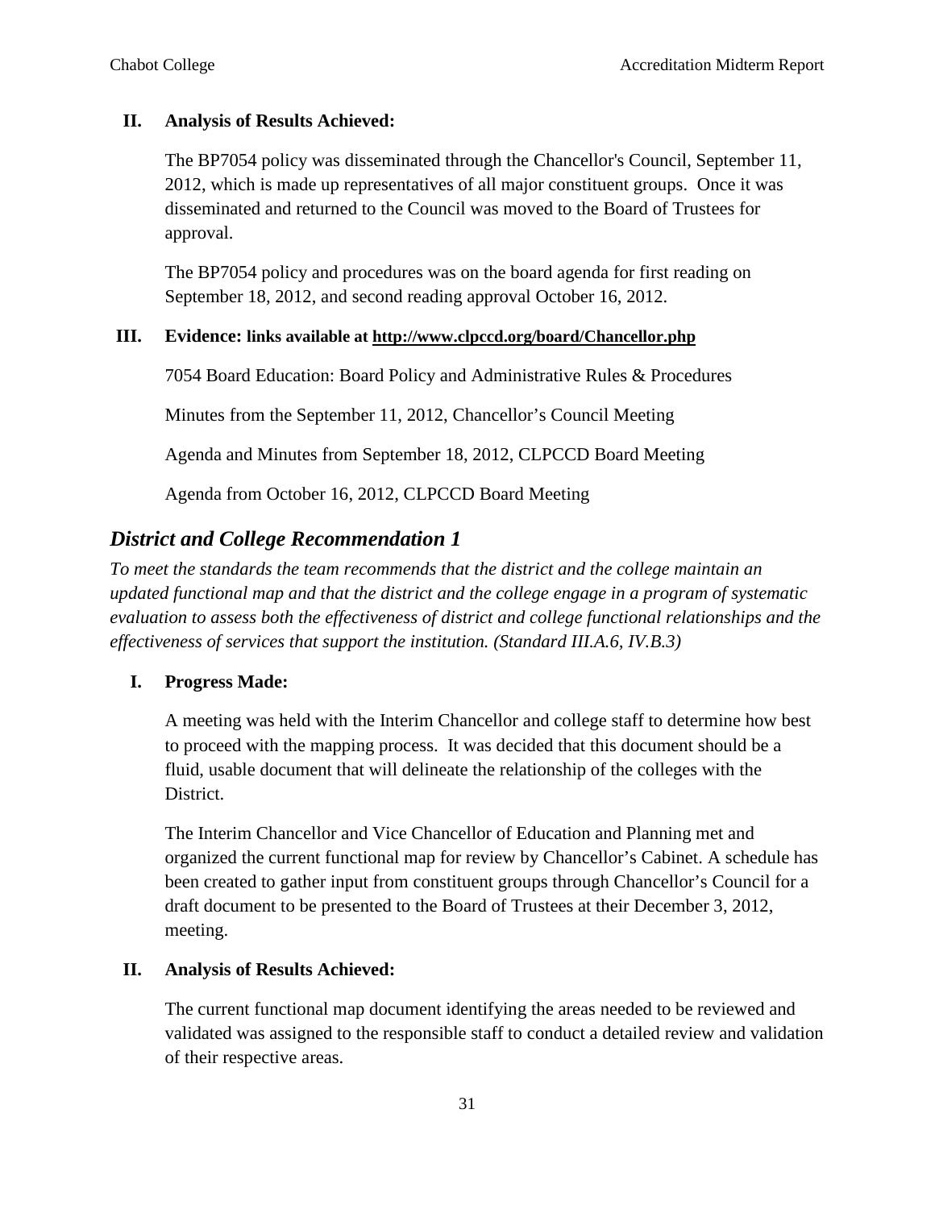**II. Analysis of Results Achieved:**

The BP7054 policy was disseminated through the Chancellor's Council, September 11, 2012, which is made up representatives of all major constituent groups. Once it was disseminated and returned to the Council was moved to the Board of Trustees for approval.

The BP7054 policy and procedures was on the board agenda for first reading on September 18, 2012, and second reading approval October 16, 2012.

**III. Evidence: links available at http://www.clpccd.org/board/Chancellor.php**

7054 Board Education: Board Policy and Administrative Rules & Procedures

Minutes from the September 11, 2012, Chancellor's Council Meeting

Agenda and Minutes from September 18, 2012, CLPCCD Board Meeting

Agenda from October 16, 2012, CLPCCD Board Meeting

## *District and College Recommendation 1*

*To meet the standards the team recommends that the district and the college maintain an updated functional map and that the district and the college engage in a program of systematic evaluation to assess both the effectiveness of district and college functional relationships and the effectiveness of services that support the institution. (Standard III.A.6, IV.B.3)*

**I. Progress Made:**

A meeting was held with the Interim Chancellor and college staff to determine how best to proceed with the mapping process. It was decided that this document should be a fluid, usable document that will delineate the relationship of the colleges with the District.

The Interim Chancellor and Vice Chancellor of Education and Planning met and organized the current functional map for review by Chancellor's Cabinet. A schedule has been created to gather input from constituent groups through Chancellor's Council for a draft document to be presented to the Board of Trustees at their December 3, 2012, meeting.

**II. Analysis of Results Achieved:**

The current functional map document identifying the areas needed to be reviewed and validated was assigned to the responsible staff to conduct a detailed review and validation of their respective areas.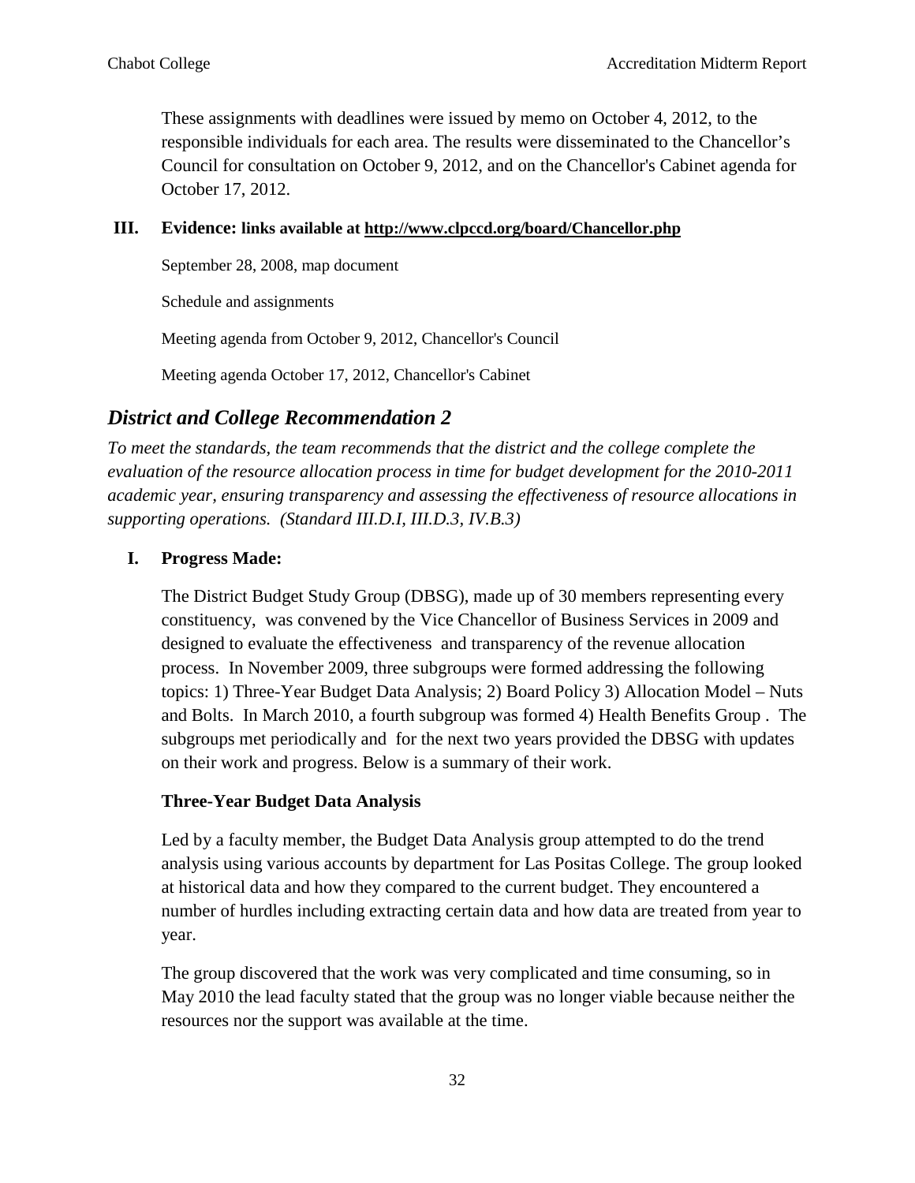These assignments with deadlines were issued by memo on October 4, 2012, to the responsible individuals for each area. The results were disseminated to the Chancellor's Council for consultation on October 9, 2012, and on the Chancellor's Cabinet agenda for October 17, 2012.

**III. Evidence: links available at http://www.clpccd.org/board/Chancellor.php**

September 28, 2008, map document

Schedule and assignments

Meeting agenda from October 9, 2012, Chancellor's Council

Meeting agenda October 17, 2012, Chancellor's Cabinet

## *District and College Recommendation 2*

*To meet the standards, the team recommends that the district and the college complete the evaluation of the resource allocation process in time for budget development for the 2010-2011 academic year, ensuring transparency and assessing the effectiveness of resource allocations in supporting operations. (Standard III.D.I, III.D.3, IV.B.3)*

**I. Progress Made:**

The District Budget Study Group (DBSG), made up of 30 members representing every constituency, was convened by the Vice Chancellor of Business Services in 2009 and designed to evaluate the effectiveness and transparency of the revenue allocation process. In November 2009, three subgroups were formed addressing the following topics: 1) Three-Year Budget Data Analysis; 2) Board Policy 3) Allocation Model – Nuts and Bolts. In March 2010, a fourth subgroup was formed 4) Health Benefits Group . The subgroups met periodically and for the next two years provided the DBSG with updates on their work and progress. Below is a summary of their work.

**Three-Year Budget Data Analysis**

Led by a faculty member, the Budget Data Analysis group attempted to do the trend analysis using various accounts by department for Las Positas College. The group looked at historical data and how they compared to the current budget. They encountered a number of hurdles including extracting certain data and how data are treated from year to year.

The group discovered that the work was very complicated and time consuming, so in May 2010 the lead faculty stated that the group was no longer viable because neither the resources nor the support was available at the time.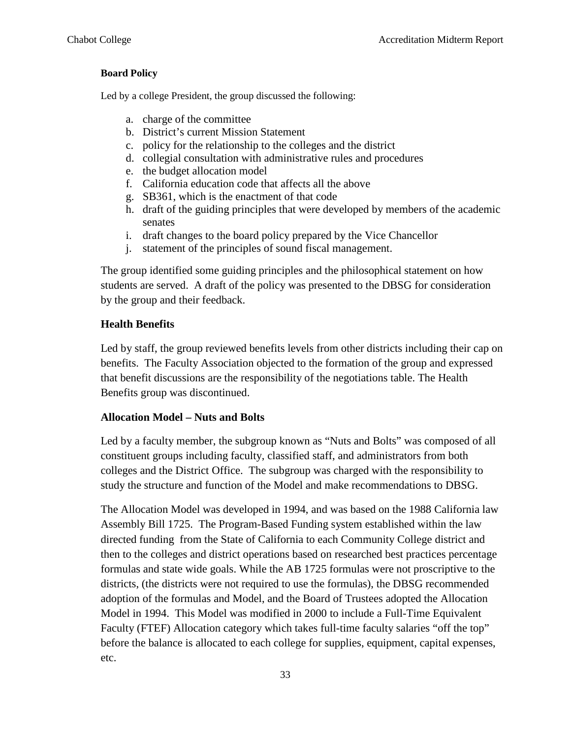### Board Policy

Led by a college President, the group discussed the following:

a. charge of the committee
b. District's current Mission Statement
c. policy for the relationship to the colleges and the district
d. collegial consultation with administrative rules and procedures
e. the budget allocation model
f. California education code that affects all the above
g. SB361, which is the enactment of that code
h. draft of the guiding principles that were developed by members of the academic senates
i. draft changes to the board policy prepared by the Vice Chancellor
j. statement of the principles of sound fiscal management.

The group identified some guiding principles and the philosophical statement on how students are served. A draft of the policy was presented to the DBSG for consideration by the group and their feedback.

### Health Benefits

Led by staff, the group reviewed benefits levels from other districts including their cap on benefits. The Faculty Association objected to the formation of the group and expressed that benefit discussions are the responsibility of the negotiations table. The Health Benefits group was discontinued.

### Allocation Model – Nuts and Bolts

Led by a faculty member, the subgroup known as "Nuts and Bolts" was composed of all constituent groups including faculty, classified staff, and administrators from both colleges and the District Office. The subgroup was charged with the responsibility to study the structure and function of the Model and make recommendations to DBSG.

The Allocation Model was developed in 1994, and was based on the 1988 California law Assembly Bill 1725. The Program-Based Funding system established within the law directed funding from the State of California to each Community College district and then to the colleges and district operations based on researched best practices percentage formulas and state wide goals. While the AB 1725 formulas were not proscriptive to the districts, (the districts were not required to use the formulas), the DBSG recommended adoption of the formulas and Model, and the Board of Trustees adopted the Allocation Model in 1994. This Model was modified in 2000 to include a Full-Time Equivalent Faculty (FTEF) Allocation category which takes full-time faculty salaries "off the top" before the balance is allocated to each college for supplies, equipment, capital expenses, etc.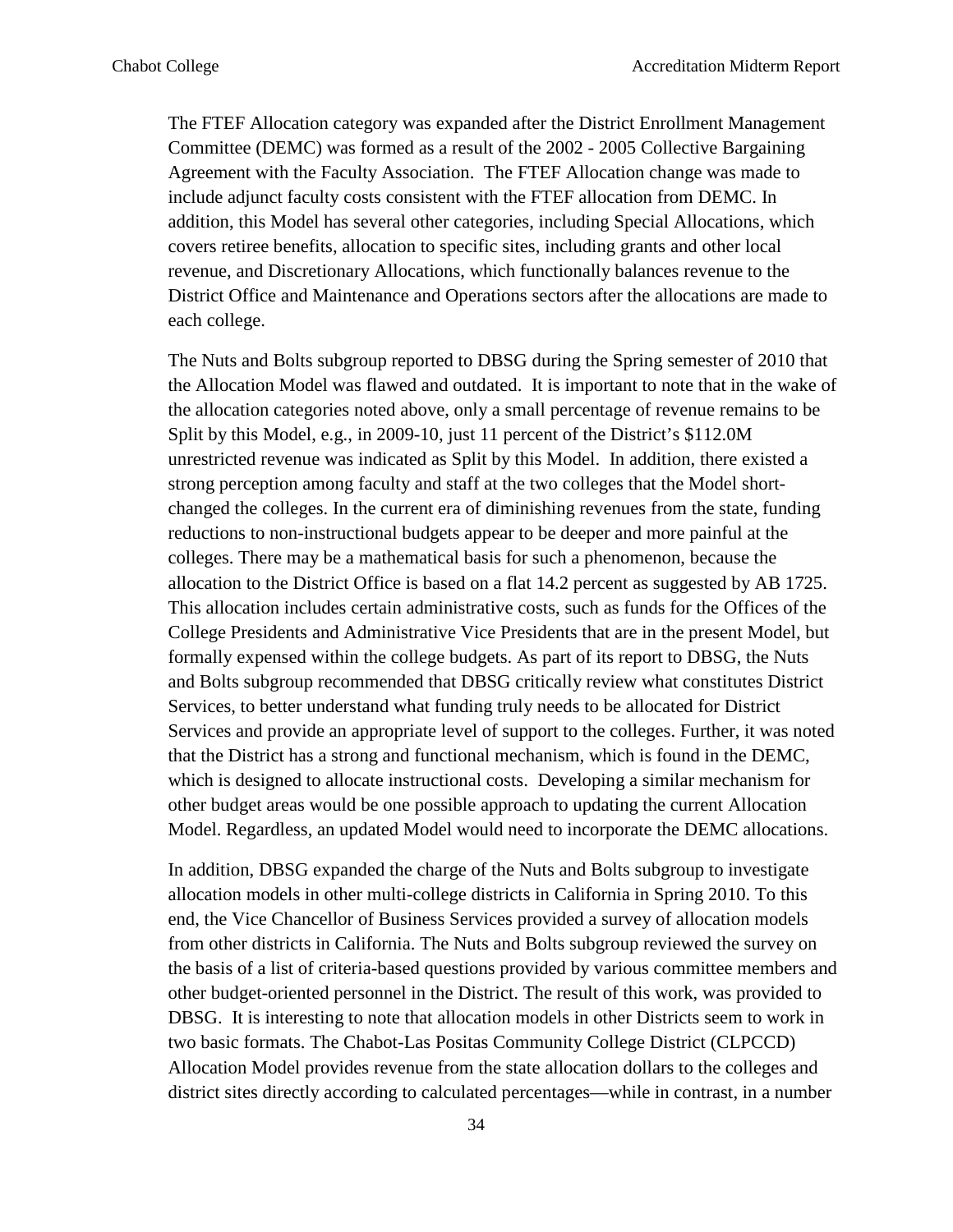The FTEF Allocation category was expanded after the District Enrollment Management Committee (DEMC) was formed as a result of the 2002 - 2005 Collective Bargaining Agreement with the Faculty Association. The FTEF Allocation change was made to include adjunct faculty costs consistent with the FTEF allocation from DEMC. In addition, this Model has several other categories, including Special Allocations, which covers retiree benefits, allocation to specific sites, including grants and other local revenue, and Discretionary Allocations, which functionally balances revenue to the District Office and Maintenance and Operations sectors after the allocations are made to each college.

The Nuts and Bolts subgroup reported to DBSG during the Spring semester of 2010 that the Allocation Model was flawed and outdated. It is important to note that in the wake of the allocation categories noted above, only a small percentage of revenue remains to be Split by this Model, e.g., in 2009-10, just 11 percent of the District's $112.0M unrestricted revenue was indicated as Split by this Model. In addition, there existed a strong perception among faculty and staff at the two colleges that the Model short-changed the colleges. In the current era of diminishing revenues from the state, funding reductions to non-instructional budgets appear to be deeper and more painful at the colleges. There may be a mathematical basis for such a phenomenon, because the allocation to the District Office is based on a flat 14.2 percent as suggested by AB 1725. This allocation includes certain administrative costs, such as funds for the Offices of the College Presidents and Administrative Vice Presidents that are in the present Model, but formally expensed within the college budgets. As part of its report to DBSG, the Nuts and Bolts subgroup recommended that DBSG critically review what constitutes District Services, to better understand what funding truly needs to be allocated for District Services and provide an appropriate level of support to the colleges. Further, it was noted that the District has a strong and functional mechanism, which is found in the DEMC, which is designed to allocate instructional costs. Developing a similar mechanism for other budget areas would be one possible approach to updating the current Allocation Model. Regardless, an updated Model would need to incorporate the DEMC allocations.

In addition, DBSG expanded the charge of the Nuts and Bolts subgroup to investigate allocation models in other multi-college districts in California in Spring 2010. To this end, the Vice Chancellor of Business Services provided a survey of allocation models from other districts in California. The Nuts and Bolts subgroup reviewed the survey on the basis of a list of criteria-based questions provided by various committee members and other budget-oriented personnel in the District. The result of this work, was provided to DBSG. It is interesting to note that allocation models in other Districts seem to work in two basic formats. The Chabot-Las Positas Community College District (CLPCCD) Allocation Model provides revenue from the state allocation dollars to the colleges and district sites directly according to calculated percentages—while in contrast, in a number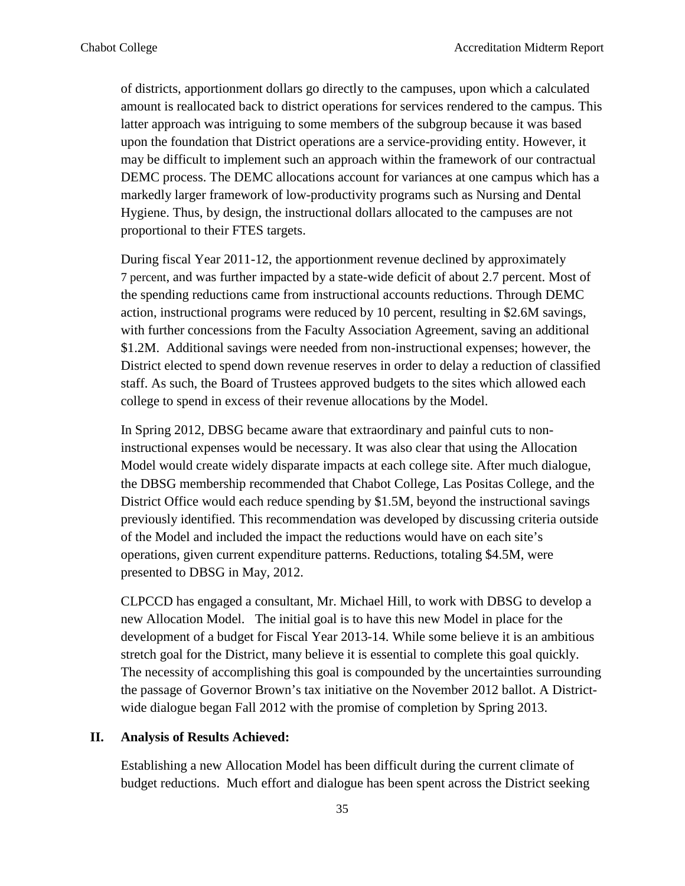of districts, apportionment dollars go directly to the campuses, upon which a calculated amount is reallocated back to district operations for services rendered to the campus. This latter approach was intriguing to some members of the subgroup because it was based upon the foundation that District operations are a service-providing entity. However, it may be difficult to implement such an approach within the framework of our contractual DEMC process. The DEMC allocations account for variances at one campus which has a markedly larger framework of low-productivity programs such as Nursing and Dental Hygiene. Thus, by design, the instructional dollars allocated to the campuses are not proportional to their FTES targets.

During fiscal Year 2011-12, the apportionment revenue declined by approximately 7 percent, and was further impacted by a state-wide deficit of about 2.7 percent. Most of the spending reductions came from instructional accounts reductions. Through DEMC action, instructional programs were reduced by 10 percent, resulting in $2.6M savings, with further concessions from the Faculty Association Agreement, saving an additional $1.2M. Additional savings were needed from non-instructional expenses; however, the District elected to spend down revenue reserves in order to delay a reduction of classified staff. As such, the Board of Trustees approved budgets to the sites which allowed each college to spend in excess of their revenue allocations by the Model.

In Spring 2012, DBSG became aware that extraordinary and painful cuts to non-instructional expenses would be necessary. It was also clear that using the Allocation Model would create widely disparate impacts at each college site. After much dialogue, the DBSG membership recommended that Chabot College, Las Positas College, and the District Office would each reduce spending by $1.5M, beyond the instructional savings previously identified. This recommendation was developed by discussing criteria outside of the Model and included the impact the reductions would have on each site's operations, given current expenditure patterns. Reductions, totaling $4.5M, were presented to DBSG in May, 2012.

CLPCCD has engaged a consultant, Mr. Michael Hill, to work with DBSG to develop a new Allocation Model. The initial goal is to have this new Model in place for the development of a budget for Fiscal Year 2013-14. While some believe it is an ambitious stretch goal for the District, many believe it is essential to complete this goal quickly. The necessity of accomplishing this goal is compounded by the uncertainties surrounding the passage of Governor Brown's tax initiative on the November 2012 ballot. A District-wide dialogue began Fall 2012 with the promise of completion by Spring 2013.

## II. Analysis of Results Achieved:

Establishing a new Allocation Model has been difficult during the current climate of budget reductions. Much effort and dialogue has been spent across the District seeking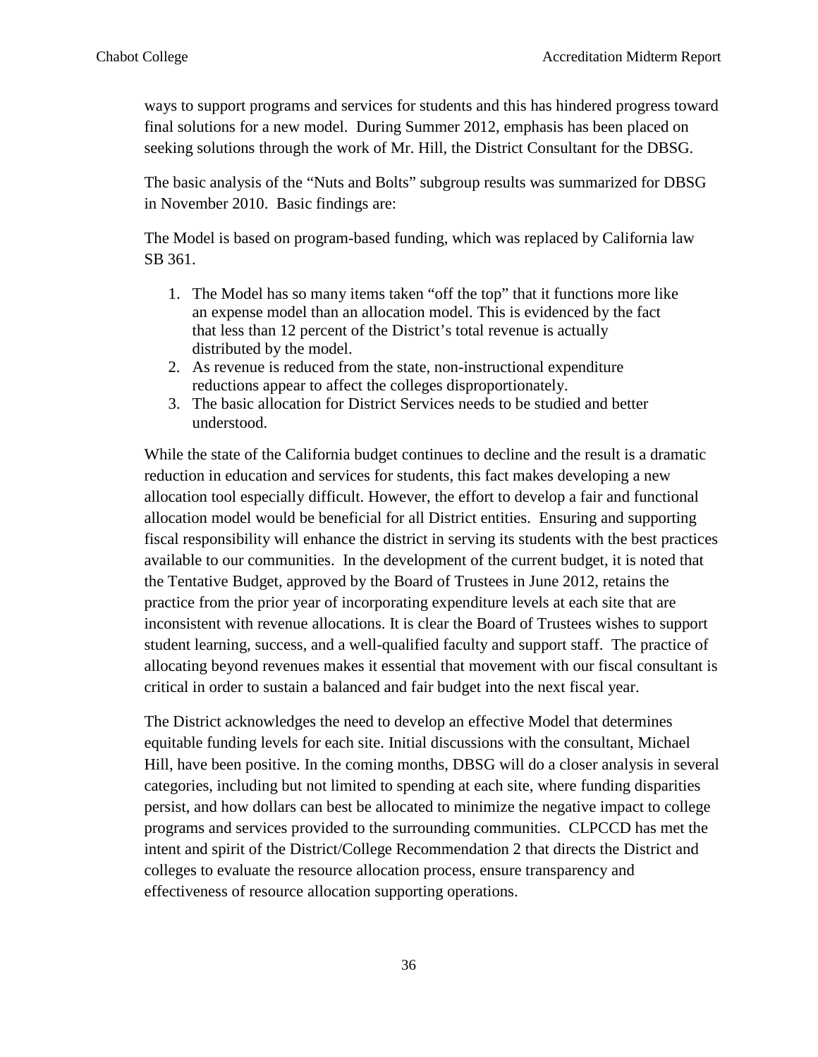ways to support programs and services for students and this has hindered progress toward final solutions for a new model. During Summer 2012, emphasis has been placed on seeking solutions through the work of Mr. Hill, the District Consultant for the DBSG.

The basic analysis of the "Nuts and Bolts" subgroup results was summarized for DBSG in November 2010. Basic findings are:

The Model is based on program-based funding, which was replaced by California law SB 361.

1. The Model has so many items taken "off the top" that it functions more like an expense model than an allocation model. This is evidenced by the fact that less than 12 percent of the District's total revenue is actually distributed by the model.
2. As revenue is reduced from the state, non-instructional expenditure reductions appear to affect the colleges disproportionately.
3. The basic allocation for District Services needs to be studied and better understood.

While the state of the California budget continues to decline and the result is a dramatic reduction in education and services for students, this fact makes developing a new allocation tool especially difficult. However, the effort to develop a fair and functional allocation model would be beneficial for all District entities. Ensuring and supporting fiscal responsibility will enhance the district in serving its students with the best practices available to our communities. In the development of the current budget, it is noted that the Tentative Budget, approved by the Board of Trustees in June 2012, retains the practice from the prior year of incorporating expenditure levels at each site that are inconsistent with revenue allocations. It is clear the Board of Trustees wishes to support student learning, success, and a well-qualified faculty and support staff. The practice of allocating beyond revenues makes it essential that movement with our fiscal consultant is critical in order to sustain a balanced and fair budget into the next fiscal year.

The District acknowledges the need to develop an effective Model that determines equitable funding levels for each site. Initial discussions with the consultant, Michael Hill, have been positive. In the coming months, DBSG will do a closer analysis in several categories, including but not limited to spending at each site, where funding disparities persist, and how dollars can best be allocated to minimize the negative impact to college programs and services provided to the surrounding communities. CLPCCD has met the intent and spirit of the District/College Recommendation 2 that directs the District and colleges to evaluate the resource allocation process, ensure transparency and effectiveness of resource allocation supporting operations.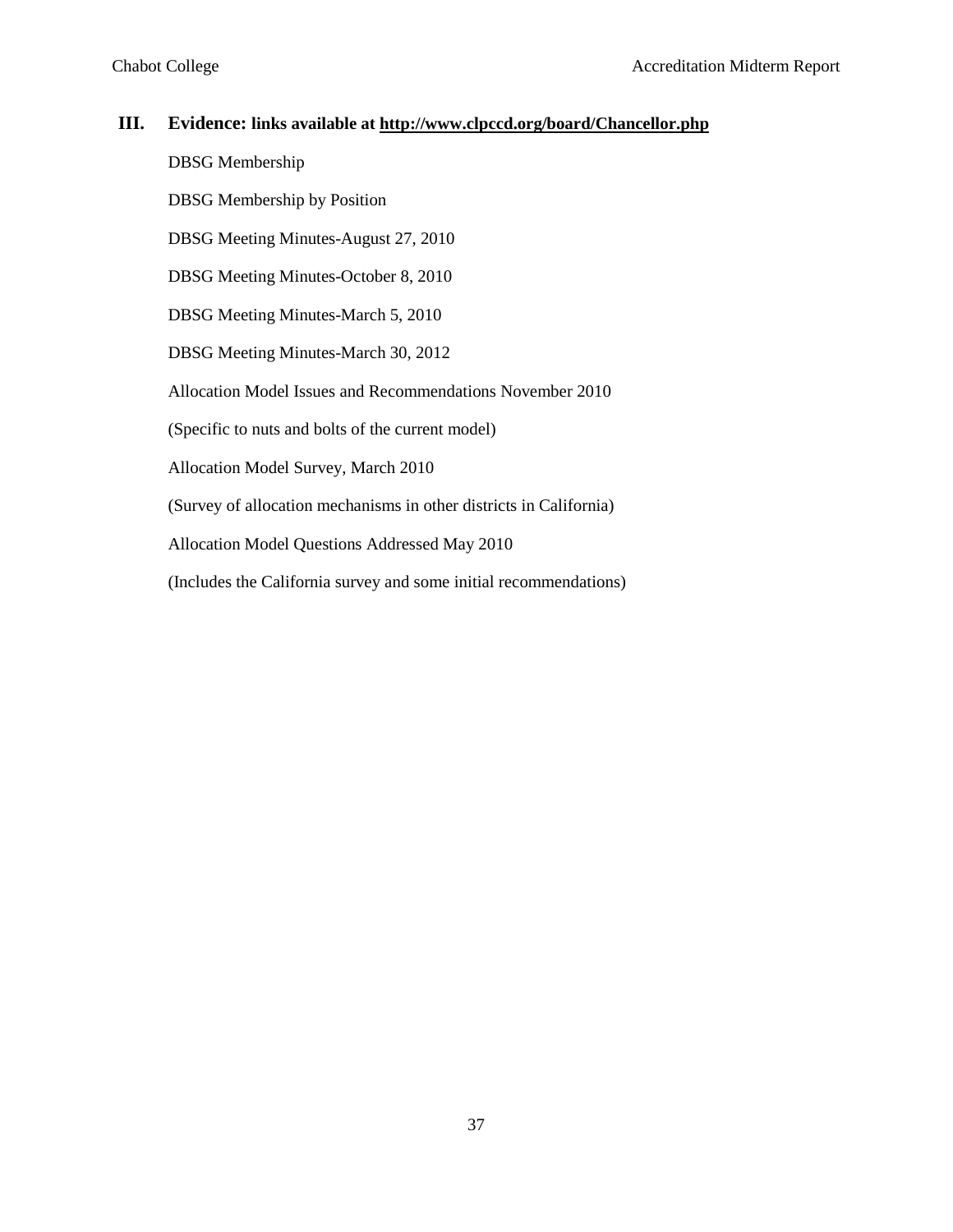## III. Evidence: links available at http://www.clpccd.org/board/Chancellor.php

DBSG Membership

DBSG Membership by Position

DBSG Meeting Minutes-August 27, 2010

DBSG Meeting Minutes-October 8, 2010

DBSG Meeting Minutes-March 5, 2010

DBSG Meeting Minutes-March 30, 2012

Allocation Model Issues and Recommendations November 2010

(Specific to nuts and bolts of the current model)

Allocation Model Survey, March 2010

(Survey of allocation mechanisms in other districts in California)

Allocation Model Questions Addressed May 2010

(Includes the California survey and some initial recommendations)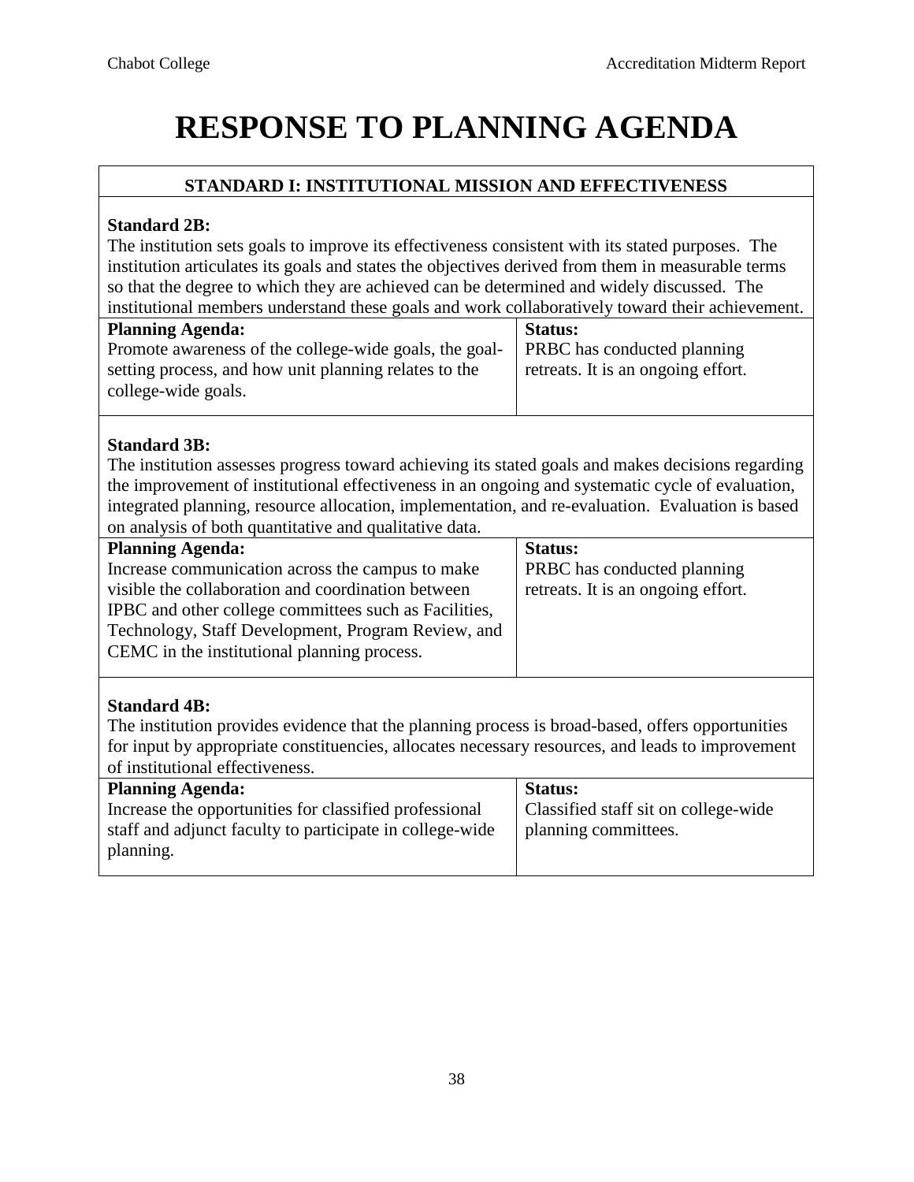# RESPONSE TO PLANNING AGENDA

## STANDARD I: INSTITUTIONAL MISSION AND EFFECTIVENESS

**Standard 2B:**
The institution sets goals to improve its effectiveness consistent with its stated purposes. The institution articulates its goals and states the objectives derived from them in measurable terms so that the degree to which they are achieved can be determined and widely discussed. The institutional members understand these goals and work collaboratively toward their achievement.

| Planning Agenda: | Status: |
|---|---|
| Promote awareness of the college-wide goals, the goal-setting process, and how unit planning relates to the college-wide goals. | PRBC has conducted planning retreats. It is an ongoing effort. |

**Standard 3B:**
The institution assesses progress toward achieving its stated goals and makes decisions regarding the improvement of institutional effectiveness in an ongoing and systematic cycle of evaluation, integrated planning, resource allocation, implementation, and re-evaluation. Evaluation is based on analysis of both quantitative and qualitative data.

| Planning Agenda: | Status: |
|---|---|
| Increase communication across the campus to make visible the collaboration and coordination between IPBC and other college committees such as Facilities, Technology, Staff Development, Program Review, and CEMC in the institutional planning process. | PRBC has conducted planning retreats. It is an ongoing effort. |

**Standard 4B:**
The institution provides evidence that the planning process is broad-based, offers opportunities for input by appropriate constituencies, allocates necessary resources, and leads to improvement of institutional effectiveness.

| Planning Agenda: | Status: |
|---|---|
| Increase the opportunities for classified professional staff and adjunct faculty to participate in college-wide planning. | Classified staff sit on college-wide planning committees. |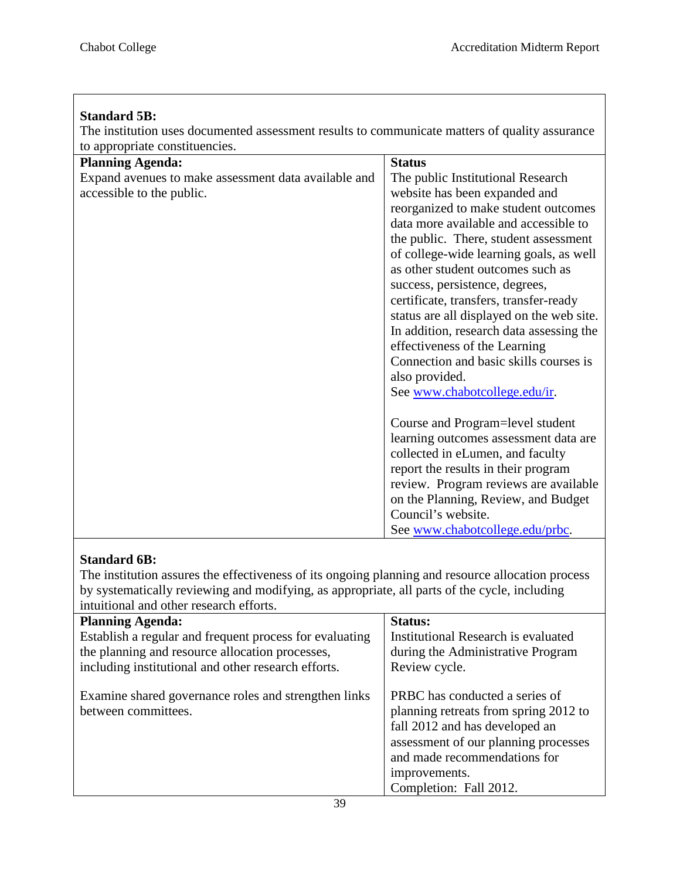**Standard 5B:**
The institution uses documented assessment results to communicate matters of quality assurance to appropriate constituencies.

| **Planning Agenda:** | **Status** |
|---|---|
| Expand avenues to make assessment data available and accessible to the public. | The public Institutional Research website has been expanded and reorganized to make student outcomes data more available and accessible to the public. There, student assessment of college-wide learning goals, as well as other student outcomes such as success, persistence, degrees, certificate, transfers, transfer-ready status are all displayed on the web site. In addition, research data assessing the effectiveness of the Learning Connection and basic skills courses is also provided. See www.chabotcollege.edu/ir.<br><br>Course and Program=level student learning outcomes assessment data are collected in eLumen, and faculty report the results in their program review. Program reviews are available on the Planning, Review, and Budget Council's website. See www.chabotcollege.edu/prbc. |

**Standard 6B:**
The institution assures the effectiveness of its ongoing planning and resource allocation process by systematically reviewing and modifying, as appropriate, all parts of the cycle, including intuitional and other research efforts.

| **Planning Agenda:** | **Status:** |
|---|---|
| Establish a regular and frequent process for evaluating the planning and resource allocation processes, including institutional and other research efforts. | Institutional Research is evaluated during the Administrative Program Review cycle. |
| Examine shared governance roles and strengthen links between committees. | PRBC has conducted a series of planning retreats from spring 2012 to fall 2012 and has developed an assessment of our planning processes and made recommendations for improvements.<br>Completion: Fall 2012. |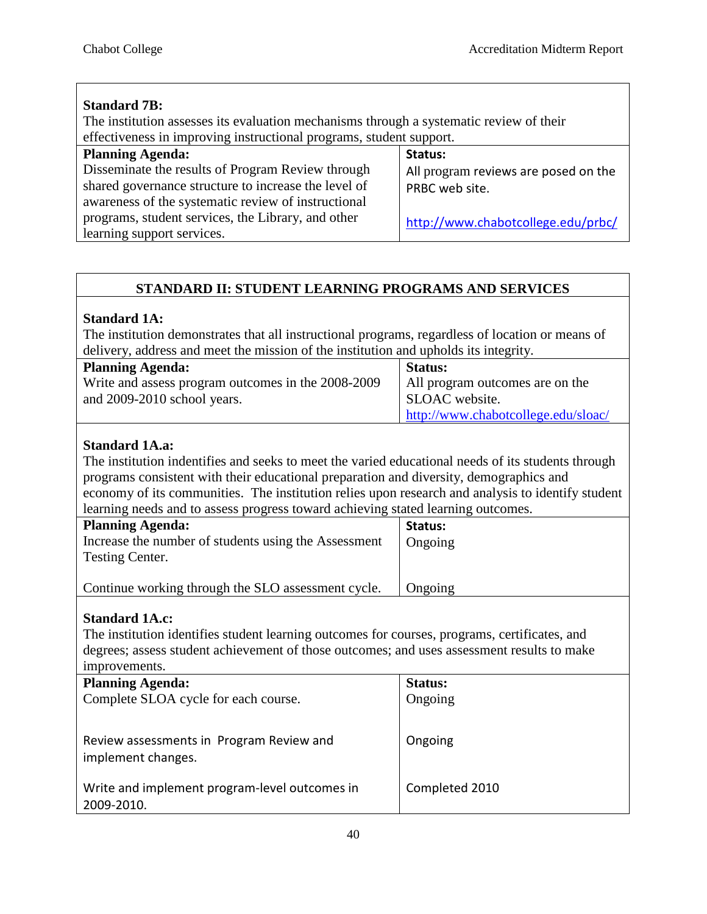**Standard 7B:**
The institution assesses its evaluation mechanisms through a systematic review of their effectiveness in improving instructional programs, student support.

| Planning Agenda: | Status: |
|---|---|
| Disseminate the results of Program Review through shared governance structure to increase the level of awareness of the systematic review of instructional programs, student services, the Library, and other learning support services. | All program reviews are posed on the PRBC web site.<br><br>http://www.chabotcollege.edu/prbc/ |

## STANDARD II: STUDENT LEARNING PROGRAMS AND SERVICES

**Standard 1A:**
The institution demonstrates that all instructional programs, regardless of location or means of delivery, address and meet the mission of the institution and upholds its integrity.

| Planning Agenda: | Status: |
|---|---|
| Write and assess program outcomes in the 2008-2009 and 2009-2010 school years. | All program outcomes are on the SLOAC website.<br>http://www.chabotcollege.edu/sloac/ |

**Standard 1A.a:**
The institution indentifies and seeks to meet the varied educational needs of its students through programs consistent with their educational preparation and diversity, demographics and economy of its communities. The institution relies upon research and analysis to identify student learning needs and to assess progress toward achieving stated learning outcomes.

| Planning Agenda: | Status: |
|---|---|
| Increase the number of students using the Assessment Testing Center. | Ongoing |
| Continue working through the SLO assessment cycle. | Ongoing |

**Standard 1A.c:**
The institution identifies student learning outcomes for courses, programs, certificates, and degrees; assess student achievement of those outcomes; and uses assessment results to make improvements.

| Planning Agenda: | Status: |
|---|---|
| Complete SLOA cycle for each course. | Ongoing |
| Review assessments in Program Review and implement changes. | Ongoing |
| Write and implement program-level outcomes in 2009-2010. | Completed 2010 |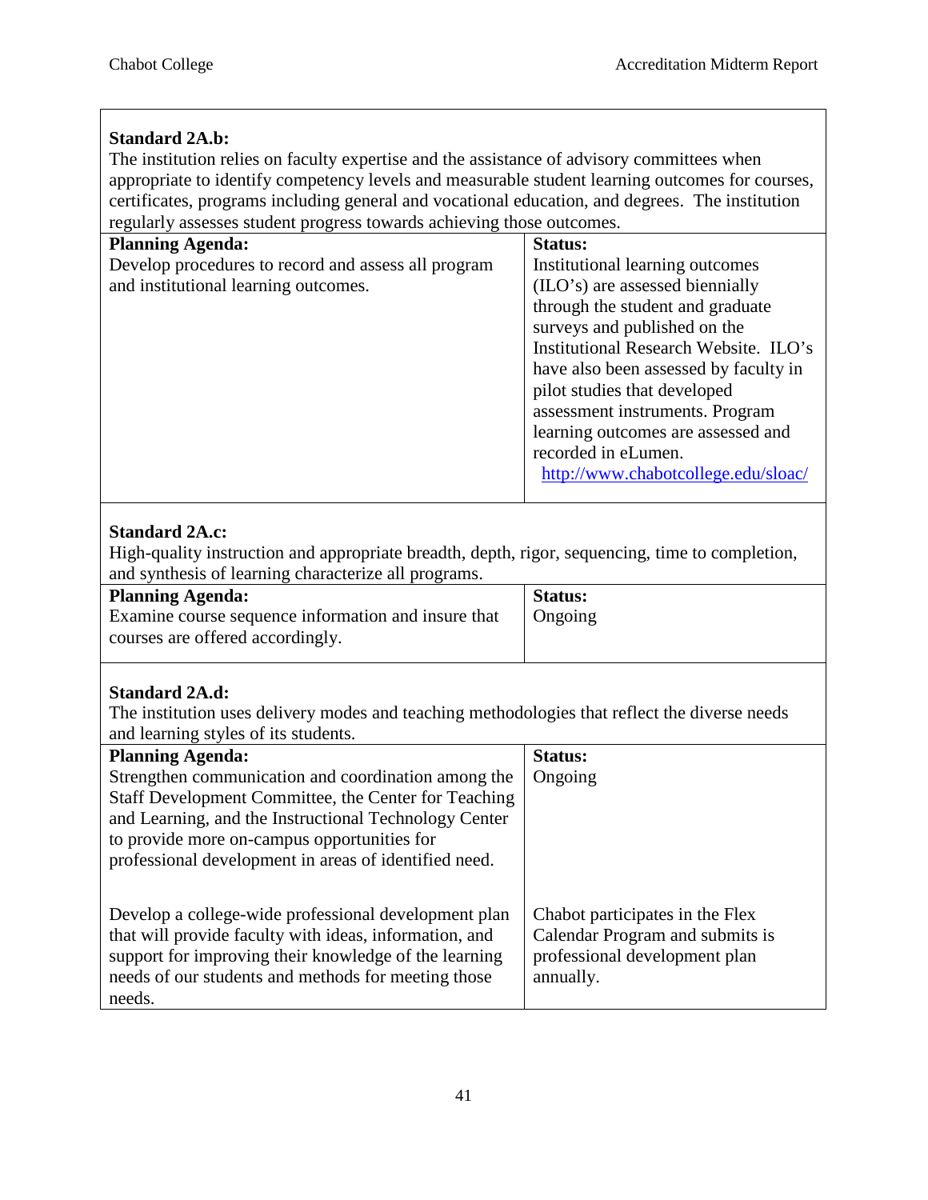**Standard 2A.b:**
The institution relies on faculty expertise and the assistance of advisory committees when appropriate to identify competency levels and measurable student learning outcomes for courses, certificates, programs including general and vocational education, and degrees. The institution regularly assesses student progress towards achieving those outcomes.

| **Planning Agenda:** | **Status:** |
|---|---|
| Develop procedures to record and assess all program and institutional learning outcomes. | Institutional learning outcomes (ILO's) are assessed biennially through the student and graduate surveys and published on the Institutional Research Website. ILO's have also been assessed by faculty in pilot studies that developed assessment instruments. Program learning outcomes are assessed and recorded in eLumen. http://www.chabotcollege.edu/sloac/ |

**Standard 2A.c:**
High-quality instruction and appropriate breadth, depth, rigor, sequencing, time to completion, and synthesis of learning characterize all programs.

| **Planning Agenda:** | **Status:** |
|---|---|
| Examine course sequence information and insure that courses are offered accordingly. | Ongoing |

**Standard 2A.d:**
The institution uses delivery modes and teaching methodologies that reflect the diverse needs and learning styles of its students.

| **Planning Agenda:** | **Status:** |
|---|---|
| Strengthen communication and coordination among the Staff Development Committee, the Center for Teaching and Learning, and the Instructional Technology Center to provide more on-campus opportunities for professional development in areas of identified need. | Ongoing |
| Develop a college-wide professional development plan that will provide faculty with ideas, information, and support for improving their knowledge of the learning needs of our students and methods for meeting those needs. | Chabot participates in the Flex Calendar Program and submits is professional development plan annually. |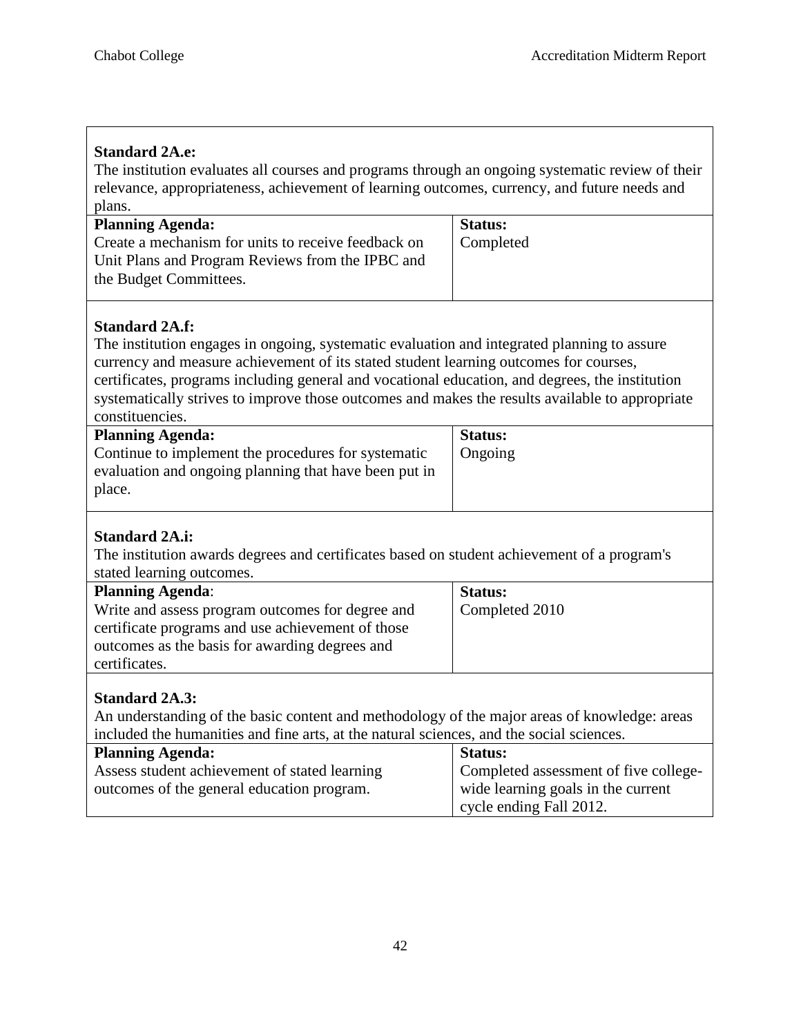**Standard 2A.e:**
The institution evaluates all courses and programs through an ongoing systematic review of their relevance, appropriateness, achievement of learning outcomes, currency, and future needs and plans.

| **Planning Agenda:** | **Status:** |
| --- | --- |
| Create a mechanism for units to receive feedback on Unit Plans and Program Reviews from the IPBC and the Budget Committees. | Completed |

**Standard 2A.f:**
The institution engages in ongoing, systematic evaluation and integrated planning to assure currency and measure achievement of its stated student learning outcomes for courses, certificates, programs including general and vocational education, and degrees, the institution systematically strives to improve those outcomes and makes the results available to appropriate constituencies.

| **Planning Agenda:** | **Status:** |
| --- | --- |
| Continue to implement the procedures for systematic evaluation and ongoing planning that have been put in place. | Ongoing |

**Standard 2A.i:**
The institution awards degrees and certificates based on student achievement of a program's stated learning outcomes.

| **Planning Agenda**: | **Status:** |
| --- | --- |
| Write and assess program outcomes for degree and certificate programs and use achievement of those outcomes as the basis for awarding degrees and certificates. | Completed 2010 |

**Standard 2A.3:**
An understanding of the basic content and methodology of the major areas of knowledge: areas included the humanities and fine arts, at the natural sciences, and the social sciences.

| **Planning Agenda:** | **Status:** |
| --- | --- |
| Assess student achievement of stated learning outcomes of the general education program. | Completed assessment of five college-wide learning goals in the current cycle ending Fall 2012. |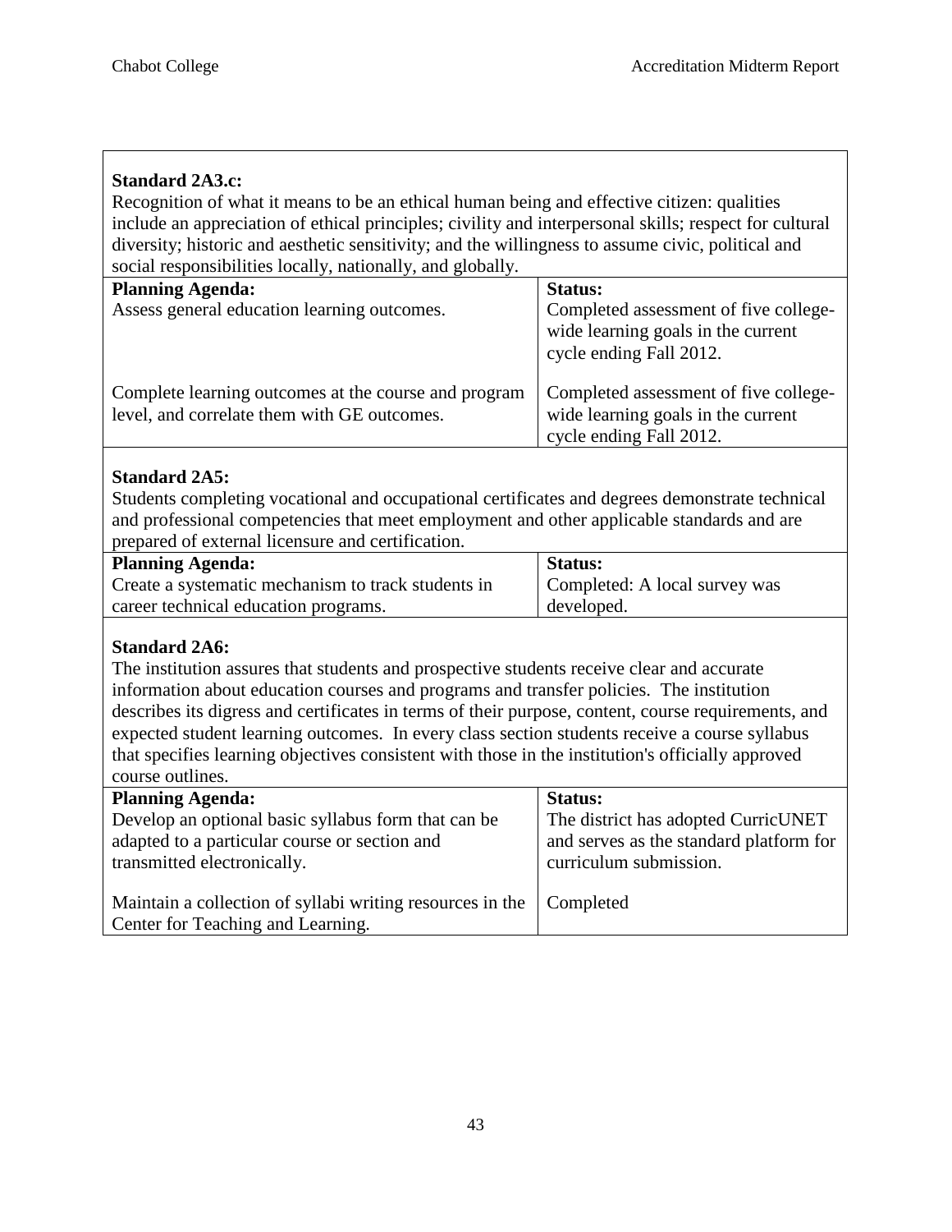**Standard 2A3.c:**
Recognition of what it means to be an ethical human being and effective citizen: qualities include an appreciation of ethical principles; civility and interpersonal skills; respect for cultural diversity; historic and aesthetic sensitivity; and the willingness to assume civic, political and social responsibilities locally, nationally, and globally.

| **Planning Agenda:** | **Status:** |
| --- | --- |
| Assess general education learning outcomes. | Completed assessment of five college-wide learning goals in the current cycle ending Fall 2012. |
| Complete learning outcomes at the course and program level, and correlate them with GE outcomes. | Completed assessment of five college-wide learning goals in the current cycle ending Fall 2012. |

**Standard 2A5:**
Students completing vocational and occupational certificates and degrees demonstrate technical and professional competencies that meet employment and other applicable standards and are prepared of external licensure and certification.

| **Planning Agenda:** | **Status:** |
| --- | --- |
| Create a systematic mechanism to track students in career technical education programs. | Completed: A local survey was developed. |

**Standard 2A6:**
The institution assures that students and prospective students receive clear and accurate information about education courses and programs and transfer policies. The institution describes its digress and certificates in terms of their purpose, content, course requirements, and expected student learning outcomes. In every class section students receive a course syllabus that specifies learning objectives consistent with those in the institution's officially approved course outlines.

| **Planning Agenda:** | **Status:** |
| --- | --- |
| Develop an optional basic syllabus form that can be adapted to a particular course or section and transmitted electronically. | The district has adopted CurricUNET and serves as the standard platform for curriculum submission. |
| Maintain a collection of syllabi writing resources in the Center for Teaching and Learning. | Completed |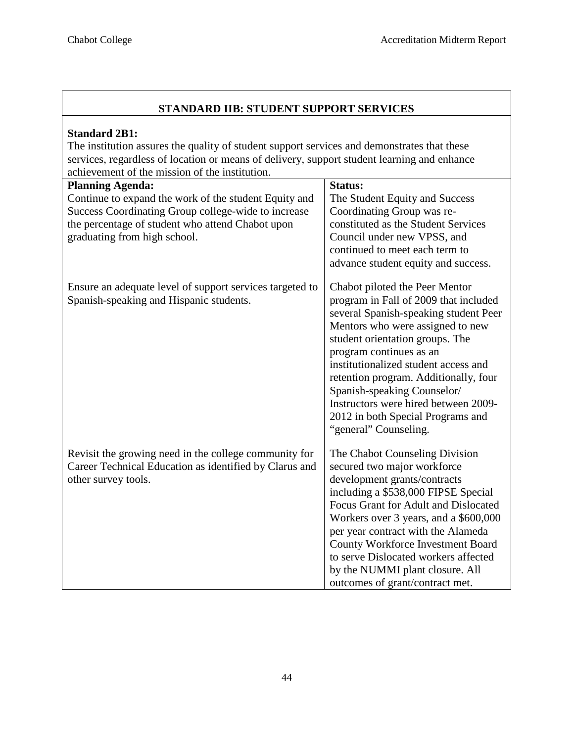## STANDARD IIB: STUDENT SUPPORT SERVICES

**Standard 2B1:**
The institution assures the quality of student support services and demonstrates that these services, regardless of location or means of delivery, support student learning and enhance achievement of the mission of the institution.

| **Planning Agenda:** | **Status:** |
|---|---|
| Continue to expand the work of the student Equity and Success Coordinating Group college-wide to increase the percentage of student who attend Chabot upon graduating from high school. | The Student Equity and Success Coordinating Group was re-constituted as the Student Services Council under new VPSS, and continued to meet each term to advance student equity and success. |
| Ensure an adequate level of support services targeted to Spanish-speaking and Hispanic students. | Chabot piloted the Peer Mentor program in Fall of 2009 that included several Spanish-speaking student Peer Mentors who were assigned to new student orientation groups. The program continues as an institutionalized student access and retention program. Additionally, four Spanish-speaking Counselor/ Instructors were hired between 2009-2012 in both Special Programs and "general" Counseling. |
| Revisit the growing need in the college community for Career Technical Education as identified by Clarus and other survey tools. | The Chabot Counseling Division secured two major workforce development grants/contracts including a $538,000 FIPSE Special Focus Grant for Adult and Dislocated Workers over 3 years, and a $600,000 per year contract with the Alameda County Workforce Investment Board to serve Dislocated workers affected by the NUMMI plant closure. All outcomes of grant/contract met. |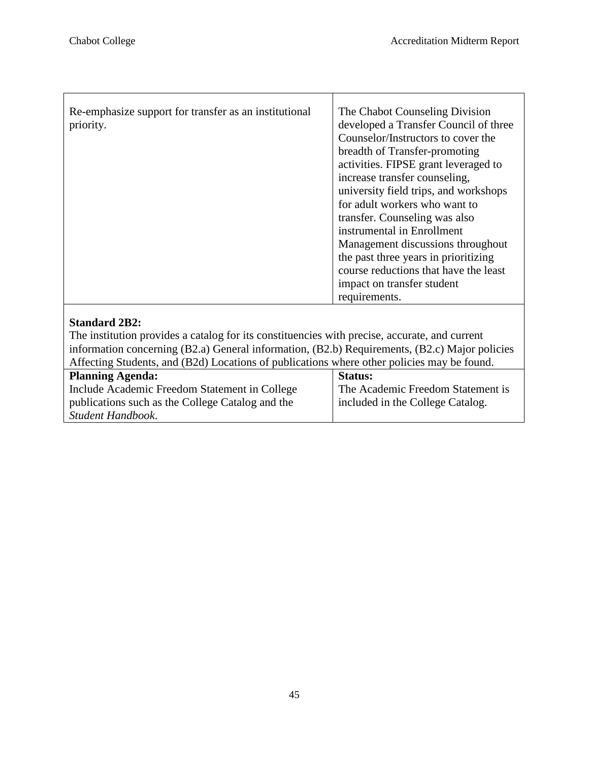| | |
|---|---|
| Re-emphasize support for transfer as an institutional priority. | The Chabot Counseling Division developed a Transfer Council of three Counselor/Instructors to cover the breadth of Transfer-promoting activities. FIPSE grant leveraged to increase transfer counseling, university field trips, and workshops for adult workers who want to transfer. Counseling was also instrumental in Enrollment Management discussions throughout the past three years in prioritizing course reductions that have the least impact on transfer student requirements. |

**Standard 2B2:**
The institution provides a catalog for its constituencies with precise, accurate, and current information concerning (B2.a) General information, (B2.b) Requirements, (B2.c) Major policies Affecting Students, and (B2d) Locations of publications where other policies may be found.

| **Planning Agenda:** | **Status:** |
|---|---|
| Include Academic Freedom Statement in College publications such as the College Catalog and the *Student Handbook*. | The Academic Freedom Statement is included in the College Catalog. |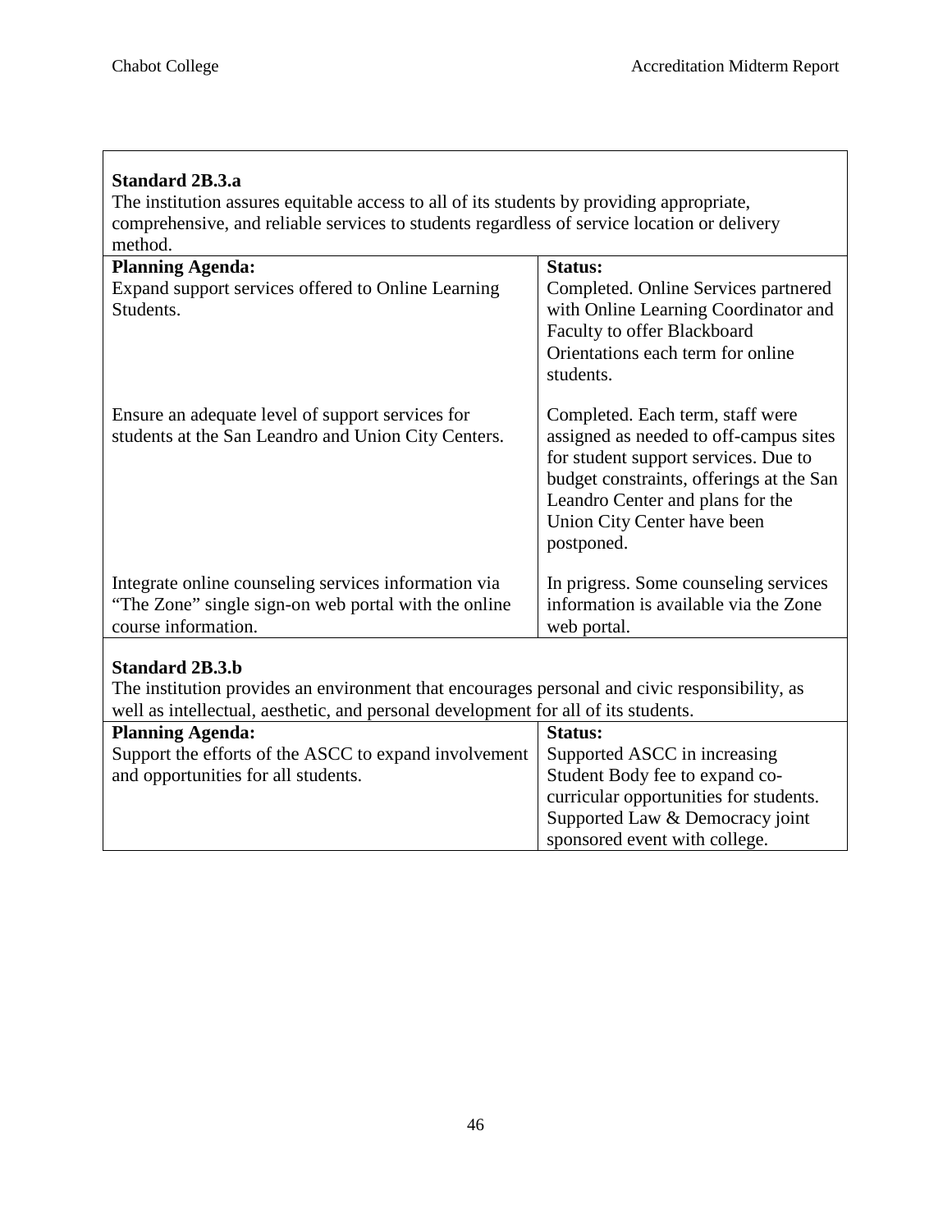**Standard 2B.3.a**

The institution assures equitable access to all of its students by providing appropriate, comprehensive, and reliable services to students regardless of service location or delivery method.

| Planning Agenda: | Status: |
|---|---|
| Expand support services offered to Online Learning Students. | Completed. Online Services partnered with Online Learning Coordinator and Faculty to offer Blackboard Orientations each term for online students. |
| Ensure an adequate level of support services for students at the San Leandro and Union City Centers. | Completed. Each term, staff were assigned as needed to off-campus sites for student support services. Due to budget constraints, offerings at the San Leandro Center and plans for the Union City Center have been postponed. |
| Integrate online counseling services information via "The Zone" single sign-on web portal with the online course information. | In prigress. Some counseling services information is available via the Zone web portal. |

**Standard 2B.3.b**

The institution provides an environment that encourages personal and civic responsibility, as well as intellectual, aesthetic, and personal development for all of its students.

| Planning Agenda: | Status: |
|---|---|
| Support the efforts of the ASCC to expand involvement and opportunities for all students. | Supported ASCC in increasing Student Body fee to expand co-curricular opportunities for students. Supported Law & Democracy joint sponsored event with college. |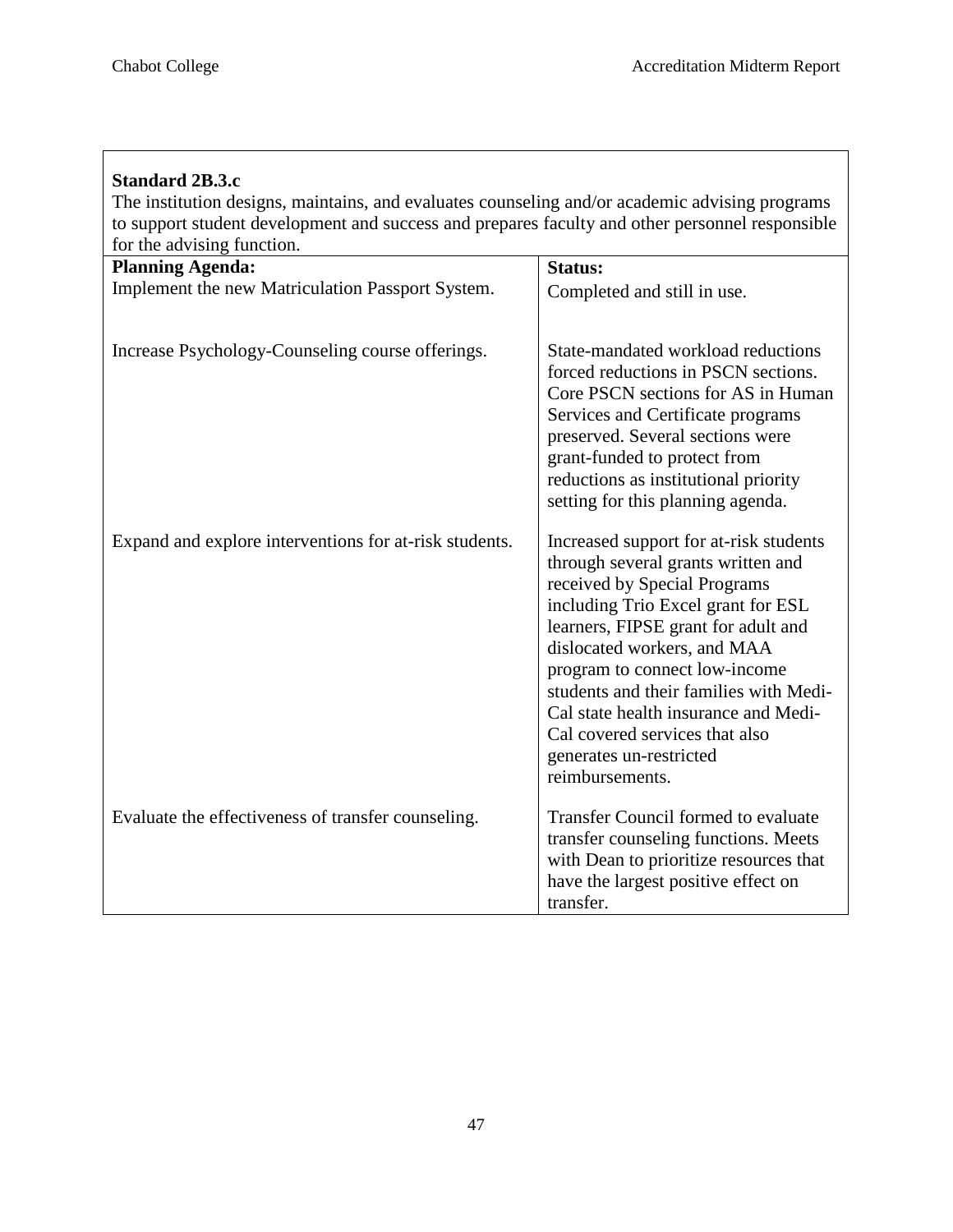**Standard 2B.3.c**

The institution designs, maintains, and evaluates counseling and/or academic advising programs to support student development and success and prepares faculty and other personnel responsible for the advising function.

| Planning Agenda: | Status: |
|---|---|
| Implement the new Matriculation Passport System. | Completed and still in use. |
| Increase Psychology-Counseling course offerings. | State-mandated workload reductions forced reductions in PSCN sections. Core PSCN sections for AS in Human Services and Certificate programs preserved. Several sections were grant-funded to protect from reductions as institutional priority setting for this planning agenda. |
| Expand and explore interventions for at-risk students. | Increased support for at-risk students through several grants written and received by Special Programs including Trio Excel grant for ESL learners, FIPSE grant for adult and dislocated workers, and MAA program to connect low-income students and their families with Medi-Cal state health insurance and Medi-Cal covered services that also generates un-restricted reimbursements. |
| Evaluate the effectiveness of transfer counseling. | Transfer Council formed to evaluate transfer counseling functions. Meets with Dean to prioritize resources that have the largest positive effect on transfer. |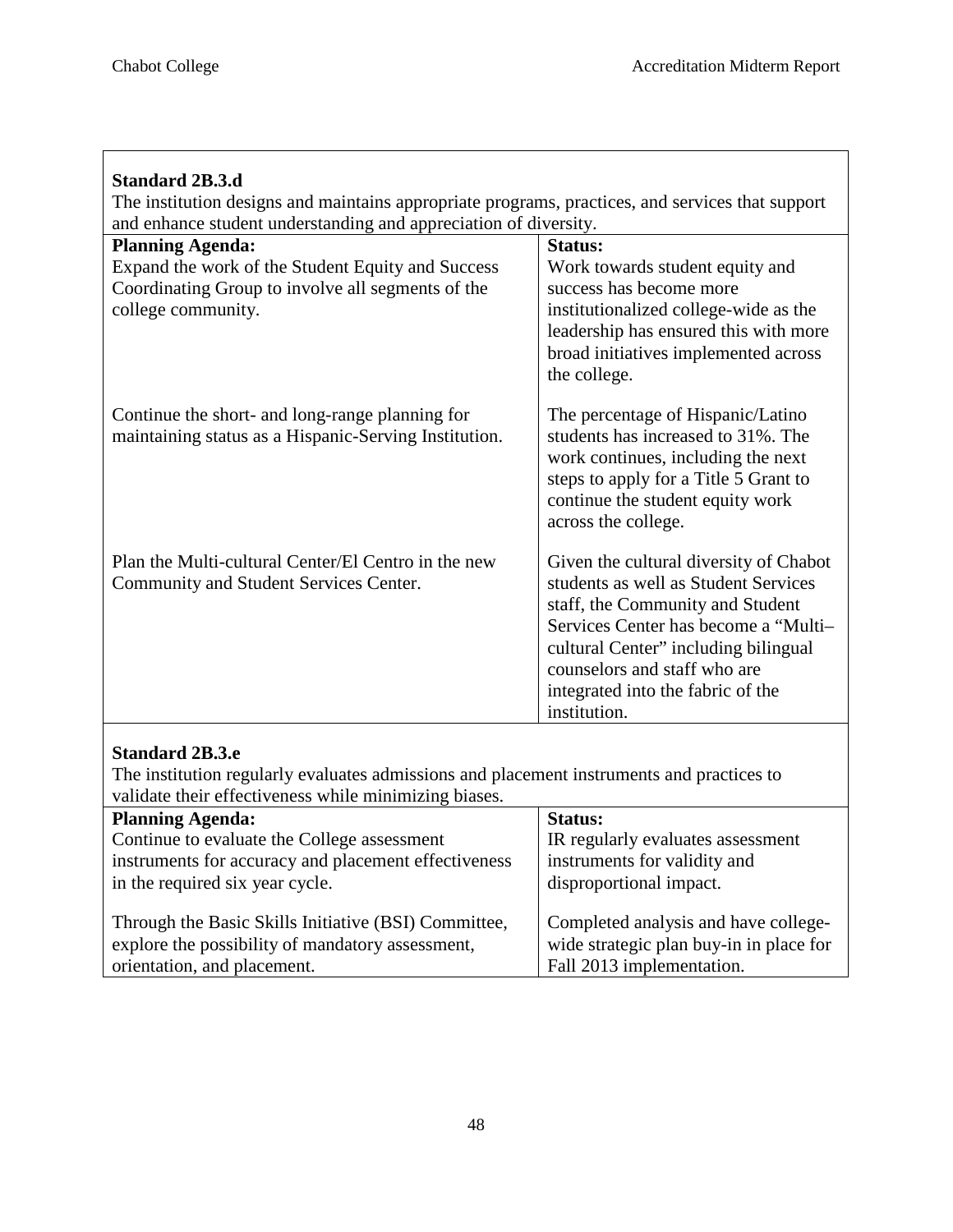**Standard 2B.3.d**

The institution designs and maintains appropriate programs, practices, and services that support and enhance student understanding and appreciation of diversity.

| Planning Agenda: | Status: |
|---|---|
| Expand the work of the Student Equity and Success Coordinating Group to involve all segments of the college community. | Work towards student equity and success has become more institutionalized college-wide as the leadership has ensured this with more broad initiatives implemented across the college. |
| Continue the short- and long-range planning for maintaining status as a Hispanic-Serving Institution. | The percentage of Hispanic/Latino students has increased to 31%. The work continues, including the next steps to apply for a Title 5 Grant to continue the student equity work across the college. |
| Plan the Multi-cultural Center/El Centro in the new Community and Student Services Center. | Given the cultural diversity of Chabot students as well as Student Services staff, the Community and Student Services Center has become a "Multi–cultural Center" including bilingual counselors and staff who are integrated into the fabric of the institution. |

**Standard 2B.3.e**

The institution regularly evaluates admissions and placement instruments and practices to validate their effectiveness while minimizing biases.

| Planning Agenda: | Status: |
|---|---|
| Continue to evaluate the College assessment instruments for accuracy and placement effectiveness in the required six year cycle. | IR regularly evaluates assessment instruments for validity and disproportional impact. |
| Through the Basic Skills Initiative (BSI) Committee, explore the possibility of mandatory assessment, orientation, and placement. | Completed analysis and have college-wide strategic plan buy-in in place for Fall 2013 implementation. |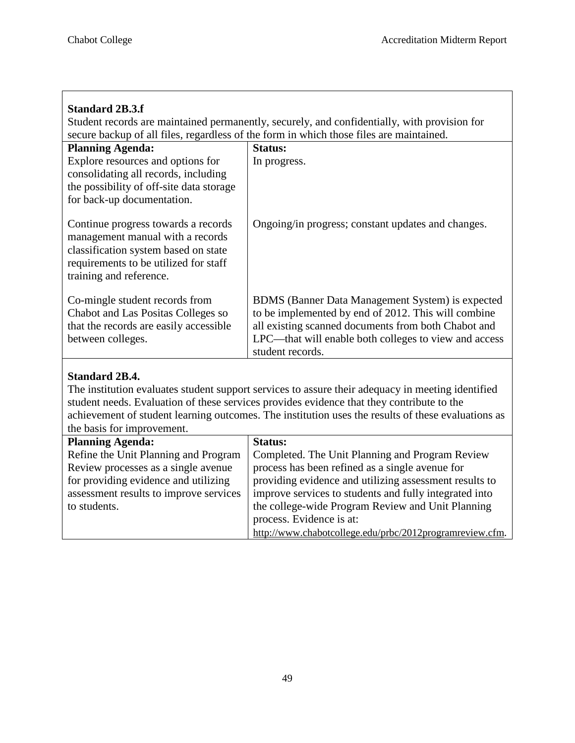**Standard 2B.3.f**

Student records are maintained permanently, securely, and confidentially, with provision for secure backup of all files, regardless of the form in which those files are maintained.

| Planning Agenda: | Status: |
| --- | --- |
| Explore resources and options for consolidating all records, including the possibility of off-site data storage for back-up documentation. | In progress. |
| Continue progress towards a records management manual with a records classification system based on state requirements to be utilized for staff training and reference. | Ongoing/in progress; constant updates and changes. |
| Co-mingle student records from Chabot and Las Positas Colleges so that the records are easily accessible between colleges. | BDMS (Banner Data Management System) is expected to be implemented by end of 2012. This will combine all existing scanned documents from both Chabot and LPC—that will enable both colleges to view and access student records. |

**Standard 2B.4.**

The institution evaluates student support services to assure their adequacy in meeting identified student needs. Evaluation of these services provides evidence that they contribute to the achievement of student learning outcomes. The institution uses the results of these evaluations as the basis for improvement.

| Planning Agenda: | Status: |
| --- | --- |
| Refine the Unit Planning and Program Review processes as a single avenue for providing evidence and utilizing assessment results to improve services to students. | Completed. The Unit Planning and Program Review process has been refined as a single avenue for providing evidence and utilizing assessment results to improve services to students and fully integrated into the college-wide Program Review and Unit Planning process. Evidence is at: http://www.chabotcollege.edu/prbc/2012programreview.cfm. |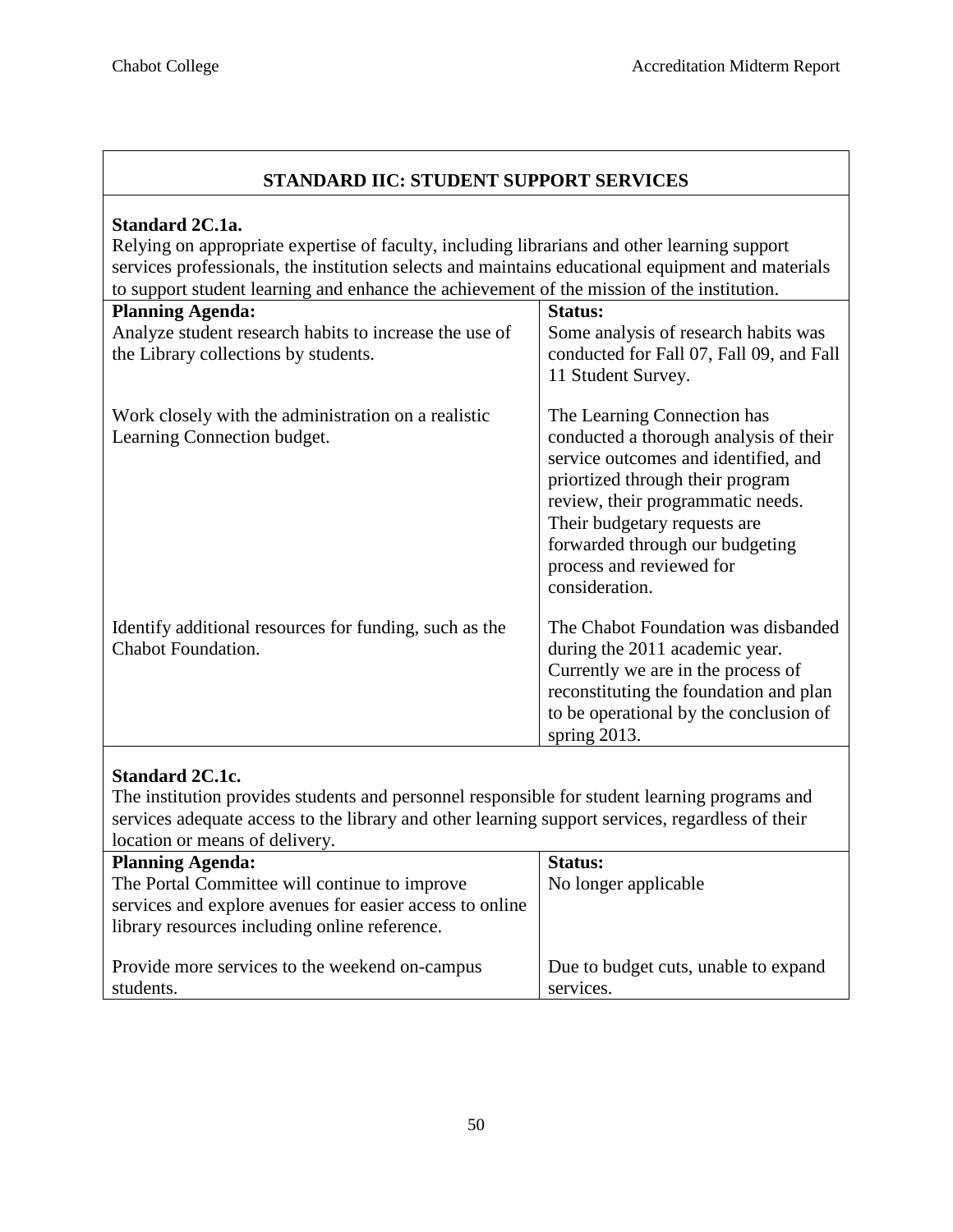## STANDARD IIC: STUDENT SUPPORT SERVICES

**Standard 2C.1a.**
Relying on appropriate expertise of faculty, including librarians and other learning support services professionals, the institution selects and maintains educational equipment and materials to support student learning and enhance the achievement of the mission of the institution.

| Planning Agenda: | Status: |
|---|---|
| Analyze student research habits to increase the use of the Library collections by students. | Some analysis of research habits was conducted for Fall 07, Fall 09, and Fall 11 Student Survey. |
| Work closely with the administration on a realistic Learning Connection budget. | The Learning Connection has conducted a thorough analysis of their service outcomes and identified, and priortized through their program review, their programmatic needs. Their budgetary requests are forwarded through our budgeting process and reviewed for consideration. |
| Identify additional resources for funding, such as the Chabot Foundation. | The Chabot Foundation was disbanded during the 2011 academic year. Currently we are in the process of reconstituting the foundation and plan to be operational by the conclusion of spring 2013. |

**Standard 2C.1c.**
The institution provides students and personnel responsible for student learning programs and services adequate access to the library and other learning support services, regardless of their location or means of delivery.

| Planning Agenda: | Status: |
|---|---|
| The Portal Committee will continue to improve services and explore avenues for easier access to online library resources including online reference. | No longer applicable |
| Provide more services to the weekend on-campus students. | Due to budget cuts, unable to expand services. |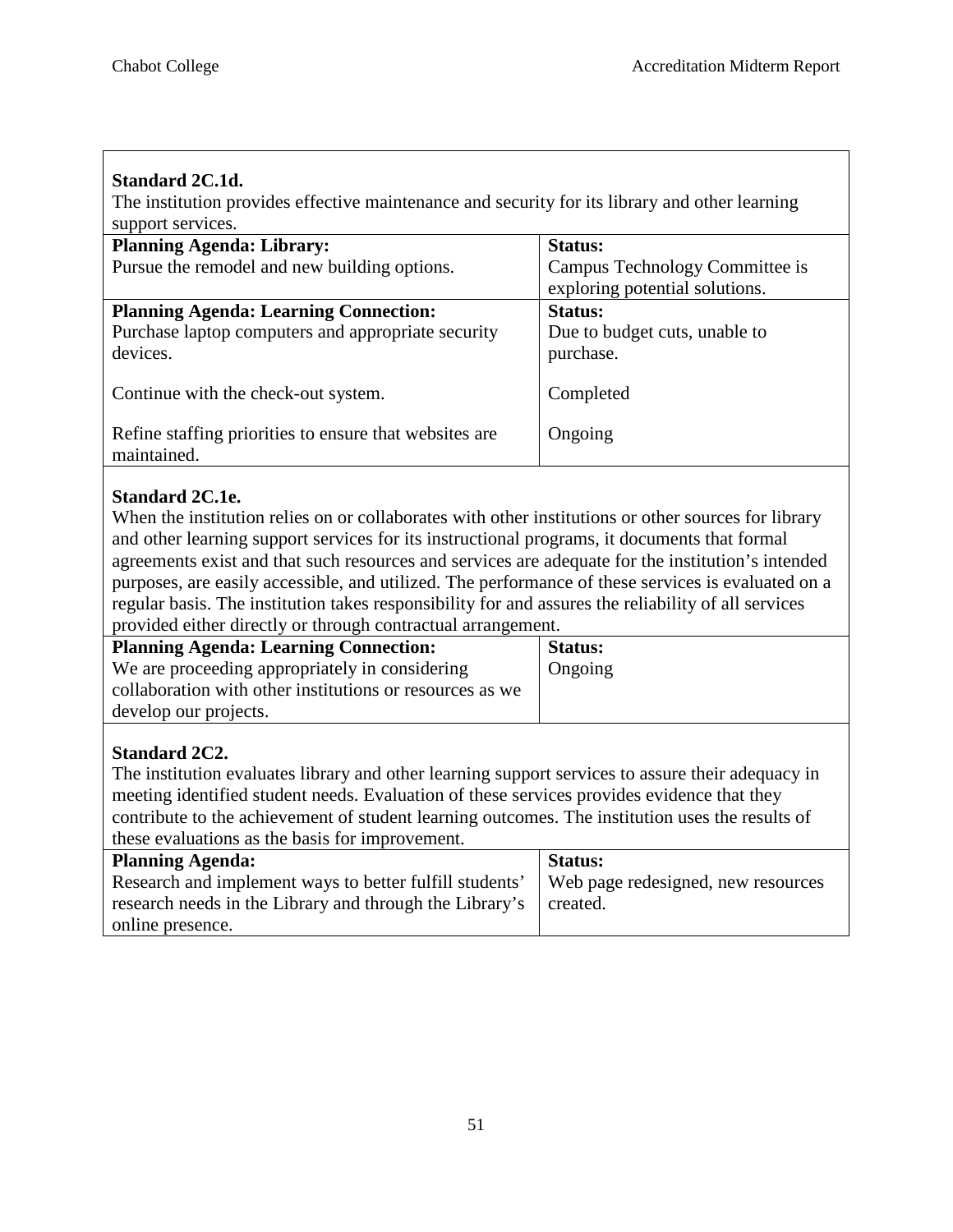**Standard 2C.1d.**
The institution provides effective maintenance and security for its library and other learning support services.

| Planning Agenda: Library: | Status: |
|---|---|
| Pursue the remodel and new building options. | Campus Technology Committee is exploring potential solutions. |

| Planning Agenda: Learning Connection: | Status: |
|---|---|
| Purchase laptop computers and appropriate security devices. | Due to budget cuts, unable to purchase. |
| Continue with the check-out system. | Completed |
| Refine staffing priorities to ensure that websites are maintained. | Ongoing |

**Standard 2C.1e.**
When the institution relies on or collaborates with other institutions or other sources for library and other learning support services for its instructional programs, it documents that formal agreements exist and that such resources and services are adequate for the institution's intended purposes, are easily accessible, and utilized. The performance of these services is evaluated on a regular basis. The institution takes responsibility for and assures the reliability of all services provided either directly or through contractual arrangement.

| Planning Agenda: Learning Connection: | Status: |
|---|---|
| We are proceeding appropriately in considering collaboration with other institutions or resources as we develop our projects. | Ongoing |

**Standard 2C2.**
The institution evaluates library and other learning support services to assure their adequacy in meeting identified student needs. Evaluation of these services provides evidence that they contribute to the achievement of student learning outcomes. The institution uses the results of these evaluations as the basis for improvement.

| Planning Agenda: | Status: |
|---|---|
| Research and implement ways to better fulfill students' research needs in the Library and through the Library's online presence. | Web page redesigned, new resources created. |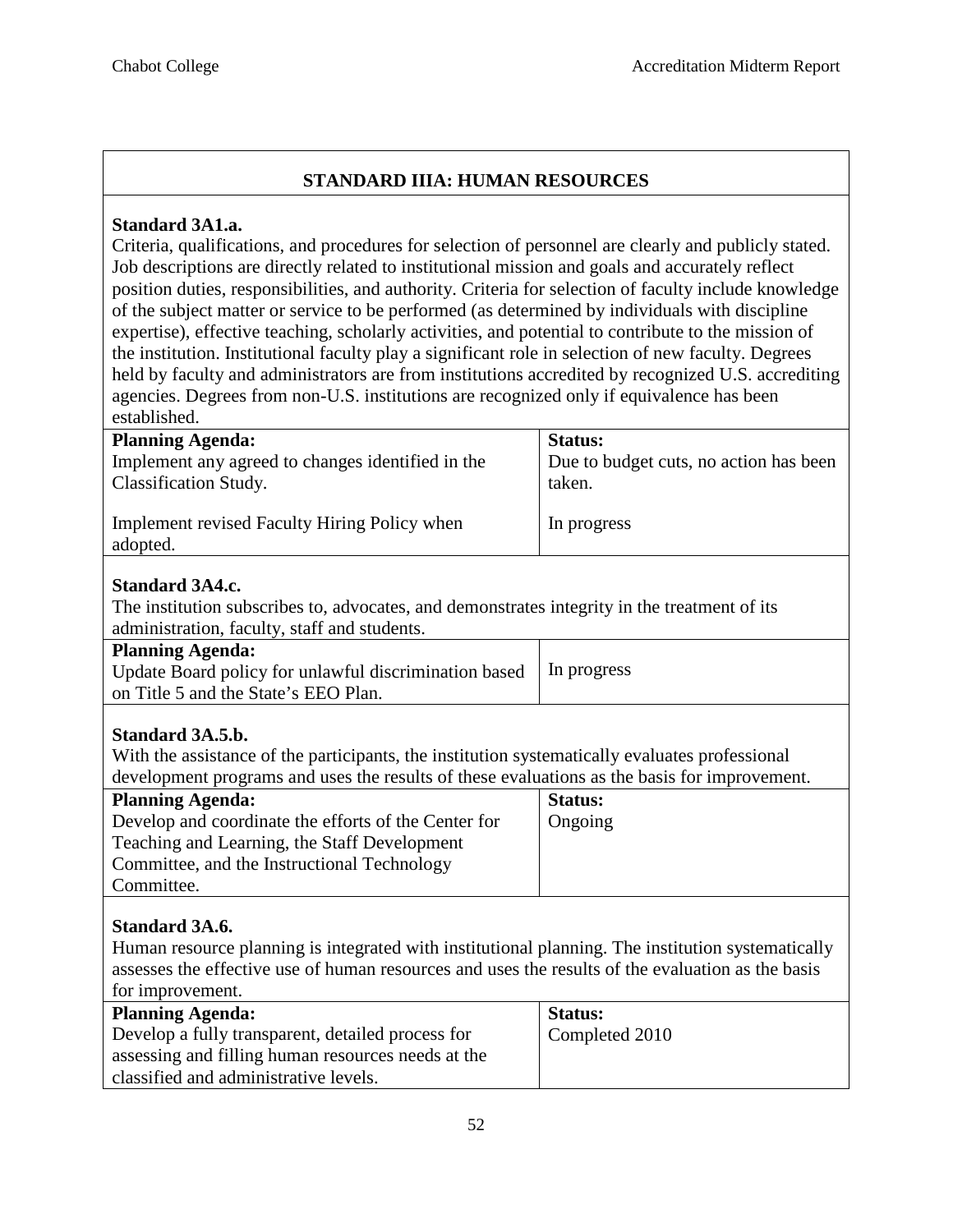## STANDARD IIIA: HUMAN RESOURCES

### Standard 3A1.a.

Criteria, qualifications, and procedures for selection of personnel are clearly and publicly stated. Job descriptions are directly related to institutional mission and goals and accurately reflect position duties, responsibilities, and authority. Criteria for selection of faculty include knowledge of the subject matter or service to be performed (as determined by individuals with discipline expertise), effective teaching, scholarly activities, and potential to contribute to the mission of the institution. Institutional faculty play a significant role in selection of new faculty. Degrees held by faculty and administrators are from institutions accredited by recognized U.S. accrediting agencies. Degrees from non-U.S. institutions are recognized only if equivalence has been established.

| Planning Agenda: | Status: |
|---|---|
| Implement any agreed to changes identified in the Classification Study. | Due to budget cuts, no action has been taken. |
| Implement revised Faculty Hiring Policy when adopted. | In progress |

### Standard 3A4.c.

The institution subscribes to, advocates, and demonstrates integrity in the treatment of its administration, faculty, staff and students.

| Planning Agenda: | |
|---|---|
| Update Board policy for unlawful discrimination based on Title 5 and the State's EEO Plan. | In progress |

### Standard 3A.5.b.

With the assistance of the participants, the institution systematically evaluates professional development programs and uses the results of these evaluations as the basis for improvement.

| Planning Agenda: | Status: |
|---|---|
| Develop and coordinate the efforts of the Center for Teaching and Learning, the Staff Development Committee, and the Instructional Technology Committee. | Ongoing |

### Standard 3A.6.

Human resource planning is integrated with institutional planning. The institution systematically assesses the effective use of human resources and uses the results of the evaluation as the basis for improvement.

| Planning Agenda: | Status: |
|---|---|
| Develop a fully transparent, detailed process for assessing and filling human resources needs at the classified and administrative levels. | Completed 2010 |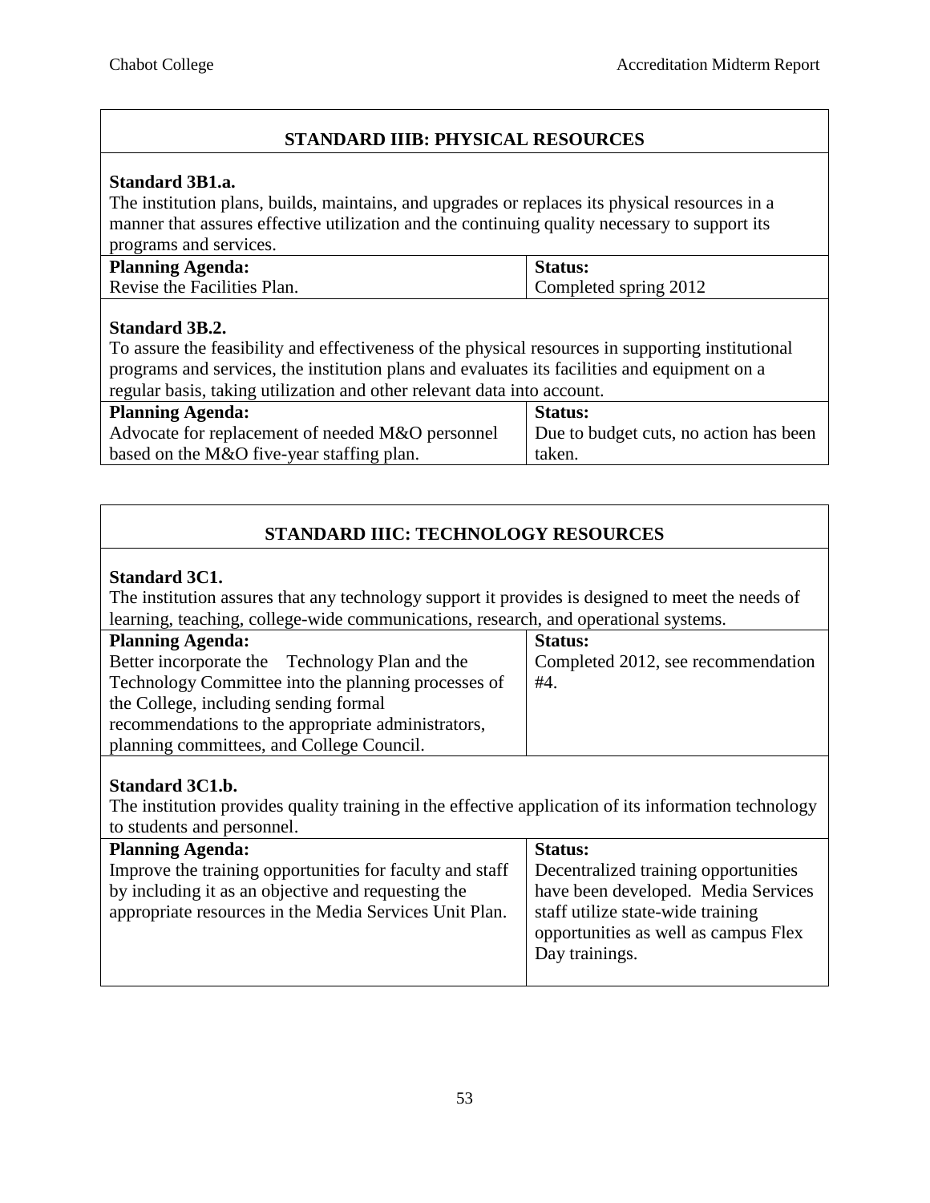## STANDARD IIIB: PHYSICAL RESOURCES

**Standard 3B1.a.**
The institution plans, builds, maintains, and upgrades or replaces its physical resources in a manner that assures effective utilization and the continuing quality necessary to support its programs and services.

| **Planning Agenda:** | **Status:** |
| --- | --- |
| Revise the Facilities Plan. | Completed spring 2012 |

**Standard 3B.2.**
To assure the feasibility and effectiveness of the physical resources in supporting institutional programs and services, the institution plans and evaluates its facilities and equipment on a regular basis, taking utilization and other relevant data into account.

| **Planning Agenda:** | **Status:** |
| --- | --- |
| Advocate for replacement of needed M&O personnel based on the M&O five-year staffing plan. | Due to budget cuts, no action has been taken. |

## STANDARD IIIC: TECHNOLOGY RESOURCES

**Standard 3C1.**
The institution assures that any technology support it provides is designed to meet the needs of learning, teaching, college-wide communications, research, and operational systems.

| **Planning Agenda:** | **Status:** |
| --- | --- |
| Better incorporate the Technology Plan and the Technology Committee into the planning processes of the College, including sending formal recommendations to the appropriate administrators, planning committees, and College Council. | Completed 2012, see recommendation #4. |

**Standard 3C1.b.**
The institution provides quality training in the effective application of its information technology to students and personnel.

| **Planning Agenda:** | **Status:** |
| --- | --- |
| Improve the training opportunities for faculty and staff by including it as an objective and requesting the appropriate resources in the Media Services Unit Plan. | Decentralized training opportunities have been developed. Media Services staff utilize state-wide training opportunities as well as campus Flex Day trainings. |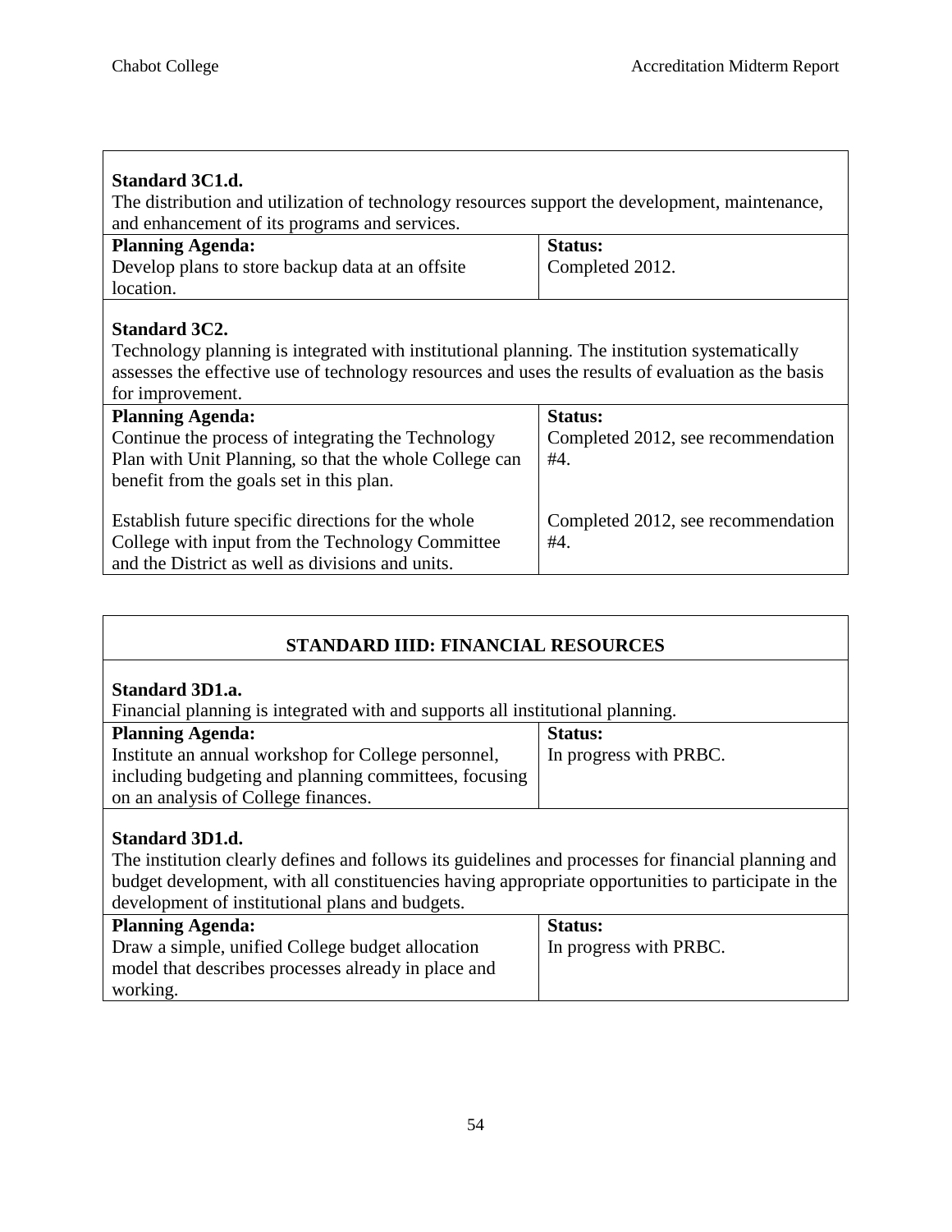**Standard 3C1.d.**
The distribution and utilization of technology resources support the development, maintenance, and enhancement of its programs and services.

| Planning Agenda: | Status: |
|---|---|
| Develop plans to store backup data at an offsite location. | Completed 2012. |

**Standard 3C2.**
Technology planning is integrated with institutional planning. The institution systematically assesses the effective use of technology resources and uses the results of evaluation as the basis for improvement.

| Planning Agenda: | Status: |
|---|---|
| Continue the process of integrating the Technology Plan with Unit Planning, so that the whole College can benefit from the goals set in this plan. | Completed 2012, see recommendation #4. |
| Establish future specific directions for the whole College with input from the Technology Committee and the District as well as divisions and units. | Completed 2012, see recommendation #4. |

## STANDARD IIID: FINANCIAL RESOURCES

**Standard 3D1.a.**
Financial planning is integrated with and supports all institutional planning.

| Planning Agenda: | Status: |
|---|---|
| Institute an annual workshop for College personnel, including budgeting and planning committees, focusing on an analysis of College finances. | In progress with PRBC. |

**Standard 3D1.d.**
The institution clearly defines and follows its guidelines and processes for financial planning and budget development, with all constituencies having appropriate opportunities to participate in the development of institutional plans and budgets.

| Planning Agenda: | Status: |
|---|---|
| Draw a simple, unified College budget allocation model that describes processes already in place and working. | In progress with PRBC. |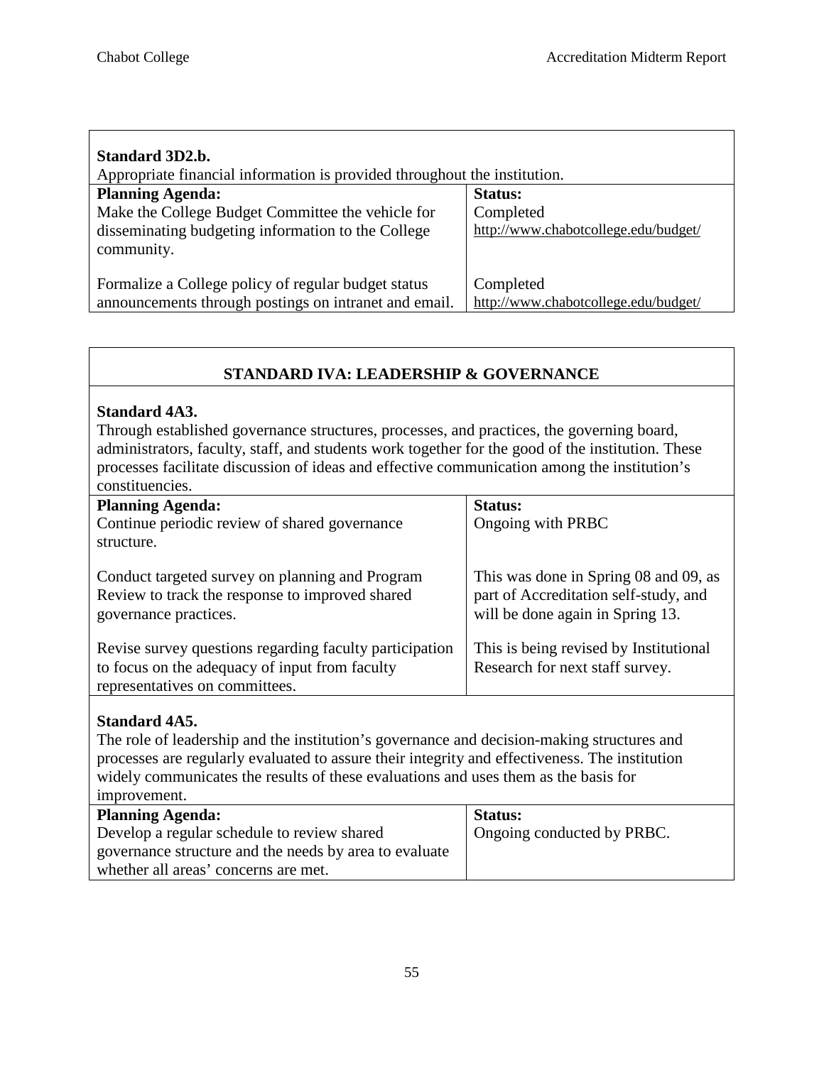| **Standard 3D2.b.**<br>Appropriate financial information is provided throughout the institution. | |
|---|---|
| **Planning Agenda:**<br>Make the College Budget Committee the vehicle for disseminating budgeting information to the College community. | **Status:**<br>Completed<br>http://www.chabotcollege.edu/budget/ |
| Formalize a College policy of regular budget status announcements through postings on intranet and email. | Completed<br>http://www.chabotcollege.edu/budget/ |

## STANDARD IVA: LEADERSHIP & GOVERNANCE

| **Standard 4A3.**<br>Through established governance structures, processes, and practices, the governing board, administrators, faculty, staff, and students work together for the good of the institution. These processes facilitate discussion of ideas and effective communication among the institution's constituencies. | |
|---|---|
| **Planning Agenda:**<br>Continue periodic review of shared governance structure. | **Status:**<br>Ongoing with PRBC |
| Conduct targeted survey on planning and Program Review to track the response to improved shared governance practices. | This was done in Spring 08 and 09, as part of Accreditation self-study, and will be done again in Spring 13. |
| Revise survey questions regarding faculty participation to focus on the adequacy of input from faculty representatives on committees. | This is being revised by Institutional Research for next staff survey. |

| **Standard 4A5.**<br>The role of leadership and the institution's governance and decision-making structures and processes are regularly evaluated to assure their integrity and effectiveness. The institution widely communicates the results of these evaluations and uses them as the basis for improvement. | |
|---|---|
| **Planning Agenda:**<br>Develop a regular schedule to review shared governance structure and the needs by area to evaluate whether all areas' concerns are met. | **Status:**<br>Ongoing conducted by PRBC. |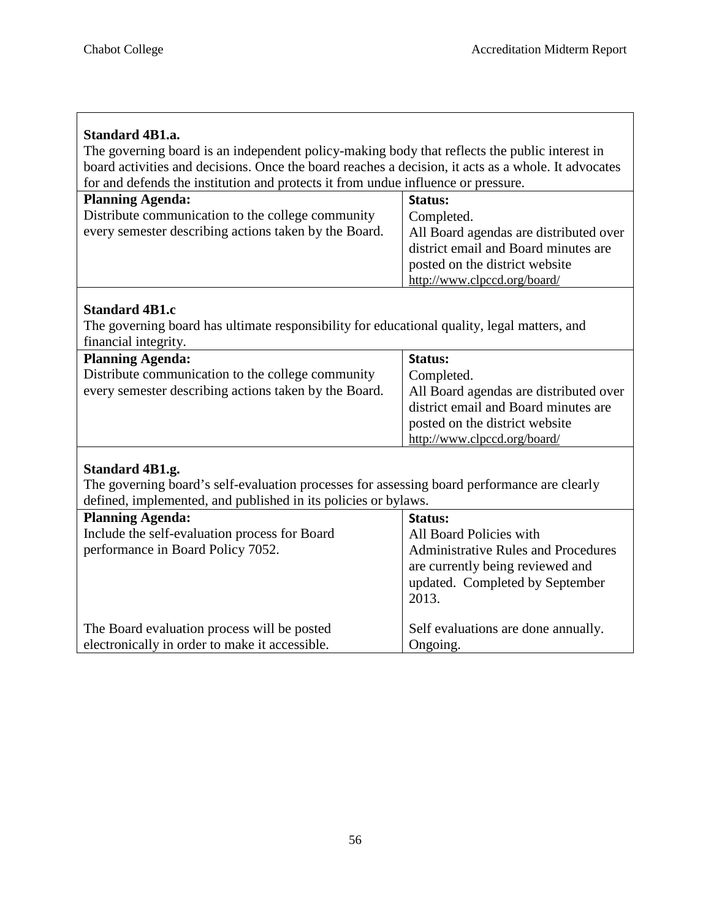**Standard 4B1.a.**
The governing board is an independent policy-making body that reflects the public interest in board activities and decisions. Once the board reaches a decision, it acts as a whole. It advocates for and defends the institution and protects it from undue influence or pressure.

| Planning Agenda: | Status: |
|---|---|
| Distribute communication to the college community every semester describing actions taken by the Board. | Completed. All Board agendas are distributed over district email and Board minutes are posted on the district website http://www.clpccd.org/board/ |

**Standard 4B1.c**
The governing board has ultimate responsibility for educational quality, legal matters, and financial integrity.

| Planning Agenda: | Status: |
|---|---|
| Distribute communication to the college community every semester describing actions taken by the Board. | Completed. All Board agendas are distributed over district email and Board minutes are posted on the district website http://www.clpccd.org/board/ |

**Standard 4B1.g.**
The governing board's self-evaluation processes for assessing board performance are clearly defined, implemented, and published in its policies or bylaws.

| Planning Agenda: | Status: |
|---|---|
| Include the self-evaluation process for Board performance in Board Policy 7052. | All Board Policies with Administrative Rules and Procedures are currently being reviewed and updated. Completed by September 2013. |
| The Board evaluation process will be posted electronically in order to make it accessible. | Self evaluations are done annually. Ongoing. |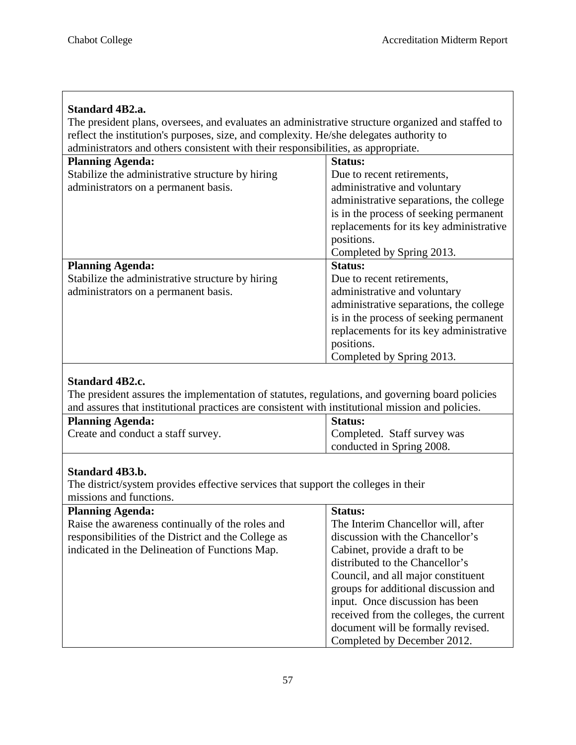**Standard 4B2.a.**

The president plans, oversees, and evaluates an administrative structure organized and staffed to reflect the institution's purposes, size, and complexity. He/she delegates authority to administrators and others consistent with their responsibilities, as appropriate.

| Planning Agenda: | Status: |
|---|---|
| Stabilize the administrative structure by hiring administrators on a permanent basis. | Due to recent retirements, administrative and voluntary administrative separations, the college is in the process of seeking permanent replacements for its key administrative positions.<br>Completed by Spring 2013. |
| **Planning Agenda:**<br>Stabilize the administrative structure by hiring administrators on a permanent basis. | **Status:**<br>Due to recent retirements, administrative and voluntary administrative separations, the college is in the process of seeking permanent replacements for its key administrative positions.<br>Completed by Spring 2013. |

**Standard 4B2.c.**

The president assures the implementation of statutes, regulations, and governing board policies and assures that institutional practices are consistent with institutional mission and policies.

| Planning Agenda: | Status: |
|---|---|
| Create and conduct a staff survey. | Completed. Staff survey was conducted in Spring 2008. |

**Standard 4B3.b.**

The district/system provides effective services that support the colleges in their missions and functions.

| Planning Agenda: | Status: |
|---|---|
| Raise the awareness continually of the roles and responsibilities of the District and the College as indicated in the Delineation of Functions Map. | The Interim Chancellor will, after discussion with the Chancellor's Cabinet, provide a draft to be distributed to the Chancellor's Council, and all major constituent groups for additional discussion and input. Once discussion has been received from the colleges, the current document will be formally revised.<br>Completed by December 2012. |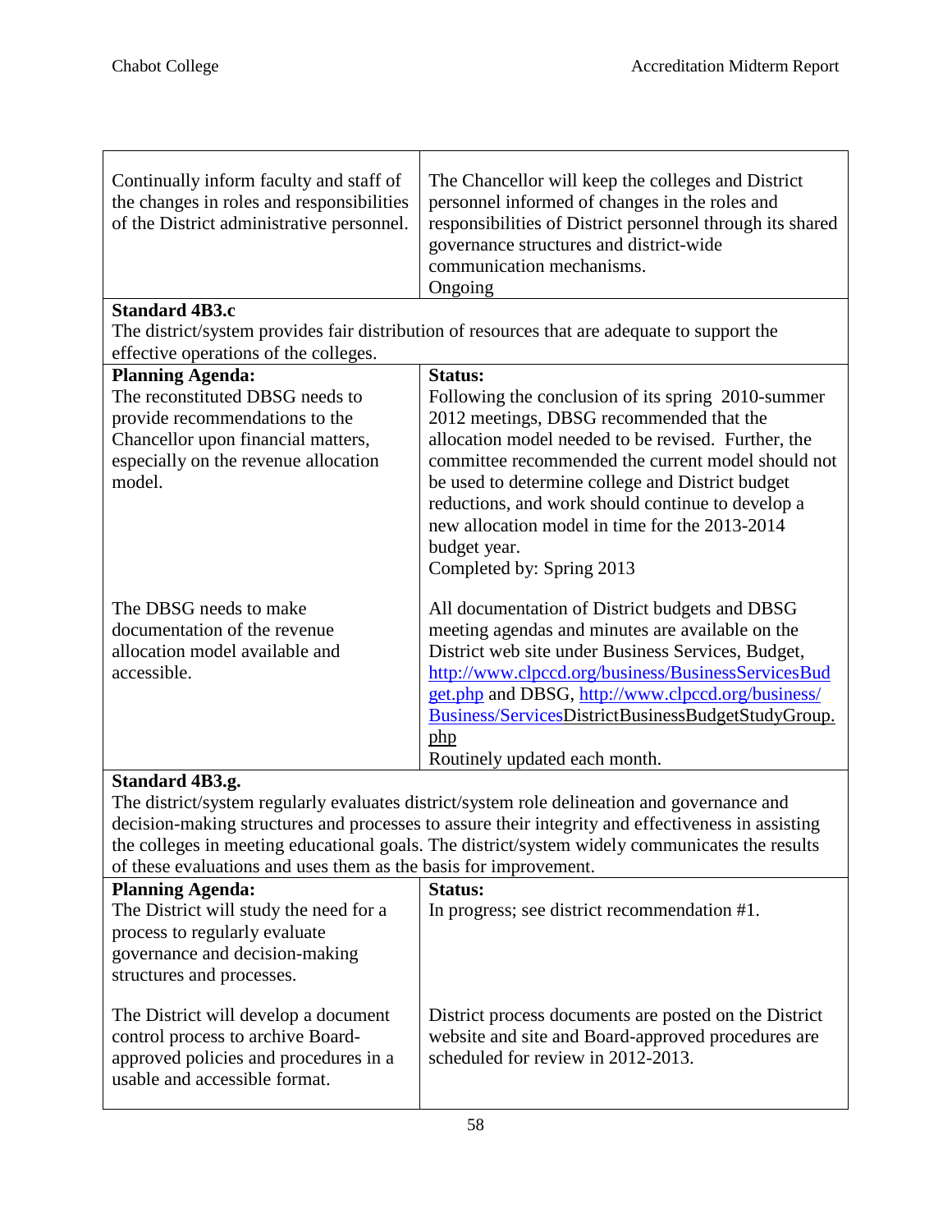| | |
|---|---|
| Continually inform faculty and staff of the changes in roles and responsibilities of the District administrative personnel. | The Chancellor will keep the colleges and District personnel informed of changes in the roles and responsibilities of District personnel through its shared governance structures and district-wide communication mechanisms.<br>Ongoing |

**Standard 4B3.c**

The district/system provides fair distribution of resources that are adequate to support the effective operations of the colleges.

| **Planning Agenda:** | **Status:** |
|---|---|
| The reconstituted DBSG needs to provide recommendations to the Chancellor upon financial matters, especially on the revenue allocation model. | Following the conclusion of its spring 2010-summer 2012 meetings, DBSG recommended that the allocation model needed to be revised. Further, the committee recommended the current model should not be used to determine college and District budget reductions, and work should continue to develop a new allocation model in time for the 2013-2014 budget year.<br>Completed by: Spring 2013 |
| The DBSG needs to make documentation of the revenue allocation model available and accessible. | All documentation of District budgets and DBSG meeting agendas and minutes are available on the District web site under Business Services, Budget, http://www.clpccd.org/business/BusinessServicesBudget.php and DBSG, http://www.clpccd.org/business/Business/ServicesDistrictBusinessBudgetStudyGroup.php<br>Routinely updated each month. |

**Standard 4B3.g.**

The district/system regularly evaluates district/system role delineation and governance and decision-making structures and processes to assure their integrity and effectiveness in assisting the colleges in meeting educational goals. The district/system widely communicates the results of these evaluations and uses them as the basis for improvement.

| **Planning Agenda:** | **Status:** |
|---|---|
| The District will study the need for a process to regularly evaluate governance and decision-making structures and processes. | In progress; see district recommendation #1. |
| The District will develop a document control process to archive Board-approved policies and procedures in a usable and accessible format. | District process documents are posted on the District website and site and Board-approved procedures are scheduled for review in 2012-2013. |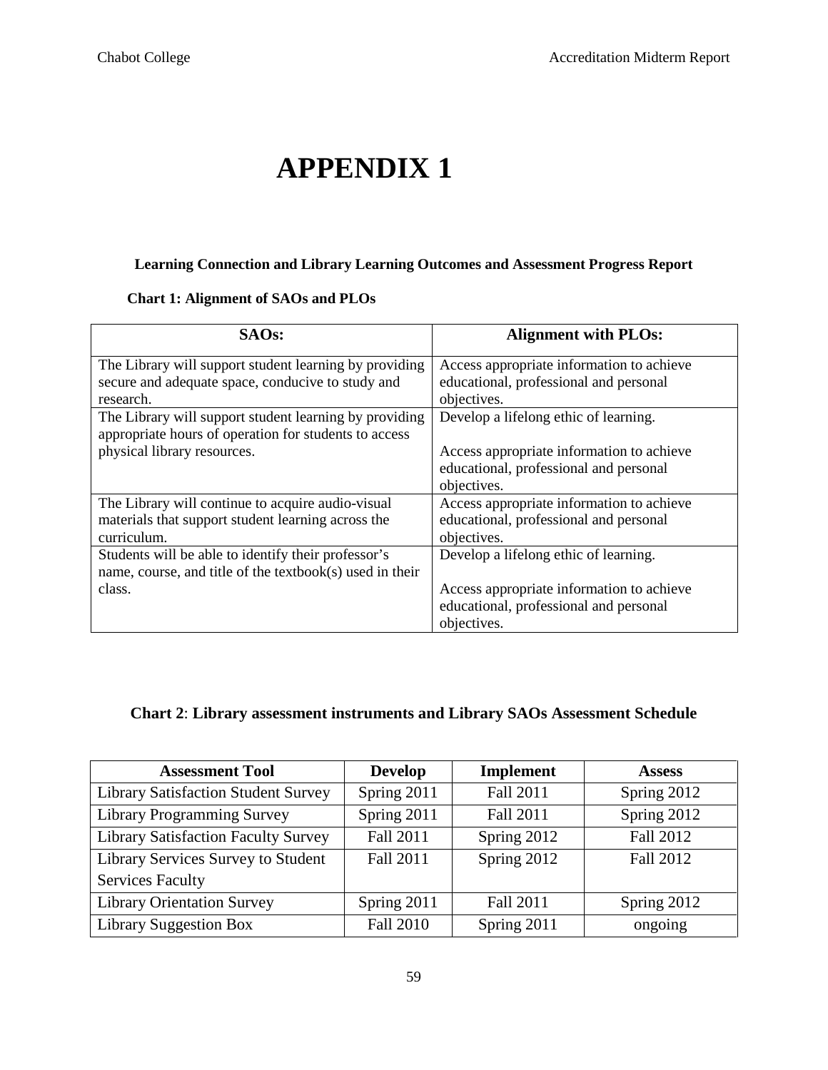# APPENDIX 1

**Learning Connection and Library Learning Outcomes and Assessment Progress Report**

**Chart 1: Alignment of SAOs and PLOs**

| SAOs: | Alignment with PLOs: |
|---|---|
| The Library will support student learning by providing secure and adequate space, conducive to study and research. | Access appropriate information to achieve educational, professional and personal objectives. |
| The Library will support student learning by providing appropriate hours of operation for students to access physical library resources. | Develop a lifelong ethic of learning.<br><br>Access appropriate information to achieve educational, professional and personal objectives. |
| The Library will continue to acquire audio-visual materials that support student learning across the curriculum. | Access appropriate information to achieve educational, professional and personal objectives. |
| Students will be able to identify their professor's name, course, and title of the textbook(s) used in their class. | Develop a lifelong ethic of learning.<br><br>Access appropriate information to achieve educational, professional and personal objectives. |

**Chart 2**: **Library assessment instruments and Library SAOs Assessment Schedule**

| Assessment Tool | Develop | Implement | Assess |
|---|---|---|---|
| Library Satisfaction Student Survey | Spring 2011 | Fall 2011 | Spring 2012 |
| Library Programming Survey | Spring 2011 | Fall 2011 | Spring 2012 |
| Library Satisfaction Faculty Survey | Fall 2011 | Spring 2012 | Fall 2012 |
| Library Services Survey to Student Services Faculty | Fall 2011 | Spring 2012 | Fall 2012 |
| Library Orientation Survey | Spring 2011 | Fall 2011 | Spring 2012 |
| Library Suggestion Box | Fall 2010 | Spring 2011 | ongoing |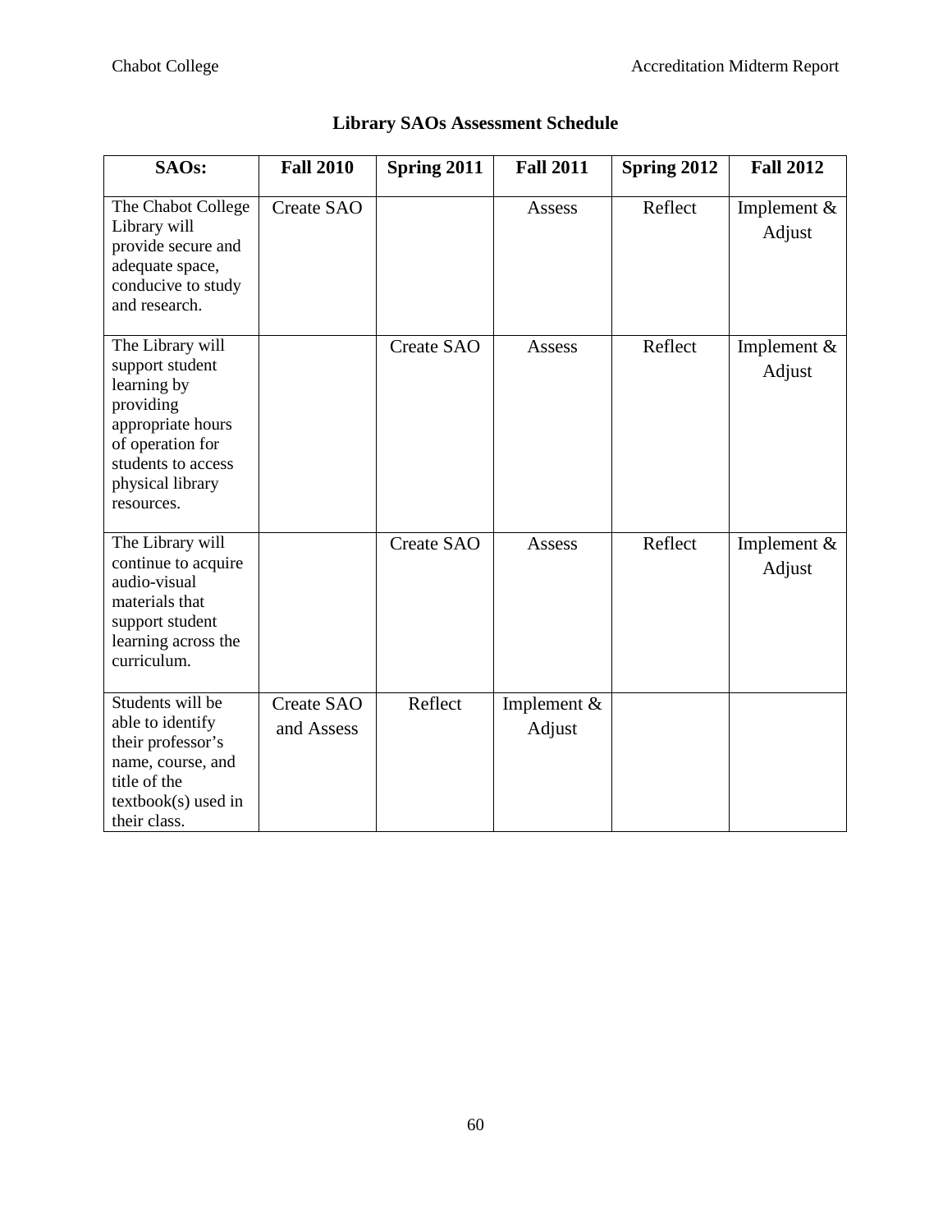## Library SAOs Assessment Schedule

| SAOs: | Fall 2010 | Spring 2011 | Fall 2011 | Spring 2012 | Fall 2012 |
|---|---|---|---|---|---|
| The Chabot College Library will provide secure and adequate space, conducive to study and research. | Create SAO | | Assess | Reflect | Implement & Adjust |
| The Library will support student learning by providing appropriate hours of operation for students to access physical library resources. | | Create SAO | Assess | Reflect | Implement & Adjust |
| The Library will continue to acquire audio-visual materials that support student learning across the curriculum. | | Create SAO | Assess | Reflect | Implement & Adjust |
| Students will be able to identify their professor's name, course, and title of the textbook(s) used in their class. | Create SAO and Assess | Reflect | Implement & Adjust | | |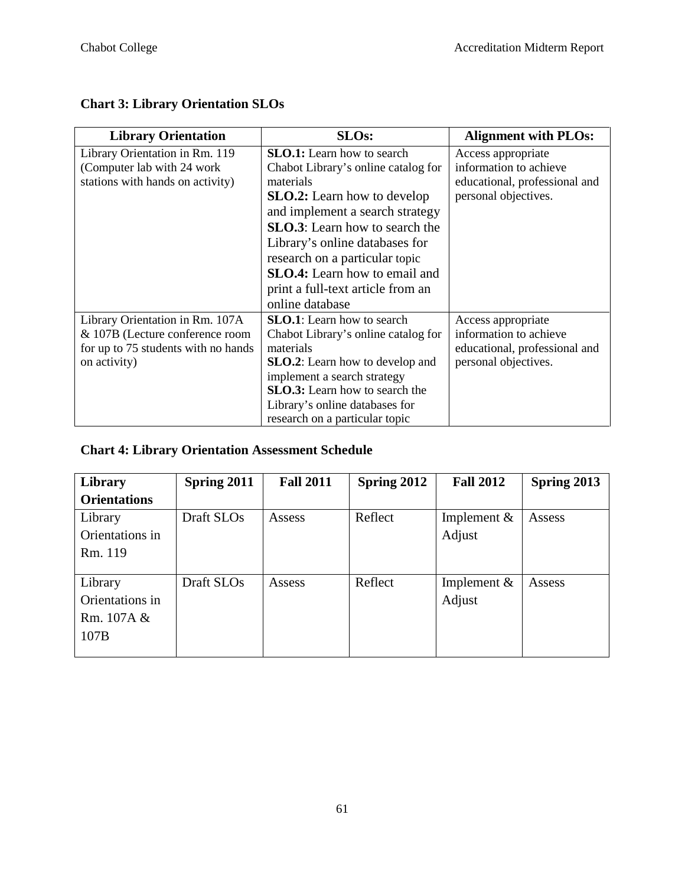**Chart 3: Library Orientation SLOs**

| Library Orientation | SLOs: | Alignment with PLOs: |
|---|---|---|
| Library Orientation in Rm. 119 (Computer lab with 24 work stations with hands on activity) | **SLO.1:** Learn how to search Chabot Library's online catalog for materials<br>**SLO.2:** Learn how to develop and implement a search strategy<br>**SLO.3**: Learn how to search the Library's online databases for research on a particular topic<br>**SLO.4:** Learn how to email and print a full-text article from an online database | Access appropriate information to achieve educational, professional and personal objectives. |
| Library Orientation in Rm. 107A & 107B (Lecture conference room for up to 75 students with no hands on activity) | **SLO.1**: Learn how to search Chabot Library's online catalog for materials<br>**SLO.2**: Learn how to develop and implement a search strategy<br>**SLO.3:** Learn how to search the Library's online databases for research on a particular topic | Access appropriate information to achieve educational, professional and personal objectives. |

**Chart 4: Library Orientation Assessment Schedule**

| Library Orientations | Spring 2011 | Fall 2011 | Spring 2012 | Fall 2012 | Spring 2013 |
|---|---|---|---|---|---|
| Library Orientations in Rm. 119 | Draft SLOs | Assess | Reflect | Implement & Adjust | Assess |
| Library Orientations in Rm. 107A & 107B | Draft SLOs | Assess | Reflect | Implement & Adjust | Assess |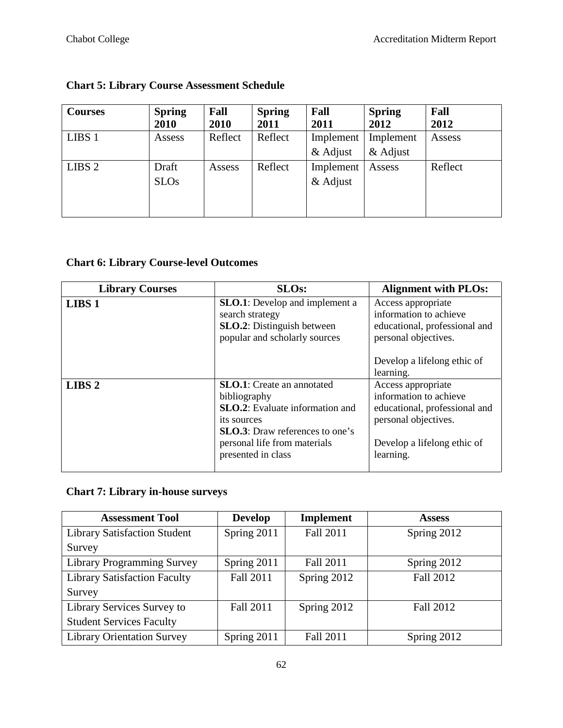**Chart 5: Library Course Assessment Schedule**

| Courses | Spring 2010 | Fall 2010 | Spring 2011 | Fall 2011 | Spring 2012 | Fall 2012 |
|---|---|---|---|---|---|---|
| LIBS 1 | Assess | Reflect | Reflect | Implement & Adjust | Implement & Adjust | Assess |
| LIBS 2 | Draft SLOs | Assess | Reflect | Implement & Adjust | Assess | Reflect |

**Chart 6: Library Course-level Outcomes**

| Library Courses | SLOs: | Alignment with PLOs: |
|---|---|---|
| **LIBS 1** | **SLO.1**: Develop and implement a search strategy<br>**SLO.2**: Distinguish between popular and scholarly sources | Access appropriate information to achieve educational, professional and personal objectives.<br><br>Develop a lifelong ethic of learning. |
| **LIBS 2** | **SLO.1**: Create an annotated bibliography<br>**SLO.2**: Evaluate information and its sources<br>**SLO.3**: Draw references to one's personal life from materials presented in class | Access appropriate information to achieve educational, professional and personal objectives.<br><br>Develop a lifelong ethic of learning. |

**Chart 7: Library in-house surveys**

| Assessment Tool | Develop | Implement | Assess |
|---|---|---|---|
| Library Satisfaction Student Survey | Spring 2011 | Fall 2011 | Spring 2012 |
| Library Programming Survey | Spring 2011 | Fall 2011 | Spring 2012 |
| Library Satisfaction Faculty Survey | Fall 2011 | Spring 2012 | Fall 2012 |
| Library Services Survey to Student Services Faculty | Fall 2011 | Spring 2012 | Fall 2012 |
| Library Orientation Survey | Spring 2011 | Fall 2011 | Spring 2012 |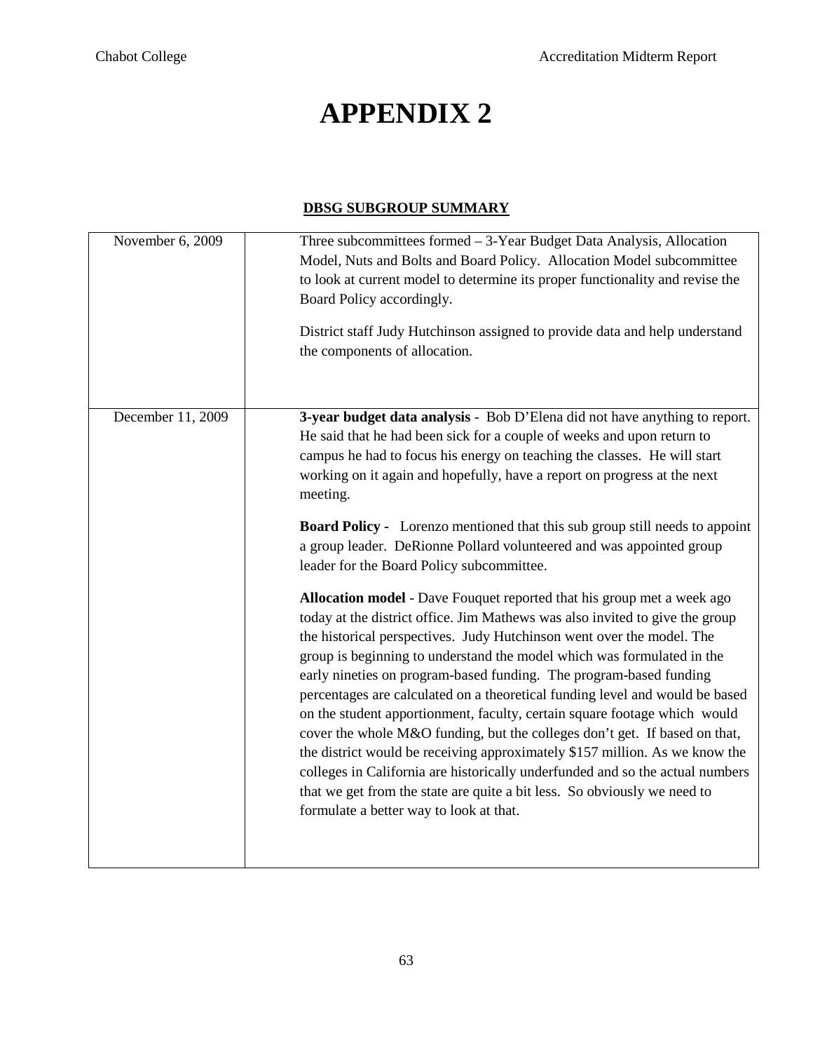# APPENDIX 2

## DBSG SUBGROUP SUMMARY

| | |
|---|---|
| November 6, 2009 | Three subcommittees formed – 3-Year Budget Data Analysis, Allocation Model, Nuts and Bolts and Board Policy. Allocation Model subcommittee to look at current model to determine its proper functionality and revise the Board Policy accordingly.<br><br>District staff Judy Hutchinson assigned to provide data and help understand the components of allocation. |
| December 11, 2009 | **3-year budget data analysis** - Bob D'Elena did not have anything to report. He said that he had been sick for a couple of weeks and upon return to campus he had to focus his energy on teaching the classes. He will start working on it again and hopefully, have a report on progress at the next meeting.<br><br>**Board Policy -** Lorenzo mentioned that this sub group still needs to appoint a group leader. DeRionne Pollard volunteered and was appointed group leader for the Board Policy subcommittee.<br><br>**Allocation model** - Dave Fouquet reported that his group met a week ago today at the district office. Jim Mathews was also invited to give the group the historical perspectives. Judy Hutchinson went over the model. The group is beginning to understand the model which was formulated in the early nineties on program-based funding. The program-based funding percentages are calculated on a theoretical funding level and would be based on the student apportionment, faculty, certain square footage which would cover the whole M&O funding, but the colleges don't get. If based on that, the district would be receiving approximately $157 million. As we know the colleges in California are historically underfunded and so the actual numbers that we get from the state are quite a bit less. So obviously we need to formulate a better way to look at that. |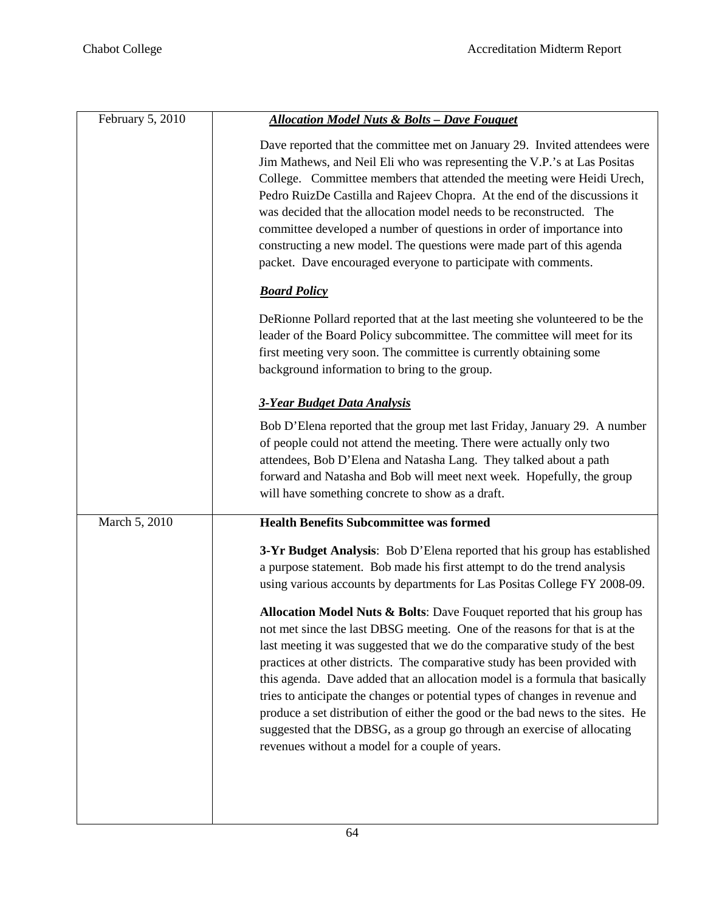| | |
|---|---|
| February 5, 2010 | ***Allocation Model Nuts & Bolts – Dave Fouquet***<br><br>Dave reported that the committee met on January 29. Invited attendees were Jim Mathews, and Neil Eli who was representing the V.P.'s at Las Positas College. Committee members that attended the meeting were Heidi Urech, Pedro RuizDe Castilla and Rajeev Chopra. At the end of the discussions it was decided that the allocation model needs to be reconstructed. The committee developed a number of questions in order of importance into constructing a new model. The questions were made part of this agenda packet. Dave encouraged everyone to participate with comments.<br><br>***Board Policy***<br><br>DeRionne Pollard reported that at the last meeting she volunteered to be the leader of the Board Policy subcommittee. The committee will meet for its first meeting very soon. The committee is currently obtaining some background information to bring to the group.<br><br>***3-Year Budget Data Analysis***<br><br>Bob D'Elena reported that the group met last Friday, January 29. A number of people could not attend the meeting. There were actually only two attendees, Bob D'Elena and Natasha Lang. They talked about a path forward and Natasha and Bob will meet next week. Hopefully, the group will have something concrete to show as a draft. |
| March 5, 2010 | **Health Benefits Subcommittee was formed**<br><br>**3-Yr Budget Analysis**: Bob D'Elena reported that his group has established a purpose statement. Bob made his first attempt to do the trend analysis using various accounts by departments for Las Positas College FY 2008-09.<br><br>**Allocation Model Nuts & Bolts**: Dave Fouquet reported that his group has not met since the last DBSG meeting. One of the reasons for that is at the last meeting it was suggested that we do the comparative study of the best practices at other districts. The comparative study has been provided with this agenda. Dave added that an allocation model is a formula that basically tries to anticipate the changes or potential types of changes in revenue and produce a set distribution of either the good or the bad news to the sites. He suggested that the DBSG, as a group go through an exercise of allocating revenues without a model for a couple of years. |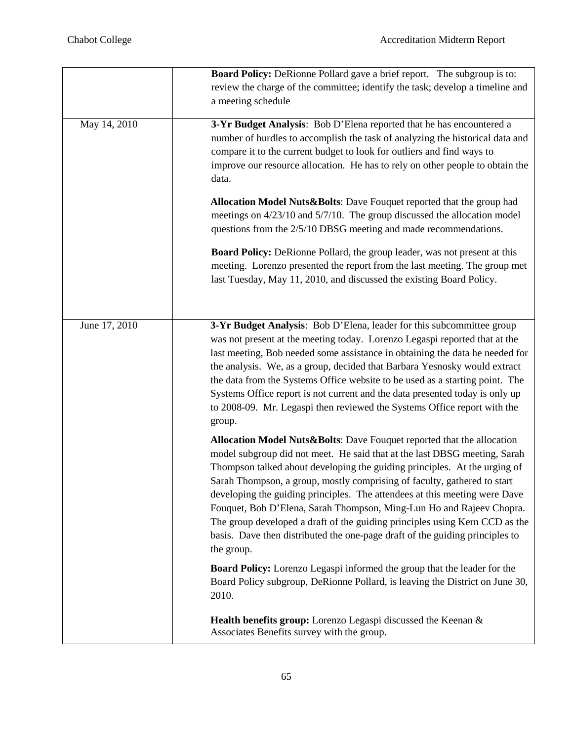| | |
|---|---|
| | **Board Policy:** DeRionne Pollard gave a brief report. The subgroup is to: review the charge of the committee; identify the task; develop a timeline and a meeting schedule |
| May 14, 2010 | **3-Yr Budget Analysis**: Bob D'Elena reported that he has encountered a number of hurdles to accomplish the task of analyzing the historical data and compare it to the current budget to look for outliers and find ways to improve our resource allocation. He has to rely on other people to obtain the data.<br><br>**Allocation Model Nuts&Bolts**: Dave Fouquet reported that the group had meetings on 4/23/10 and 5/7/10. The group discussed the allocation model questions from the 2/5/10 DBSG meeting and made recommendations.<br><br>**Board Policy:** DeRionne Pollard, the group leader, was not present at this meeting. Lorenzo presented the report from the last meeting. The group met last Tuesday, May 11, 2010, and discussed the existing Board Policy. |
| June 17, 2010 | **3-Yr Budget Analysis**: Bob D'Elena, leader for this subcommittee group was not present at the meeting today. Lorenzo Legaspi reported that at the last meeting, Bob needed some assistance in obtaining the data he needed for the analysis. We, as a group, decided that Barbara Yesnosky would extract the data from the Systems Office website to be used as a starting point. The Systems Office report is not current and the data presented today is only up to 2008-09. Mr. Legaspi then reviewed the Systems Office report with the group.<br><br>**Allocation Model Nuts&Bolts**: Dave Fouquet reported that the allocation model subgroup did not meet. He said that at the last DBSG meeting, Sarah Thompson talked about developing the guiding principles. At the urging of Sarah Thompson, a group, mostly comprising of faculty, gathered to start developing the guiding principles. The attendees at this meeting were Dave Fouquet, Bob D'Elena, Sarah Thompson, Ming-Lun Ho and Rajeev Chopra. The group developed a draft of the guiding principles using Kern CCD as the basis. Dave then distributed the one-page draft of the guiding principles to the group.<br><br>**Board Policy:** Lorenzo Legaspi informed the group that the leader for the Board Policy subgroup, DeRionne Pollard, is leaving the District on June 30, 2010.<br><br>**Health benefits group:** Lorenzo Legaspi discussed the Keenan & Associates Benefits survey with the group. |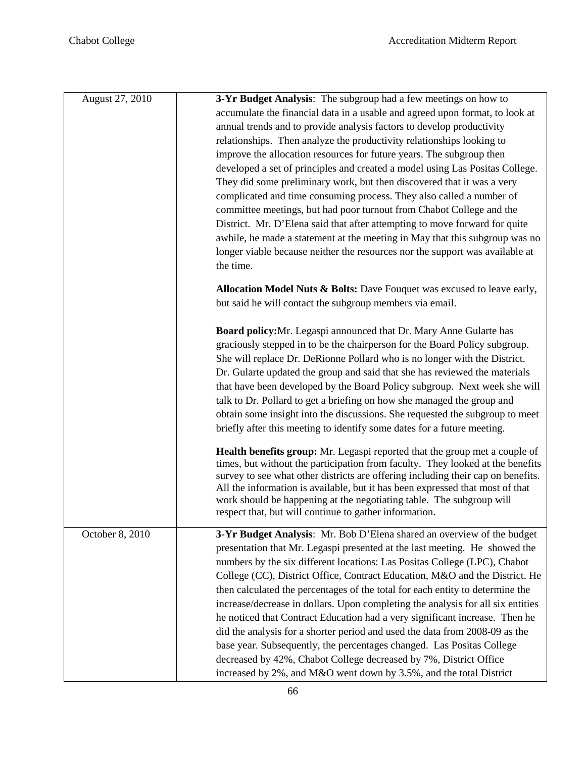| | |
|---|---|
| August 27, 2010 | **3-Yr Budget Analysis**: The subgroup had a few meetings on how to accumulate the financial data in a usable and agreed upon format, to look at annual trends and to provide analysis factors to develop productivity relationships. Then analyze the productivity relationships looking to improve the allocation resources for future years. The subgroup then developed a set of principles and created a model using Las Positas College. They did some preliminary work, but then discovered that it was a very complicated and time consuming process. They also called a number of committee meetings, but had poor turnout from Chabot College and the District. Mr. D'Elena said that after attempting to move forward for quite awhile, he made a statement at the meeting in May that this subgroup was no longer viable because neither the resources nor the support was available at the time.<br><br>**Allocation Model Nuts & Bolts:** Dave Fouquet was excused to leave early, but said he will contact the subgroup members via email.<br><br>**Board policy:**Mr. Legaspi announced that Dr. Mary Anne Gularte has graciously stepped in to be the chairperson for the Board Policy subgroup. She will replace Dr. DeRionne Pollard who is no longer with the District. Dr. Gularte updated the group and said that she has reviewed the materials that have been developed by the Board Policy subgroup. Next week she will talk to Dr. Pollard to get a briefing on how she managed the group and obtain some insight into the discussions. She requested the subgroup to meet briefly after this meeting to identify some dates for a future meeting.<br><br>**Health benefits group:** Mr. Legaspi reported that the group met a couple of times, but without the participation from faculty. They looked at the benefits survey to see what other districts are offering including their cap on benefits. All the information is available, but it has been expressed that most of that work should be happening at the negotiating table. The subgroup will respect that, but will continue to gather information. |
| October 8, 2010 | **3-Yr Budget Analysis**: Mr. Bob D'Elena shared an overview of the budget presentation that Mr. Legaspi presented at the last meeting. He showed the numbers by the six different locations: Las Positas College (LPC), Chabot College (CC), District Office, Contract Education, M&O and the District. He then calculated the percentages of the total for each entity to determine the increase/decrease in dollars. Upon completing the analysis for all six entities he noticed that Contract Education had a very significant increase. Then he did the analysis for a shorter period and used the data from 2008-09 as the base year. Subsequently, the percentages changed. Las Positas College decreased by 42%, Chabot College decreased by 7%, District Office increased by 2%, and M&O went down by 3.5%, and the total District |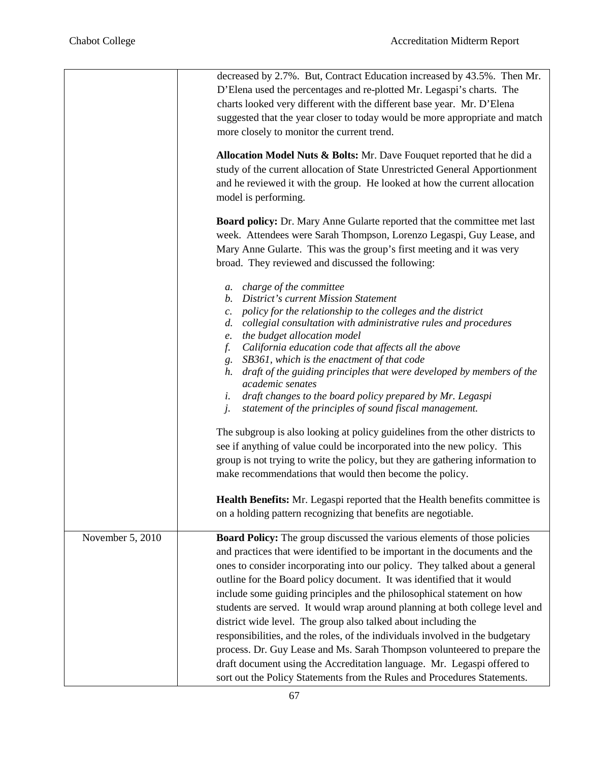| | |
|---|---|
| | decreased by 2.7%. But, Contract Education increased by 43.5%. Then Mr. D'Elena used the percentages and re-plotted Mr. Legaspi's charts. The charts looked very different with the different base year. Mr. D'Elena suggested that the year closer to today would be more appropriate and match more closely to monitor the current trend.<br><br>**Allocation Model Nuts & Bolts:** Mr. Dave Fouquet reported that he did a study of the current allocation of State Unrestricted General Apportionment and he reviewed it with the group. He looked at how the current allocation model is performing.<br><br>**Board policy:** Dr. Mary Anne Gularte reported that the committee met last week. Attendees were Sarah Thompson, Lorenzo Legaspi, Guy Lease, and Mary Anne Gularte. This was the group's first meeting and it was very broad. They reviewed and discussed the following:<br><br>*a. charge of the committee*<br>*b. District's current Mission Statement*<br>*c. policy for the relationship to the colleges and the district*<br>*d. collegial consultation with administrative rules and procedures*<br>*e. the budget allocation model*<br>*f. California education code that affects all the above*<br>*g. SB361, which is the enactment of that code*<br>*h. draft of the guiding principles that were developed by members of the academic senates*<br>*i. draft changes to the board policy prepared by Mr. Legaspi*<br>*j. statement of the principles of sound fiscal management.*<br><br>The subgroup is also looking at policy guidelines from the other districts to see if anything of value could be incorporated into the new policy. This group is not trying to write the policy, but they are gathering information to make recommendations that would then become the policy.<br><br>**Health Benefits:** Mr. Legaspi reported that the Health benefits committee is on a holding pattern recognizing that benefits are negotiable. |
| November 5, 2010 | **Board Policy:** The group discussed the various elements of those policies and practices that were identified to be important in the documents and the ones to consider incorporating into our policy. They talked about a general outline for the Board policy document. It was identified that it would include some guiding principles and the philosophical statement on how students are served. It would wrap around planning at both college level and district wide level. The group also talked about including the responsibilities, and the roles, of the individuals involved in the budgetary process. Dr. Guy Lease and Ms. Sarah Thompson volunteered to prepare the draft document using the Accreditation language. Mr. Legaspi offered to sort out the Policy Statements from the Rules and Procedures Statements. |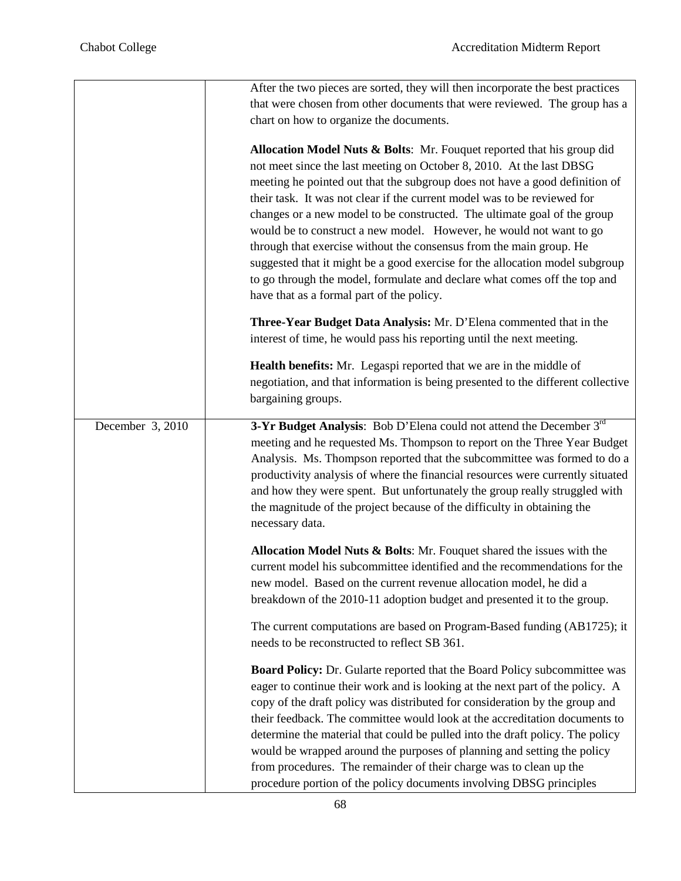| | |
|---|---|
| | After the two pieces are sorted, they will then incorporate the best practices that were chosen from other documents that were reviewed. The group has a chart on how to organize the documents.<br><br>**Allocation Model Nuts & Bolts**: Mr. Fouquet reported that his group did not meet since the last meeting on October 8, 2010. At the last DBSG meeting he pointed out that the subgroup does not have a good definition of their task. It was not clear if the current model was to be reviewed for changes or a new model to be constructed. The ultimate goal of the group would be to construct a new model. However, he would not want to go through that exercise without the consensus from the main group. He suggested that it might be a good exercise for the allocation model subgroup to go through the model, formulate and declare what comes off the top and have that as a formal part of the policy.<br><br>**Three-Year Budget Data Analysis:** Mr. D'Elena commented that in the interest of time, he would pass his reporting until the next meeting.<br><br>**Health benefits:** Mr. Legaspi reported that we are in the middle of negotiation, and that information is being presented to the different collective bargaining groups. |
| December 3, 2010 | **3-Yr Budget Analysis**: Bob D'Elena could not attend the December 3rd meeting and he requested Ms. Thompson to report on the Three Year Budget Analysis. Ms. Thompson reported that the subcommittee was formed to do a productivity analysis of where the financial resources were currently situated and how they were spent. But unfortunately the group really struggled with the magnitude of the project because of the difficulty in obtaining the necessary data.<br><br>**Allocation Model Nuts & Bolts**: Mr. Fouquet shared the issues with the current model his subcommittee identified and the recommendations for the new model. Based on the current revenue allocation model, he did a breakdown of the 2010-11 adoption budget and presented it to the group.<br><br>The current computations are based on Program-Based funding (AB1725); it needs to be reconstructed to reflect SB 361.<br><br>**Board Policy:** Dr. Gularte reported that the Board Policy subcommittee was eager to continue their work and is looking at the next part of the policy. A copy of the draft policy was distributed for consideration by the group and their feedback. The committee would look at the accreditation documents to determine the material that could be pulled into the draft policy. The policy would be wrapped around the purposes of planning and setting the policy from procedures. The remainder of their charge was to clean up the procedure portion of the policy documents involving DBSG principles |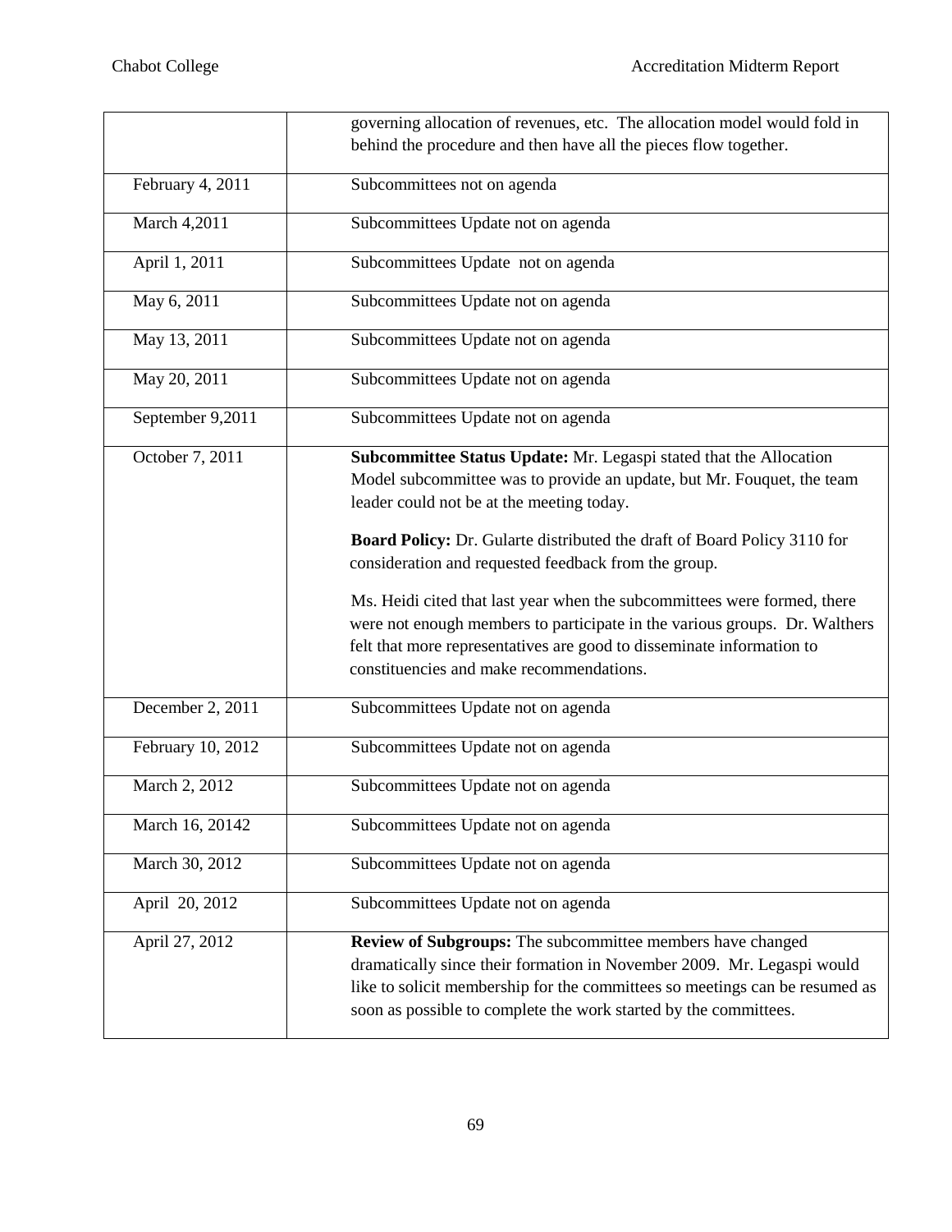| | |
|---|---|
| | governing allocation of revenues, etc. The allocation model would fold in behind the procedure and then have all the pieces flow together. |
| February 4, 2011 | Subcommittees not on agenda |
| March 4,2011 | Subcommittees Update not on agenda |
| April 1, 2011 | Subcommittees Update not on agenda |
| May 6, 2011 | Subcommittees Update not on agenda |
| May 13, 2011 | Subcommittees Update not on agenda |
| May 20, 2011 | Subcommittees Update not on agenda |
| September 9,2011 | Subcommittees Update not on agenda |
| October 7, 2011 | **Subcommittee Status Update:** Mr. Legaspi stated that the Allocation Model subcommittee was to provide an update, but Mr. Fouquet, the team leader could not be at the meeting today.<br><br>**Board Policy:** Dr. Gularte distributed the draft of Board Policy 3110 for consideration and requested feedback from the group.<br><br>Ms. Heidi cited that last year when the subcommittees were formed, there were not enough members to participate in the various groups. Dr. Walthers felt that more representatives are good to disseminate information to constituencies and make recommendations. |
| December 2, 2011 | Subcommittees Update not on agenda |
| February 10, 2012 | Subcommittees Update not on agenda |
| March 2, 2012 | Subcommittees Update not on agenda |
| March 16, 20142 | Subcommittees Update not on agenda |
| March 30, 2012 | Subcommittees Update not on agenda |
| April 20, 2012 | Subcommittees Update not on agenda |
| April 27, 2012 | **Review of Subgroups:** The subcommittee members have changed dramatically since their formation in November 2009. Mr. Legaspi would like to solicit membership for the committees so meetings can be resumed as soon as possible to complete the work started by the committees. |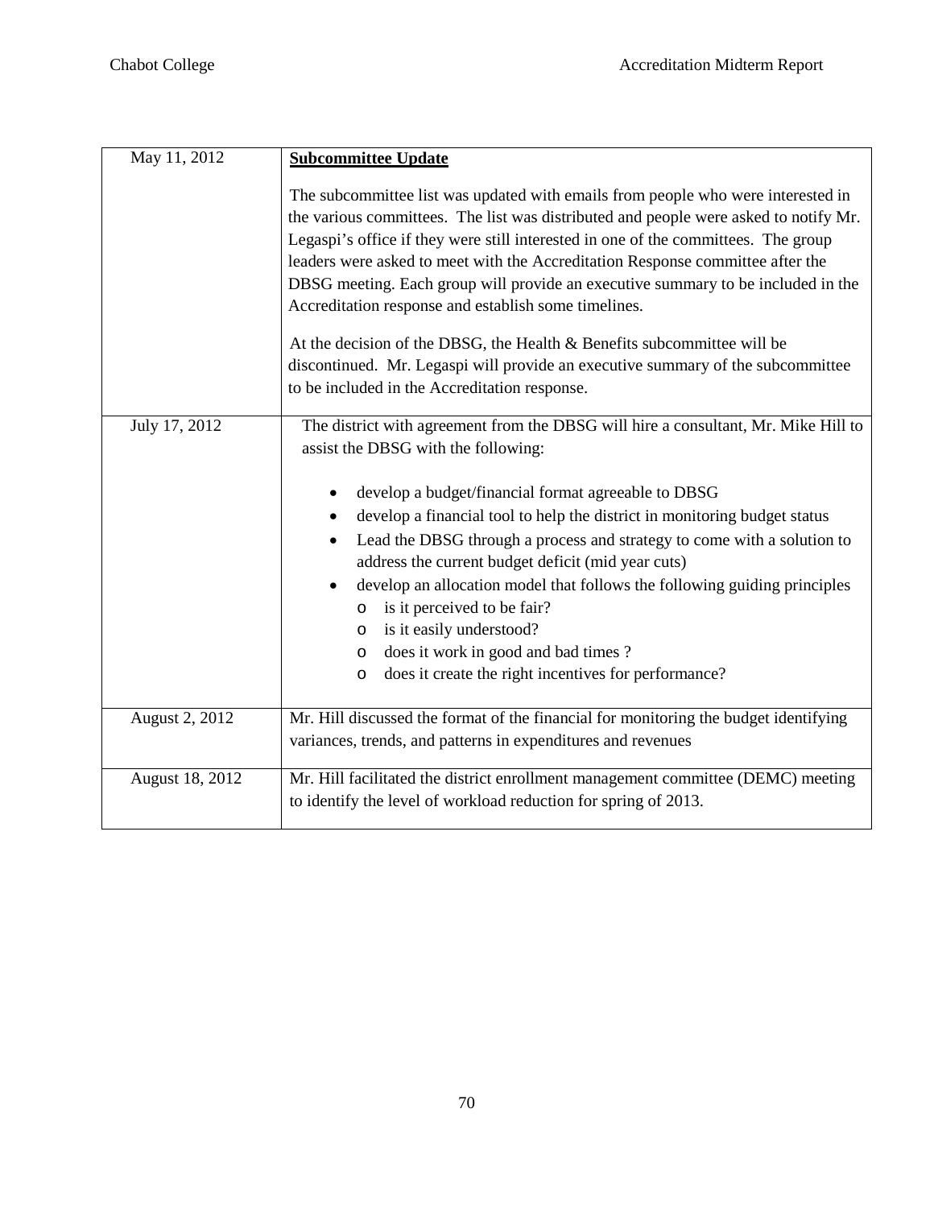| | |
|---|---|
| May 11, 2012 | **<u>Subcommittee Update</u>**<br><br>The subcommittee list was updated with emails from people who were interested in the various committees. The list was distributed and people were asked to notify Mr. Legaspi's office if they were still interested in one of the committees. The group leaders were asked to meet with the Accreditation Response committee after the DBSG meeting. Each group will provide an executive summary to be included in the Accreditation response and establish some timelines.<br><br>At the decision of the DBSG, the Health & Benefits subcommittee will be discontinued. Mr. Legaspi will provide an executive summary of the subcommittee to be included in the Accreditation response. |
| July 17, 2012 | The district with agreement from the DBSG will hire a consultant, Mr. Mike Hill to assist the DBSG with the following:<br><br>• develop a budget/financial format agreeable to DBSG<br>• develop a financial tool to help the district in monitoring budget status<br>• Lead the DBSG through a process and strategy to come with a solution to address the current budget deficit (mid year cuts)<br>• develop an allocation model that follows the following guiding principles<br>&nbsp;&nbsp;&nbsp;&nbsp;o is it perceived to be fair?<br>&nbsp;&nbsp;&nbsp;&nbsp;o is it easily understood?<br>&nbsp;&nbsp;&nbsp;&nbsp;o does it work in good and bad times ?<br>&nbsp;&nbsp;&nbsp;&nbsp;o does it create the right incentives for performance? |
| August 2, 2012 | Mr. Hill discussed the format of the financial for monitoring the budget identifying variances, trends, and patterns in expenditures and revenues |
| August 18, 2012 | Mr. Hill facilitated the district enrollment management committee (DEMC) meeting to identify the level of workload reduction for spring of 2013. |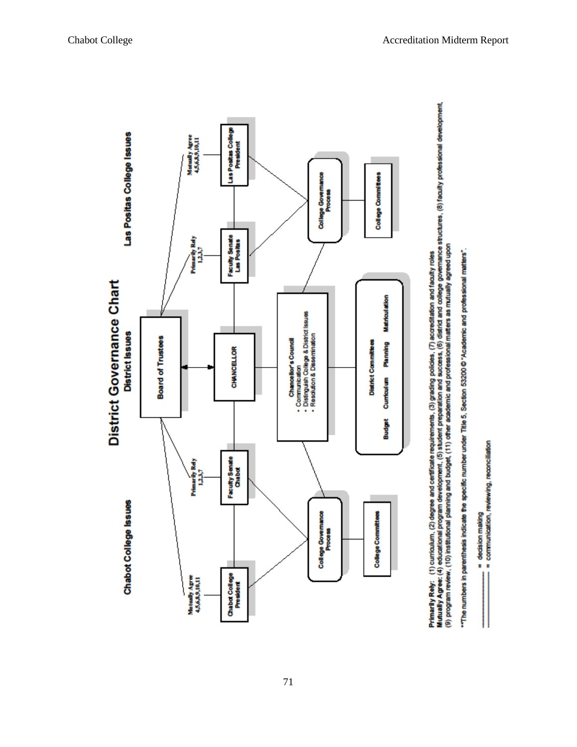# District Governance Chart

Chabot College Issues

District Issues

Las Positas College Issues

Board of Trustees

CHANCELLOR

Mutually Agree 4,5,6,8,9,10,11

Primarily Rely 1,2,3,7

Primarily Rely 1,2,3,7

Mutually Agree 4,5,6,8,9,10,11

Chabot College President

Faculty Senate Chabot

Faculty Senate Las Positas

Las Positas College President

Chancellor's Council
- Communication
- Distinguish College & District Issues
- Resolution & Dissemination

College Governance Process

College Governance Process

College Committees

College Committees

District Committees

Budget Curriculum Planning Matriculation

**Primarily Rely:** (1) curriculum, (2) degree and certificate requirements, (3) grading policies, (7) accreditation and faculty roles
**Mutually Agree:** (4) educational program development, (5) student preparation and success, (6) district and college governance structures, (8) faculty professional development, (9) program review, (10) institutional planning and budget, (11) other academic and professional matters as mutually agreed upon

**The numbers in parenthesis indicate the specific number under Title 5, Section 53200 © "Academic and professional matters".

= decision making

= communication, reviewing, reconciliation